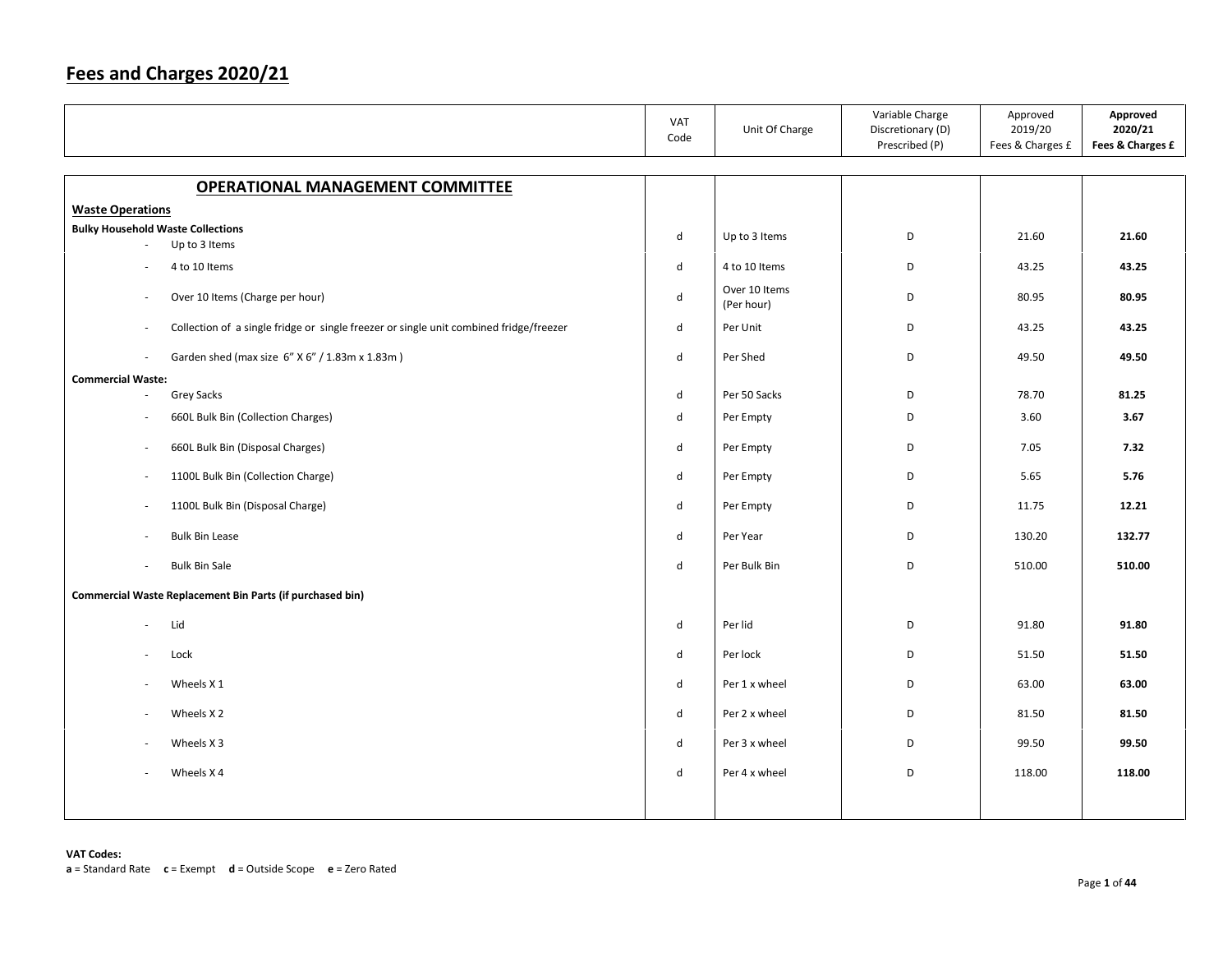# Fees and Charges 2020/21

| | VAT Code | Unit Of Charge | Variable Charge Discretionary (D) Prescribed (P) | Approved 2019/20 Fees & Charges £ | **Approved 2020/21 Fees & Charges £** |
|---|---|---|---|---|---|
| **OPERATIONAL MANAGEMENT COMMITTEE** | | | | | |
| **Waste Operations** | | | | | |
| **Bulky Household Waste Collections** | | | | | |
| - Up to 3 Items | d | Up to 3 Items | D | 21.60 | **21.60** |
| - 4 to 10 Items | d | 4 to 10 Items | D | 43.25 | **43.25** |
| - Over 10 Items (Charge per hour) | d | Over 10 Items (Per hour) | D | 80.95 | **80.95** |
| - Collection of a single fridge or single freezer or single unit combined fridge/freezer | d | Per Unit | D | 43.25 | **43.25** |
| - Garden shed (max size 6" X 6" / 1.83m x 1.83m ) | d | Per Shed | D | 49.50 | **49.50** |
| **Commercial Waste:** | | | | | |
| - Grey Sacks | d | Per 50 Sacks | D | 78.70 | **81.25** |
| - 660L Bulk Bin (Collection Charges) | d | Per Empty | D | 3.60 | **3.67** |
| - 660L Bulk Bin (Disposal Charges) | d | Per Empty | D | 7.05 | **7.32** |
| - 1100L Bulk Bin (Collection Charge) | d | Per Empty | D | 5.65 | **5.76** |
| - 1100L Bulk Bin (Disposal Charge) | d | Per Empty | D | 11.75 | **12.21** |
| - Bulk Bin Lease | d | Per Year | D | 130.20 | **132.77** |
| - Bulk Bin Sale | d | Per Bulk Bin | D | 510.00 | **510.00** |
| **Commercial Waste Replacement Bin Parts (if purchased bin)** | | | | | |
| - Lid | d | Per lid | D | 91.80 | **91.80** |
| - Lock | d | Per lock | D | 51.50 | **51.50** |
| - Wheels X 1 | d | Per 1 x wheel | D | 63.00 | **63.00** |
| - Wheels X 2 | d | Per 2 x wheel | D | 81.50 | **81.50** |
| - Wheels X 3 | d | Per 3 x wheel | D | 99.50 | **99.50** |
| - Wheels X 4 | d | Per 4 x wheel | D | 118.00 | **118.00** |

**VAT Codes:**
**a** = Standard Rate **c** = Exempt **d** = Outside Scope **e** = Zero Rated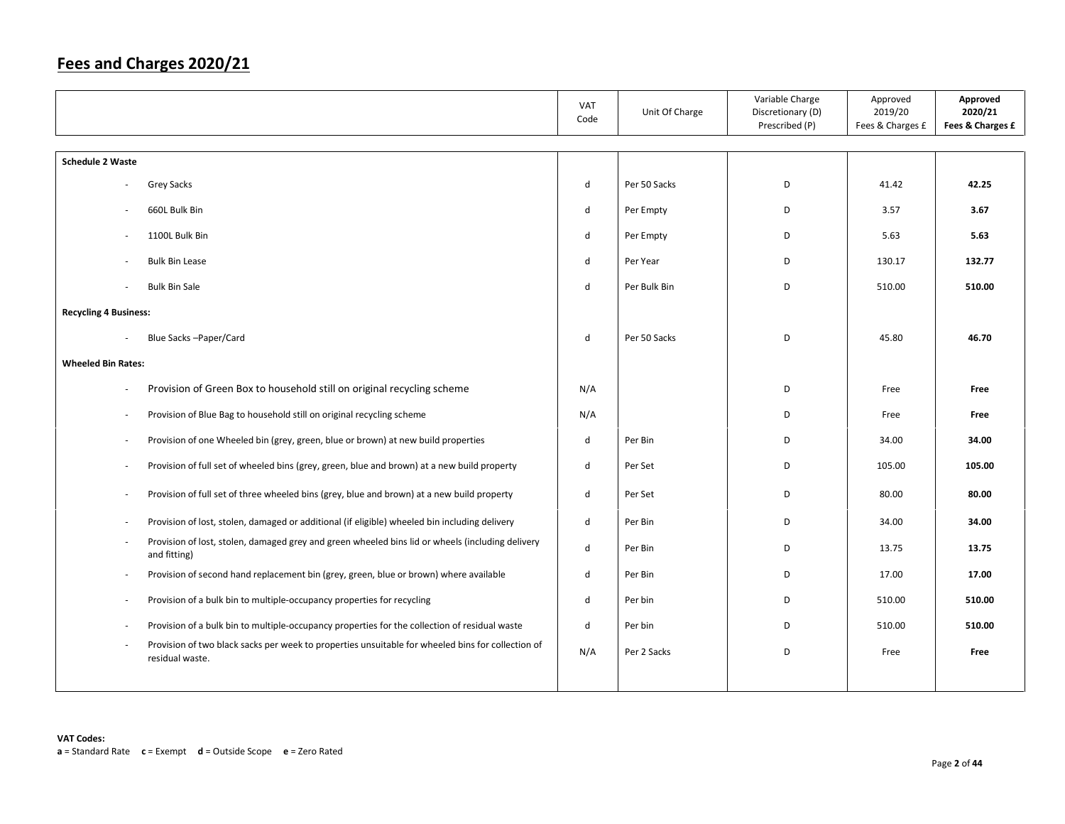# Fees and Charges 2020/21

| | VAT Code | Unit Of Charge | Variable Charge Discretionary (D) Prescribed (P) | Approved 2019/20 Fees & Charges £ | **Approved 2020/21 Fees & Charges £** |
|---|---|---|---|---|---|
| **Schedule 2 Waste** | | | | | |
| - Grey Sacks | d | Per 50 Sacks | D | 41.42 | **42.25** |
| - 660L Bulk Bin | d | Per Empty | D | 3.57 | **3.67** |
| - 1100L Bulk Bin | d | Per Empty | D | 5.63 | **5.63** |
| - Bulk Bin Lease | d | Per Year | D | 130.17 | **132.77** |
| - Bulk Bin Sale | d | Per Bulk Bin | D | 510.00 | **510.00** |
| **Recycling 4 Business:** | | | | | |
| - Blue Sacks –Paper/Card | d | Per 50 Sacks | D | 45.80 | **46.70** |
| **Wheeled Bin Rates:** | | | | | |
| - Provision of Green Box to household still on original recycling scheme | N/A | | D | Free | **Free** |
| - Provision of Blue Bag to household still on original recycling scheme | N/A | | D | Free | **Free** |
| - Provision of one Wheeled bin (grey, green, blue or brown) at new build properties | d | Per Bin | D | 34.00 | **34.00** |
| - Provision of full set of wheeled bins (grey, green, blue and brown) at a new build property | d | Per Set | D | 105.00 | **105.00** |
| - Provision of full set of three wheeled bins (grey, blue and brown) at a new build property | d | Per Set | D | 80.00 | **80.00** |
| - Provision of lost, stolen, damaged or additional (if eligible) wheeled bin including delivery | d | Per Bin | D | 34.00 | **34.00** |
| - Provision of lost, stolen, damaged grey and green wheeled bins lid or wheels (including delivery and fitting) | d | Per Bin | D | 13.75 | **13.75** |
| - Provision of second hand replacement bin (grey, green, blue or brown) where available | d | Per Bin | D | 17.00 | **17.00** |
| - Provision of a bulk bin to multiple-occupancy properties for recycling | d | Per bin | D | 510.00 | **510.00** |
| - Provision of a bulk bin to multiple-occupancy properties for the collection of residual waste | d | Per bin | D | 510.00 | **510.00** |
| - Provision of two black sacks per week to properties unsuitable for wheeled bins for collection of residual waste. | N/A | Per 2 Sacks | D | Free | **Free** |

**VAT Codes:**
**a** = Standard Rate **c** = Exempt **d** = Outside Scope **e** = Zero Rated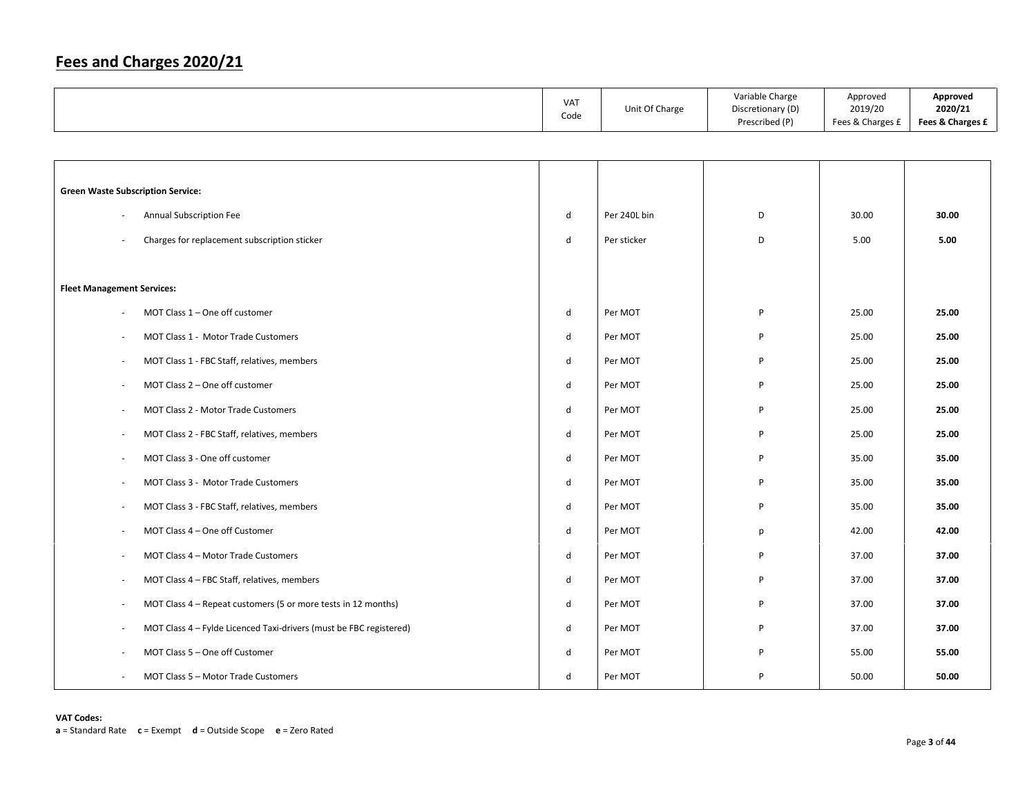# Fees and Charges 2020/21

| | VAT Code | Unit Of Charge | Variable Charge Discretionary (D) Prescribed (P) | Approved 2019/20 Fees & Charges £ | **Approved 2020/21 Fees & Charges £** |
|---|---|---|---|---|---|
| **Green Waste Subscription Service:** | | | | | |
| - Annual Subscription Fee | d | Per 240L bin | D | 30.00 | **30.00** |
| - Charges for replacement subscription sticker | d | Per sticker | D | 5.00 | **5.00** |
| **Fleet Management Services:** | | | | | |
| - MOT Class 1 – One off customer | d | Per MOT | P | 25.00 | **25.00** |
| - MOT Class 1 - Motor Trade Customers | d | Per MOT | P | 25.00 | **25.00** |
| - MOT Class 1 - FBC Staff, relatives, members | d | Per MOT | P | 25.00 | **25.00** |
| - MOT Class 2 – One off customer | d | Per MOT | P | 25.00 | **25.00** |
| - MOT Class 2 - Motor Trade Customers | d | Per MOT | P | 25.00 | **25.00** |
| - MOT Class 2 - FBC Staff, relatives, members | d | Per MOT | P | 25.00 | **25.00** |
| - MOT Class 3 - One off customer | d | Per MOT | P | 35.00 | **35.00** |
| - MOT Class 3 - Motor Trade Customers | d | Per MOT | P | 35.00 | **35.00** |
| - MOT Class 3 - FBC Staff, relatives, members | d | Per MOT | P | 35.00 | **35.00** |
| - MOT Class 4 – One off Customer | d | Per MOT | p | 42.00 | **42.00** |
| - MOT Class 4 – Motor Trade Customers | d | Per MOT | P | 37.00 | **37.00** |
| - MOT Class 4 – FBC Staff, relatives, members | d | Per MOT | P | 37.00 | **37.00** |
| - MOT Class 4 – Repeat customers (5 or more tests in 12 months) | d | Per MOT | P | 37.00 | **37.00** |
| - MOT Class 4 – Fylde Licenced Taxi-drivers (must be FBC registered) | d | Per MOT | P | 37.00 | **37.00** |
| - MOT Class 5 – One off Customer | d | Per MOT | P | 55.00 | **55.00** |
| - MOT Class 5 – Motor Trade Customers | d | Per MOT | P | 50.00 | **50.00** |

**VAT Codes:**
**a** = Standard Rate **c** = Exempt **d** = Outside Scope **e** = Zero Rated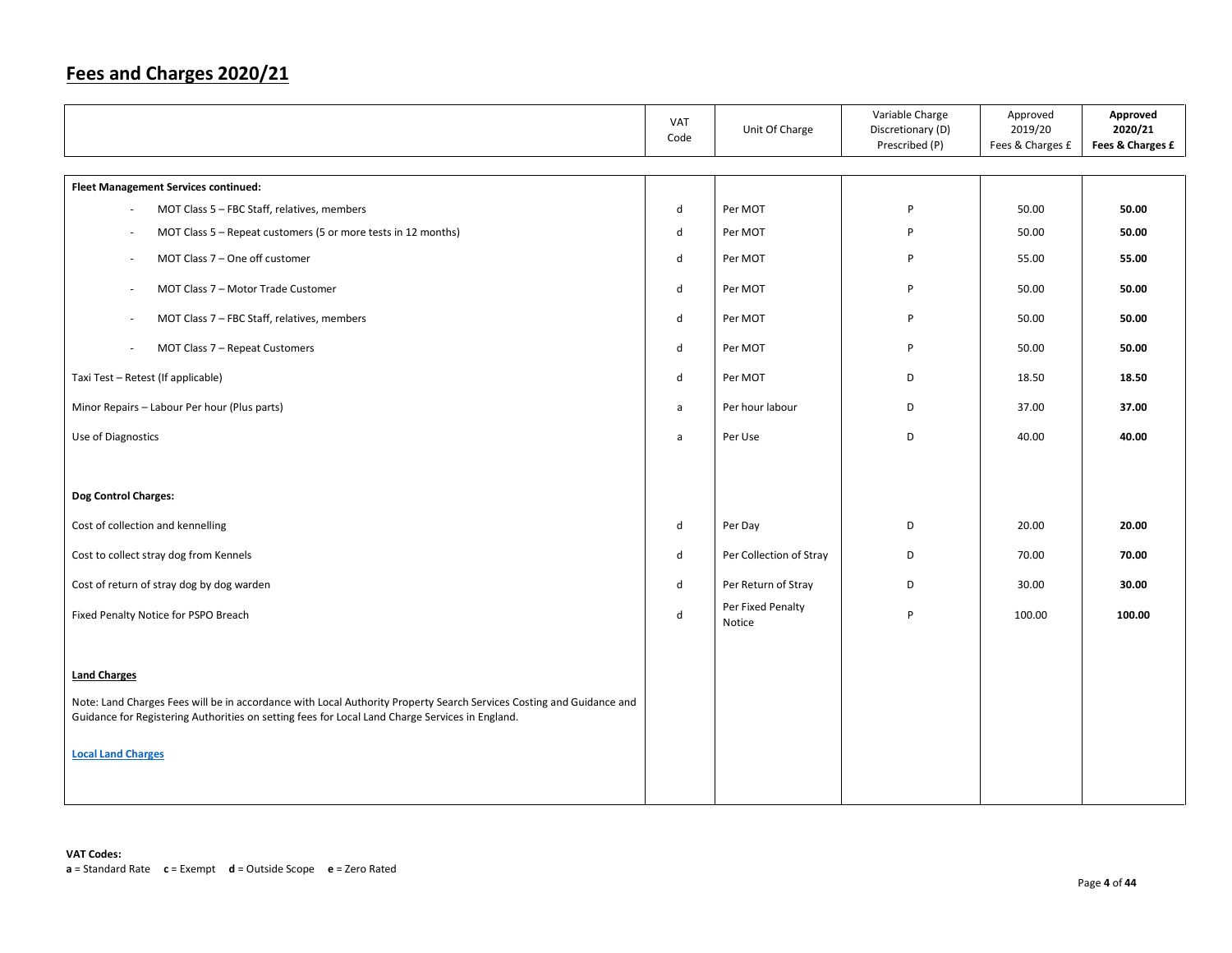# Fees and Charges 2020/21

| | VAT Code | Unit Of Charge | Variable Charge Discretionary (D) Prescribed (P) | Approved 2019/20 Fees & Charges £ | **Approved 2020/21 Fees & Charges £** |
|---|---|---|---|---|---|
| **Fleet Management Services continued:** | | | | | |
| - MOT Class 5 – FBC Staff, relatives, members | d | Per MOT | P | 50.00 | **50.00** |
| - MOT Class 5 – Repeat customers (5 or more tests in 12 months) | d | Per MOT | P | 50.00 | **50.00** |
| - MOT Class 7 – One off customer | d | Per MOT | P | 55.00 | **55.00** |
| - MOT Class 7 – Motor Trade Customer | d | Per MOT | P | 50.00 | **50.00** |
| - MOT Class 7 – FBC Staff, relatives, members | d | Per MOT | P | 50.00 | **50.00** |
| - MOT Class 7 – Repeat Customers | d | Per MOT | P | 50.00 | **50.00** |
| Taxi Test – Retest (If applicable) | d | Per MOT | D | 18.50 | **18.50** |
| Minor Repairs – Labour Per hour (Plus parts) | a | Per hour labour | D | 37.00 | **37.00** |
| Use of Diagnostics | a | Per Use | D | 40.00 | **40.00** |
| **Dog Control Charges:** | | | | | |
| Cost of collection and kennelling | d | Per Day | D | 20.00 | **20.00** |
| Cost to collect stray dog from Kennels | d | Per Collection of Stray | D | 70.00 | **70.00** |
| Cost of return of stray dog by dog warden | d | Per Return of Stray | D | 30.00 | **30.00** |
| Fixed Penalty Notice for PSPO Breach | d | Per Fixed Penalty Notice | P | 100.00 | **100.00** |
| **Land Charges** | | | | | |
| Note: Land Charges Fees will be in accordance with Local Authority Property Search Services Costing and Guidance and Guidance for Registering Authorities on setting fees for Local Land Charge Services in England. | | | | | |
| **Local Land Charges** | | | | | |

**VAT Codes:**
**a** = Standard Rate **c** = Exempt **d** = Outside Scope **e** = Zero Rated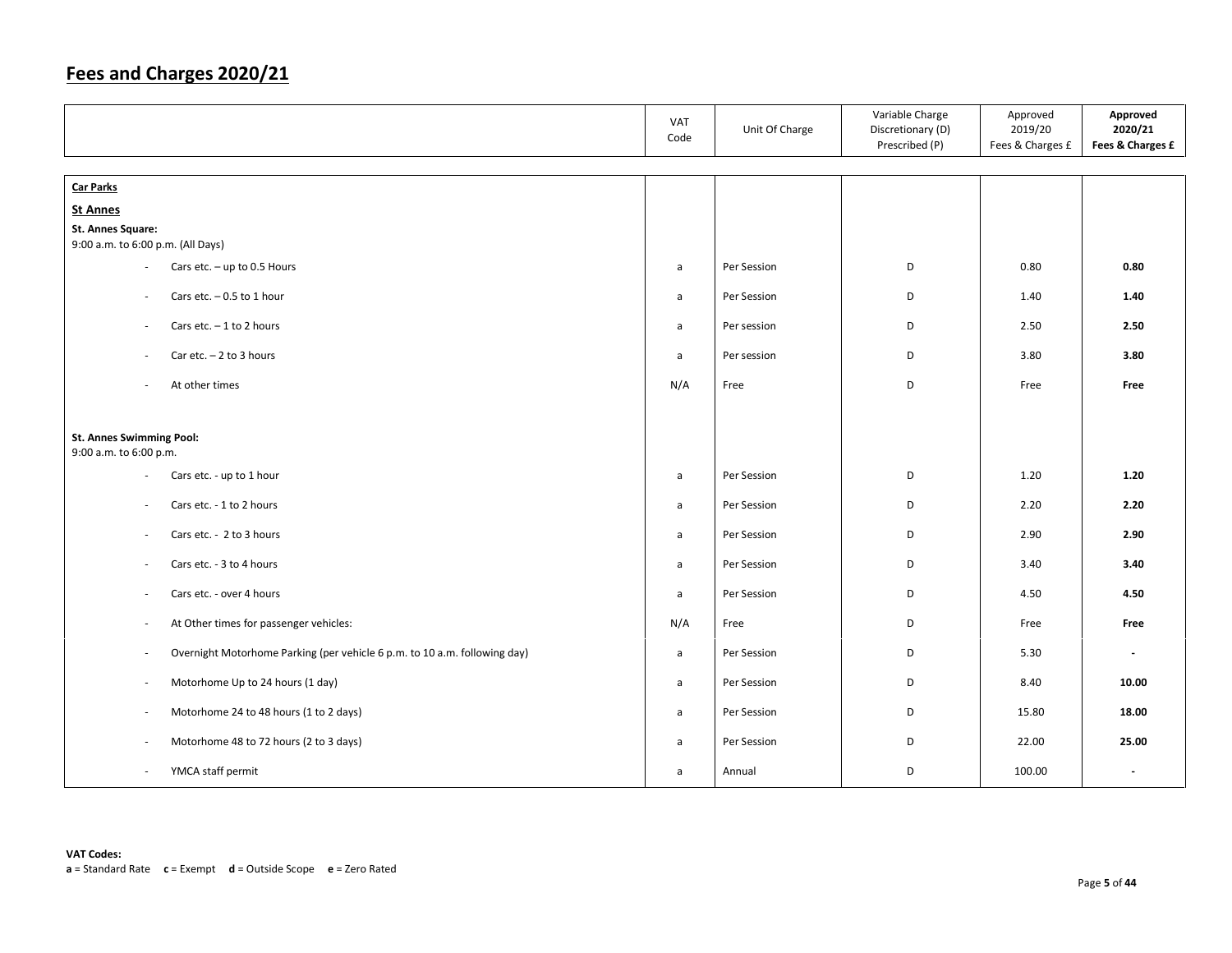# Fees and Charges 2020/21

| | VAT Code | Unit Of Charge | Variable Charge Discretionary (D) Prescribed (P) | Approved 2019/20 Fees & Charges £ | **Approved 2020/21 Fees & Charges £** |
|---|---|---|---|---|---|
| **Car Parks** | | | | | |
| **St Annes** | | | | | |
| **St. Annes Square:** 9:00 a.m. to 6:00 p.m. (All Days) | | | | | |
| - Cars etc. – up to 0.5 Hours | a | Per Session | D | 0.80 | **0.80** |
| - Cars etc. – 0.5 to 1 hour | a | Per Session | D | 1.40 | **1.40** |
| - Cars etc. – 1 to 2 hours | a | Per session | D | 2.50 | **2.50** |
| - Car etc. – 2 to 3 hours | a | Per session | D | 3.80 | **3.80** |
| - At other times | N/A | Free | D | Free | **Free** |
| **St. Annes Swimming Pool:** 9:00 a.m. to 6:00 p.m. | | | | | |
| - Cars etc. - up to 1 hour | a | Per Session | D | 1.20 | **1.20** |
| - Cars etc. - 1 to 2 hours | a | Per Session | D | 2.20 | **2.20** |
| - Cars etc. - 2 to 3 hours | a | Per Session | D | 2.90 | **2.90** |
| - Cars etc. - 3 to 4 hours | a | Per Session | D | 3.40 | **3.40** |
| - Cars etc. - over 4 hours | a | Per Session | D | 4.50 | **4.50** |
| - At Other times for passenger vehicles: | N/A | Free | D | Free | **Free** |
| - Overnight Motorhome Parking (per vehicle 6 p.m. to 10 a.m. following day) | a | Per Session | D | 5.30 | **-** |
| - Motorhome Up to 24 hours (1 day) | a | Per Session | D | 8.40 | **10.00** |
| - Motorhome 24 to 48 hours (1 to 2 days) | a | Per Session | D | 15.80 | **18.00** |
| - Motorhome 48 to 72 hours (2 to 3 days) | a | Per Session | D | 22.00 | **25.00** |
| - YMCA staff permit | a | Annual | D | 100.00 | **-** |

**VAT Codes:**
**a** = Standard Rate **c** = Exempt **d** = Outside Scope **e** = Zero Rated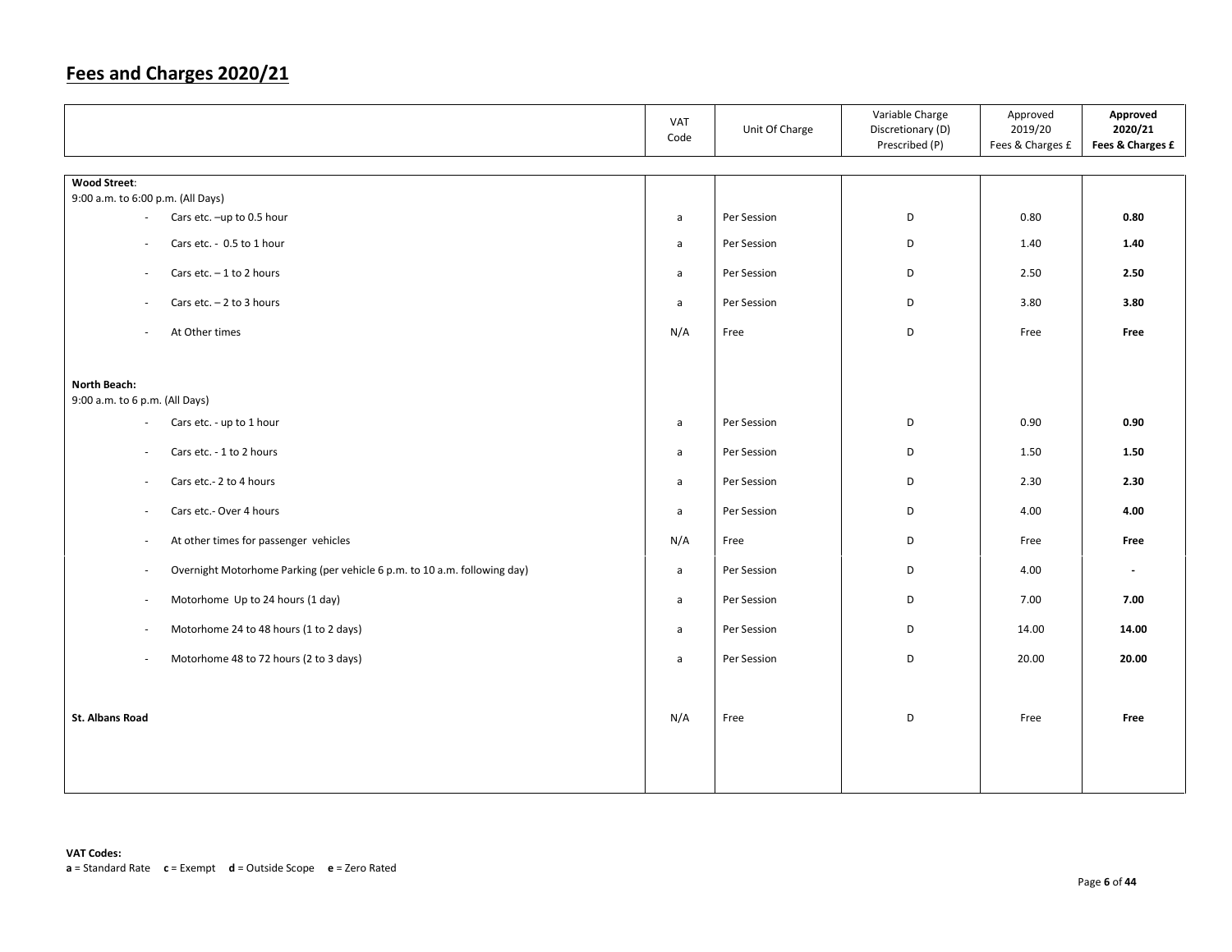## Fees and Charges 2020/21

| | VAT Code | Unit Of Charge | Variable Charge Discretionary (D) Prescribed (P) | Approved 2019/20 Fees & Charges £ | **Approved 2020/21 Fees & Charges £** |
|---|---|---|---|---|---|
| **Wood Street**: | | | | | |
| 9:00 a.m. to 6:00 p.m. (All Days) | | | | | |
| - Cars etc. –up to 0.5 hour | a | Per Session | D | 0.80 | **0.80** |
| - Cars etc. - 0.5 to 1 hour | a | Per Session | D | 1.40 | **1.40** |
| - Cars etc. – 1 to 2 hours | a | Per Session | D | 2.50 | **2.50** |
| - Cars etc. – 2 to 3 hours | a | Per Session | D | 3.80 | **3.80** |
| - At Other times | N/A | Free | D | Free | **Free** |
| **North Beach:** | | | | | |
| 9:00 a.m. to 6 p.m. (All Days) | | | | | |
| - Cars etc. - up to 1 hour | a | Per Session | D | 0.90 | **0.90** |
| - Cars etc. - 1 to 2 hours | a | Per Session | D | 1.50 | **1.50** |
| - Cars etc.- 2 to 4 hours | a | Per Session | D | 2.30 | **2.30** |
| - Cars etc.- Over 4 hours | a | Per Session | D | 4.00 | **4.00** |
| - At other times for passenger vehicles | N/A | Free | D | Free | **Free** |
| - Overnight Motorhome Parking (per vehicle 6 p.m. to 10 a.m. following day) | a | Per Session | D | 4.00 | **-** |
| - Motorhome Up to 24 hours (1 day) | a | Per Session | D | 7.00 | **7.00** |
| - Motorhome 24 to 48 hours (1 to 2 days) | a | Per Session | D | 14.00 | **14.00** |
| - Motorhome 48 to 72 hours (2 to 3 days) | a | Per Session | D | 20.00 | **20.00** |
| **St. Albans Road** | N/A | Free | D | Free | **Free** |

**VAT Codes:**
**a** = Standard Rate **c** = Exempt **d** = Outside Scope **e** = Zero Rated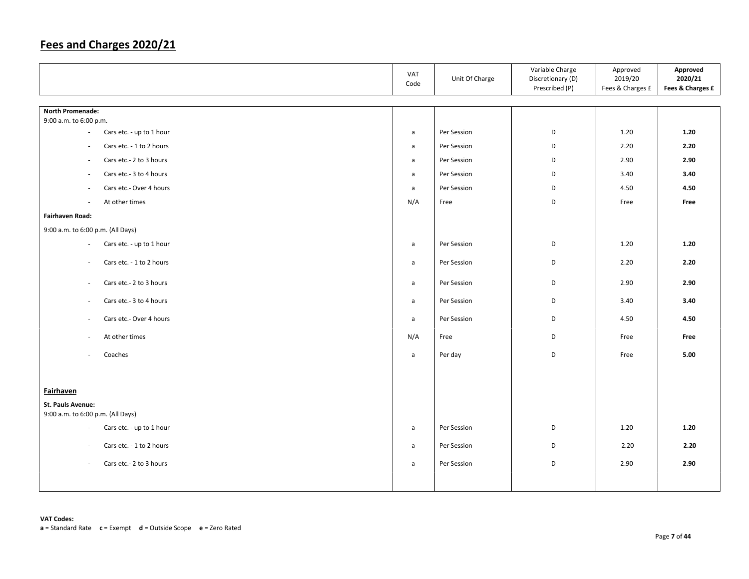# Fees and Charges 2020/21

| | VAT Code | Unit Of Charge | Variable Charge Discretionary (D) Prescribed (P) | Approved 2019/20 Fees & Charges £ | **Approved 2020/21 Fees & Charges £** |
|---|---|---|---|---|---|
| **North Promenade:** | | | | | |
| 9:00 a.m. to 6:00 p.m. | | | | | |
| - Cars etc. - up to 1 hour | a | Per Session | D | 1.20 | **1.20** |
| - Cars etc. - 1 to 2 hours | a | Per Session | D | 2.20 | **2.20** |
| - Cars etc.- 2 to 3 hours | a | Per Session | D | 2.90 | **2.90** |
| - Cars etc.- 3 to 4 hours | a | Per Session | D | 3.40 | **3.40** |
| - Cars etc.- Over 4 hours | a | Per Session | D | 4.50 | **4.50** |
| - At other times | N/A | Free | D | Free | **Free** |
| **Fairhaven Road:** | | | | | |
| 9:00 a.m. to 6:00 p.m. (All Days) | | | | | |
| - Cars etc. - up to 1 hour | a | Per Session | D | 1.20 | **1.20** |
| - Cars etc. - 1 to 2 hours | a | Per Session | D | 2.20 | **2.20** |
| - Cars etc.- 2 to 3 hours | a | Per Session | D | 2.90 | **2.90** |
| - Cars etc.- 3 to 4 hours | a | Per Session | D | 3.40 | **3.40** |
| - Cars etc.- Over 4 hours | a | Per Session | D | 4.50 | **4.50** |
| - At other times | N/A | Free | D | Free | **Free** |
| - Coaches | a | Per day | D | Free | **5.00** |
| **Fairhaven** | | | | | |
| **St. Pauls Avenue:** | | | | | |
| 9:00 a.m. to 6:00 p.m. (All Days) | | | | | |
| - Cars etc. - up to 1 hour | a | Per Session | D | 1.20 | **1.20** |
| - Cars etc. - 1 to 2 hours | a | Per Session | D | 2.20 | **2.20** |
| - Cars etc.- 2 to 3 hours | a | Per Session | D | 2.90 | **2.90** |

**VAT Codes:**
**a** = Standard Rate **c** = Exempt **d** = Outside Scope **e** = Zero Rated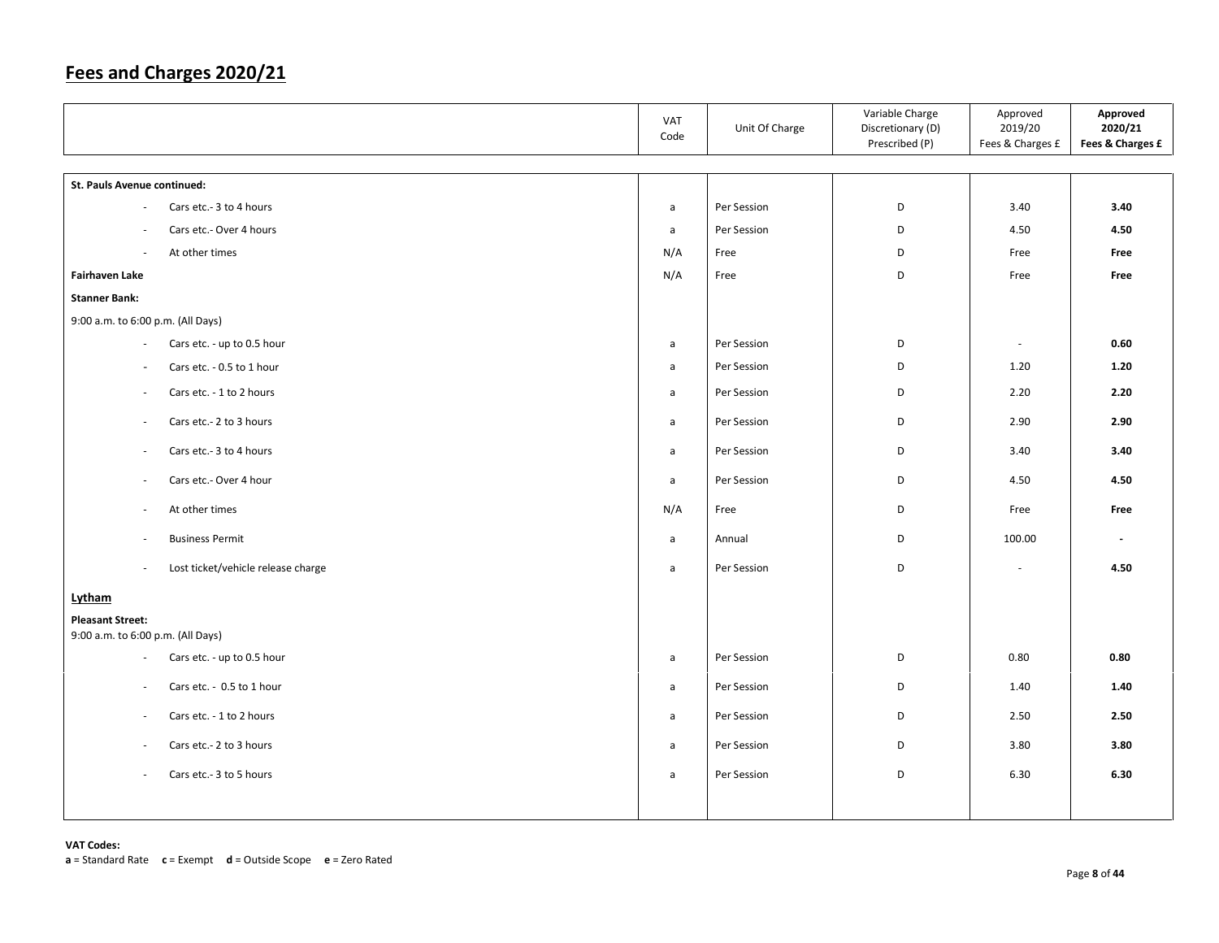# Fees and Charges 2020/21

| | VAT Code | Unit Of Charge | Variable Charge Discretionary (D) Prescribed (P) | Approved 2019/20 Fees & Charges £ | **Approved 2020/21 Fees & Charges £** |
|---|---|---|---|---|---|
| **St. Pauls Avenue continued:** | | | | | |
| - Cars etc.- 3 to 4 hours | a | Per Session | D | 3.40 | **3.40** |
| - Cars etc.- Over 4 hours | a | Per Session | D | 4.50 | **4.50** |
| - At other times | N/A | Free | D | Free | **Free** |
| **Fairhaven Lake** | N/A | Free | D | Free | **Free** |
| **Stanner Bank:** | | | | | |
| 9:00 a.m. to 6:00 p.m. (All Days) | | | | | |
| - Cars etc. - up to 0.5 hour | a | Per Session | D | - | **0.60** |
| - Cars etc. - 0.5 to 1 hour | a | Per Session | D | 1.20 | **1.20** |
| - Cars etc. - 1 to 2 hours | a | Per Session | D | 2.20 | **2.20** |
| - Cars etc.- 2 to 3 hours | a | Per Session | D | 2.90 | **2.90** |
| - Cars etc.- 3 to 4 hours | a | Per Session | D | 3.40 | **3.40** |
| - Cars etc.- Over 4 hour | a | Per Session | D | 4.50 | **4.50** |
| - At other times | N/A | Free | D | Free | **Free** |
| - Business Permit | a | Annual | D | 100.00 | **-** |
| - Lost ticket/vehicle release charge | a | Per Session | D | - | **4.50** |
| **Lytham** | | | | | |
| **Pleasant Street:** 9:00 a.m. to 6:00 p.m. (All Days) | | | | | |
| - Cars etc. - up to 0.5 hour | a | Per Session | D | 0.80 | **0.80** |
| - Cars etc. - 0.5 to 1 hour | a | Per Session | D | 1.40 | **1.40** |
| - Cars etc. - 1 to 2 hours | a | Per Session | D | 2.50 | **2.50** |
| - Cars etc.- 2 to 3 hours | a | Per Session | D | 3.80 | **3.80** |
| - Cars etc.- 3 to 5 hours | a | Per Session | D | 6.30 | **6.30** |

**VAT Codes:**
**a** = Standard Rate **c** = Exempt **d** = Outside Scope **e** = Zero Rated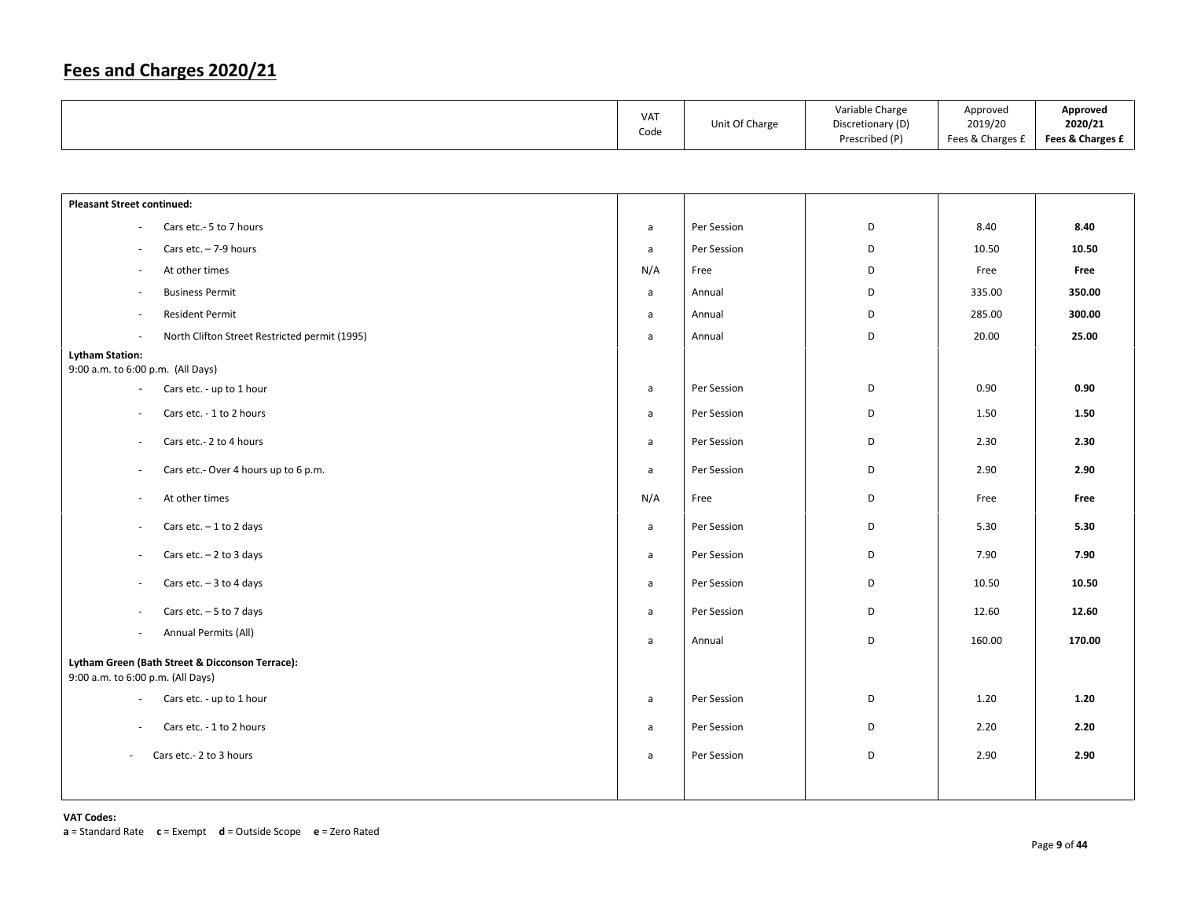# Fees and Charges 2020/21

| | VAT Code | Unit Of Charge | Variable Charge Discretionary (D) Prescribed (P) | Approved 2019/20 Fees & Charges £ | **Approved 2020/21 Fees & Charges £** |
|---|---|---|---|---|---|
| **Pleasant Street continued:** | | | | | |
| - Cars etc.- 5 to 7 hours | a | Per Session | D | 8.40 | **8.40** |
| - Cars etc. – 7-9 hours | a | Per Session | D | 10.50 | **10.50** |
| - At other times | N/A | Free | D | Free | **Free** |
| - Business Permit | a | Annual | D | 335.00 | **350.00** |
| - Resident Permit | a | Annual | D | 285.00 | **300.00** |
| - North Clifton Street Restricted permit (1995) | a | Annual | D | 20.00 | **25.00** |
| **Lytham Station:** 9:00 a.m. to 6:00 p.m. (All Days) | | | | | |
| - Cars etc. - up to 1 hour | a | Per Session | D | 0.90 | **0.90** |
| - Cars etc. - 1 to 2 hours | a | Per Session | D | 1.50 | **1.50** |
| - Cars etc.- 2 to 4 hours | a | Per Session | D | 2.30 | **2.30** |
| - Cars etc.- Over 4 hours up to 6 p.m. | a | Per Session | D | 2.90 | **2.90** |
| - At other times | N/A | Free | D | Free | **Free** |
| - Cars etc. – 1 to 2 days | a | Per Session | D | 5.30 | **5.30** |
| - Cars etc. – 2 to 3 days | a | Per Session | D | 7.90 | **7.90** |
| - Cars etc. – 3 to 4 days | a | Per Session | D | 10.50 | **10.50** |
| - Cars etc. – 5 to 7 days | a | Per Session | D | 12.60 | **12.60** |
| - Annual Permits (All) | a | Annual | D | 160.00 | **170.00** |
| **Lytham Green (Bath Street & Dicconson Terrace):** 9:00 a.m. to 6:00 p.m. (All Days) | | | | | |
| - Cars etc. - up to 1 hour | a | Per Session | D | 1.20 | **1.20** |
| - Cars etc. - 1 to 2 hours | a | Per Session | D | 2.20 | **2.20** |
| - Cars etc.- 2 to 3 hours | a | Per Session | D | 2.90 | **2.90** |

**VAT Codes:**
**a** = Standard Rate **c** = Exempt **d** = Outside Scope **e** = Zero Rated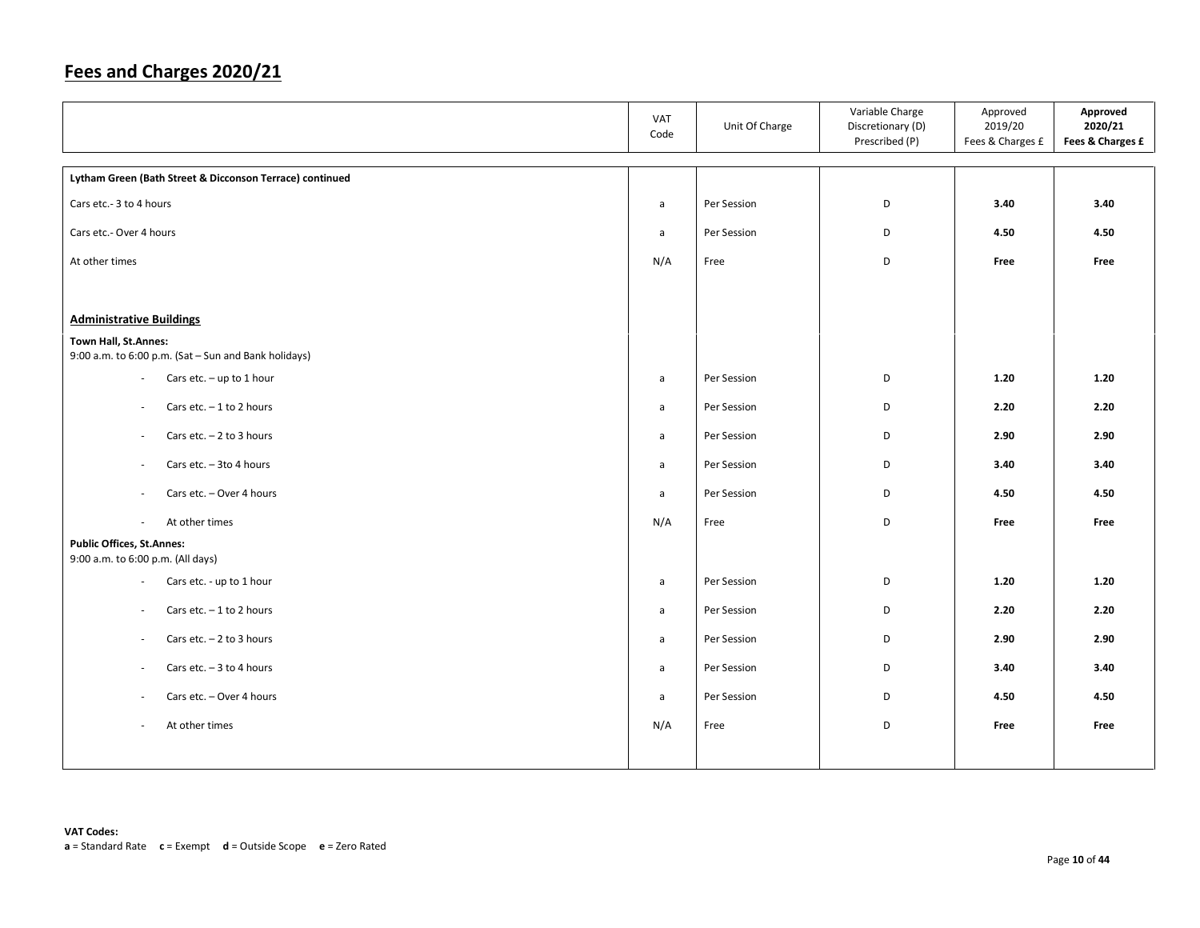# Fees and Charges 2020/21

| | VAT Code | Unit Of Charge | Variable Charge Discretionary (D) Prescribed (P) | Approved 2019/20 Fees & Charges £ | **Approved 2020/21 Fees & Charges £** |
|---|---|---|---|---|---|
| **Lytham Green (Bath Street & Dicconson Terrace) continued** | | | | | |
| Cars etc.- 3 to 4 hours | a | Per Session | D | **3.40** | **3.40** |
| Cars etc.- Over 4 hours | a | Per Session | D | **4.50** | **4.50** |
| At other times | N/A | Free | D | **Free** | **Free** |
| **Administrative Buildings** | | | | | |
| **Town Hall, St.Annes:** 9:00 a.m. to 6:00 p.m. (Sat – Sun and Bank holidays) | | | | | |
| - Cars etc. – up to 1 hour | a | Per Session | D | **1.20** | **1.20** |
| - Cars etc. – 1 to 2 hours | a | Per Session | D | **2.20** | **2.20** |
| - Cars etc. – 2 to 3 hours | a | Per Session | D | **2.90** | **2.90** |
| - Cars etc. – 3to 4 hours | a | Per Session | D | **3.40** | **3.40** |
| - Cars etc. – Over 4 hours | a | Per Session | D | **4.50** | **4.50** |
| - At other times | N/A | Free | D | **Free** | **Free** |
| **Public Offices, St.Annes:** 9:00 a.m. to 6:00 p.m. (All days) | | | | | |
| - Cars etc. - up to 1 hour | a | Per Session | D | **1.20** | **1.20** |
| - Cars etc. – 1 to 2 hours | a | Per Session | D | **2.20** | **2.20** |
| - Cars etc. – 2 to 3 hours | a | Per Session | D | **2.90** | **2.90** |
| - Cars etc. – 3 to 4 hours | a | Per Session | D | **3.40** | **3.40** |
| - Cars etc. – Over 4 hours | a | Per Session | D | **4.50** | **4.50** |
| - At other times | N/A | Free | D | **Free** | **Free** |

**VAT Codes:**
**a** = Standard Rate **c** = Exempt **d** = Outside Scope **e** = Zero Rated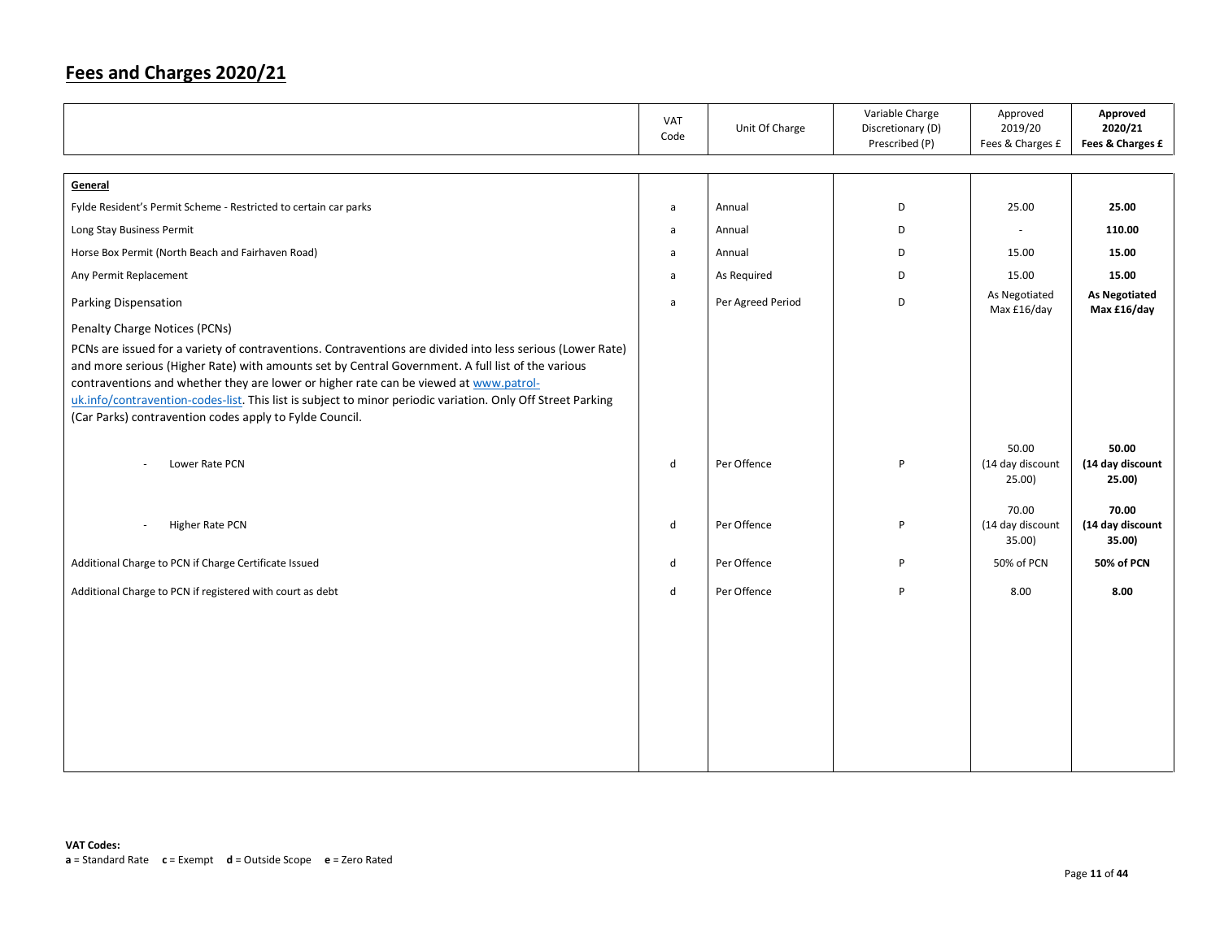# Fees and Charges 2020/21

| | VAT Code | Unit Of Charge | Variable Charge Discretionary (D) Prescribed (P) | Approved 2019/20 Fees & Charges £ | **Approved 2020/21 Fees & Charges £** |
|---|---|---|---|---|---|
| **General** | | | | | |
| Fylde Resident's Permit Scheme - Restricted to certain car parks | a | Annual | D | 25.00 | **25.00** |
| Long Stay Business Permit | a | Annual | D | - | **110.00** |
| Horse Box Permit (North Beach and Fairhaven Road) | a | Annual | D | 15.00 | **15.00** |
| Any Permit Replacement | a | As Required | D | 15.00 | **15.00** |
| Parking Dispensation | a | Per Agreed Period | D | As Negotiated Max £16/day | **As Negotiated Max £16/day** |
| Penalty Charge Notices (PCNs)<br>PCNs are issued for a variety of contraventions. Contraventions are divided into less serious (Lower Rate) and more serious (Higher Rate) with amounts set by Central Government. A full list of the various contraventions and whether they are lower or higher rate can be viewed at [www.patrol-uk.info/contravention-codes-list](www.patrol-uk.info/contravention-codes-list). This list is subject to minor periodic variation. Only Off Street Parking (Car Parks) contravention codes apply to Fylde Council. | | | | | |
| - Lower Rate PCN | d | Per Offence | P | 50.00 (14 day discount 25.00) | **50.00 (14 day discount 25.00)** |
| - Higher Rate PCN | d | Per Offence | P | 70.00 (14 day discount 35.00) | **70.00 (14 day discount 35.00)** |
| Additional Charge to PCN if Charge Certificate Issued | d | Per Offence | P | 50% of PCN | **50% of PCN** |
| Additional Charge to PCN if registered with court as debt | d | Per Offence | P | 8.00 | **8.00** |

**VAT Codes:**
**a** = Standard Rate **c** = Exempt **d** = Outside Scope **e** = Zero Rated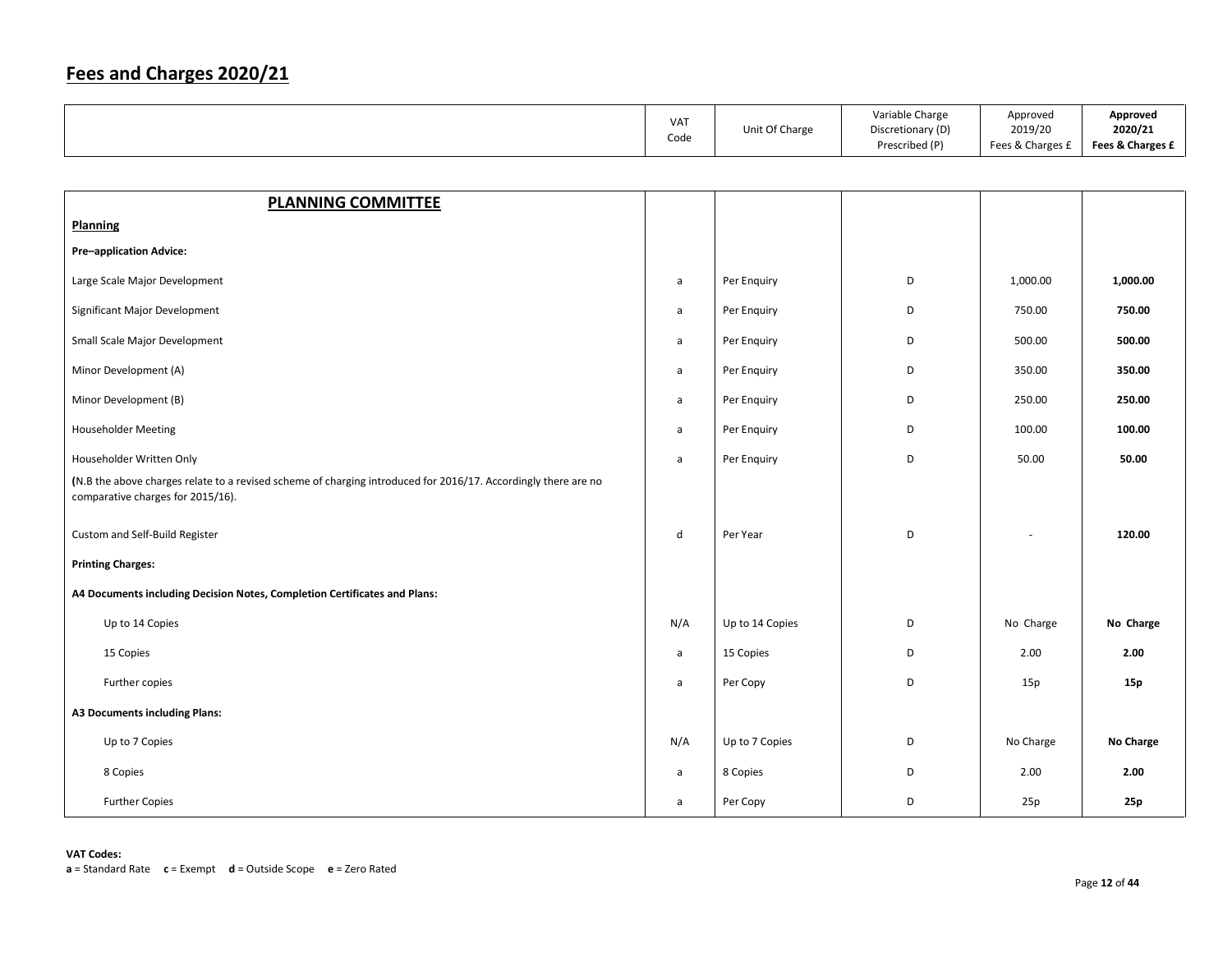# Fees and Charges 2020/21

| | VAT Code | Unit Of Charge | Variable Charge Discretionary (D) Prescribed (P) | Approved 2019/20 Fees & Charges £ | **Approved 2020/21 Fees & Charges £** |
|---|---|---|---|---|---|
| **PLANNING COMMITTEE** | | | | | |
| **Planning** | | | | | |
| **Pre–application Advice:** | | | | | |
| Large Scale Major Development | a | Per Enquiry | D | 1,000.00 | **1,000.00** |
| Significant Major Development | a | Per Enquiry | D | 750.00 | **750.00** |
| Small Scale Major Development | a | Per Enquiry | D | 500.00 | **500.00** |
| Minor Development (A) | a | Per Enquiry | D | 350.00 | **350.00** |
| Minor Development (B) | a | Per Enquiry | D | 250.00 | **250.00** |
| Householder Meeting | a | Per Enquiry | D | 100.00 | **100.00** |
| Householder Written Only | a | Per Enquiry | D | 50.00 | **50.00** |
| **(**N.B the above charges relate to a revised scheme of charging introduced for 2016/17. Accordingly there are no comparative charges for 2015/16). | | | | | |
| Custom and Self-Build Register | d | Per Year | D | - | **120.00** |
| **Printing Charges:** | | | | | |
| **A4 Documents including Decision Notes, Completion Certificates and Plans:** | | | | | |
| Up to 14 Copies | N/A | Up to 14 Copies | D | No Charge | **No Charge** |
| 15 Copies | a | 15 Copies | D | 2.00 | **2.00** |
| Further copies | a | Per Copy | D | 15p | **15p** |
| **A3 Documents including Plans:** | | | | | |
| Up to 7 Copies | N/A | Up to 7 Copies | D | No Charge | **No Charge** |
| 8 Copies | a | 8 Copies | D | 2.00 | **2.00** |
| Further Copies | a | Per Copy | D | 25p | **25p** |

**VAT Codes:**
**a** = Standard Rate **c** = Exempt **d** = Outside Scope **e** = Zero Rated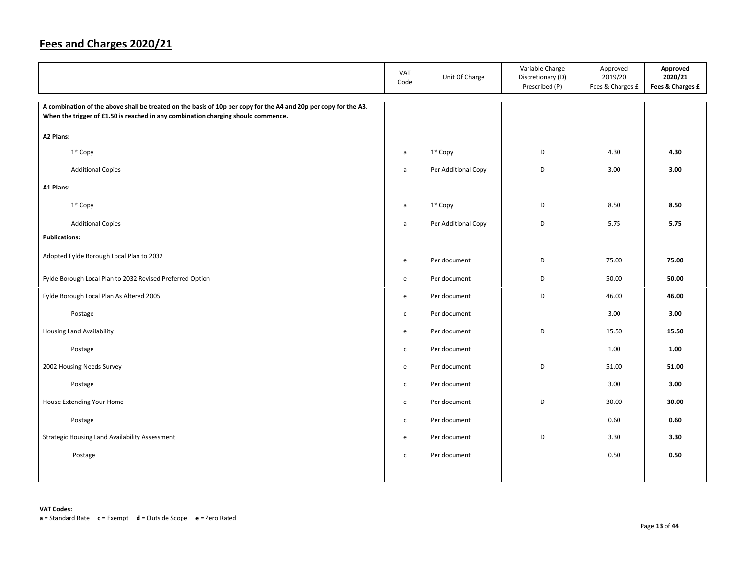## Fees and Charges 2020/21

| | VAT Code | Unit Of Charge | Variable Charge Discretionary (D) Prescribed (P) | Approved 2019/20 Fees & Charges £ | **Approved 2020/21 Fees & Charges £** |
|---|---|---|---|---|---|
| **A combination of the above shall be treated on the basis of 10p per copy for the A4 and 20p per copy for the A3. When the trigger of £1.50 is reached in any combination charging should commence.** | | | | | |
| **A2 Plans:** | | | | | |
| 1st Copy | a | 1st Copy | D | 4.30 | **4.30** |
| Additional Copies | a | Per Additional Copy | D | 3.00 | **3.00** |
| **A1 Plans:** | | | | | |
| 1st Copy | a | 1st Copy | D | 8.50 | **8.50** |
| Additional Copies | a | Per Additional Copy | D | 5.75 | **5.75** |
| **Publications:** | | | | | |
| Adopted Fylde Borough Local Plan to 2032 | e | Per document | D | 75.00 | **75.00** |
| Fylde Borough Local Plan to 2032 Revised Preferred Option | e | Per document | D | 50.00 | **50.00** |
| Fylde Borough Local Plan As Altered 2005 | e | Per document | D | 46.00 | **46.00** |
| Postage | c | Per document | | 3.00 | **3.00** |
| Housing Land Availability | e | Per document | D | 15.50 | **15.50** |
| Postage | c | Per document | | 1.00 | **1.00** |
| 2002 Housing Needs Survey | e | Per document | D | 51.00 | **51.00** |
| Postage | c | Per document | | 3.00 | **3.00** |
| House Extending Your Home | e | Per document | D | 30.00 | **30.00** |
| Postage | c | Per document | | 0.60 | **0.60** |
| Strategic Housing Land Availability Assessment | e | Per document | D | 3.30 | **3.30** |
| Postage | c | Per document | | 0.50 | **0.50** |

**VAT Codes:**
**a** = Standard Rate **c** = Exempt **d** = Outside Scope **e** = Zero Rated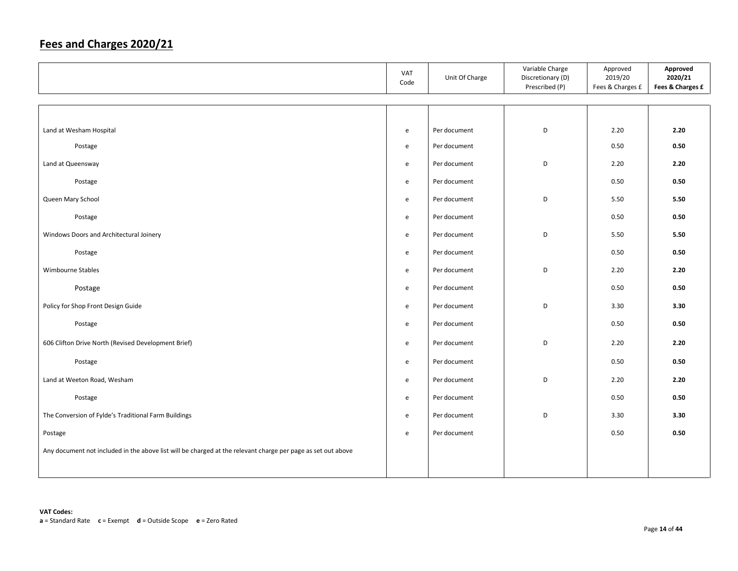## Fees and Charges 2020/21

| | VAT Code | Unit Of Charge | Variable Charge Discretionary (D) Prescribed (P) | Approved 2019/20 Fees & Charges £ | **Approved 2020/21 Fees & Charges £** |
|---|---|---|---|---|---|
| Land at Wesham Hospital | e | Per document | D | 2.20 | **2.20** |
| Postage | e | Per document | | 0.50 | **0.50** |
| Land at Queensway | e | Per document | D | 2.20 | **2.20** |
| Postage | e | Per document | | 0.50 | **0.50** |
| Queen Mary School | e | Per document | D | 5.50 | **5.50** |
| Postage | e | Per document | | 0.50 | **0.50** |
| Windows Doors and Architectural Joinery | e | Per document | D | 5.50 | **5.50** |
| Postage | e | Per document | | 0.50 | **0.50** |
| Wimbourne Stables | e | Per document | D | 2.20 | **2.20** |
| Postage | e | Per document | | 0.50 | **0.50** |
| Policy for Shop Front Design Guide | e | Per document | D | 3.30 | **3.30** |
| Postage | e | Per document | | 0.50 | **0.50** |
| 606 Clifton Drive North (Revised Development Brief) | e | Per document | D | 2.20 | **2.20** |
| Postage | e | Per document | | 0.50 | **0.50** |
| Land at Weeton Road, Wesham | e | Per document | D | 2.20 | **2.20** |
| Postage | e | Per document | | 0.50 | **0.50** |
| The Conversion of Fylde's Traditional Farm Buildings | e | Per document | D | 3.30 | **3.30** |
| Postage | e | Per document | | 0.50 | **0.50** |
| Any document not included in the above list will be charged at the relevant charge per page as set out above | | | | | |

**VAT Codes:**
**a** = Standard Rate **c** = Exempt **d** = Outside Scope **e** = Zero Rated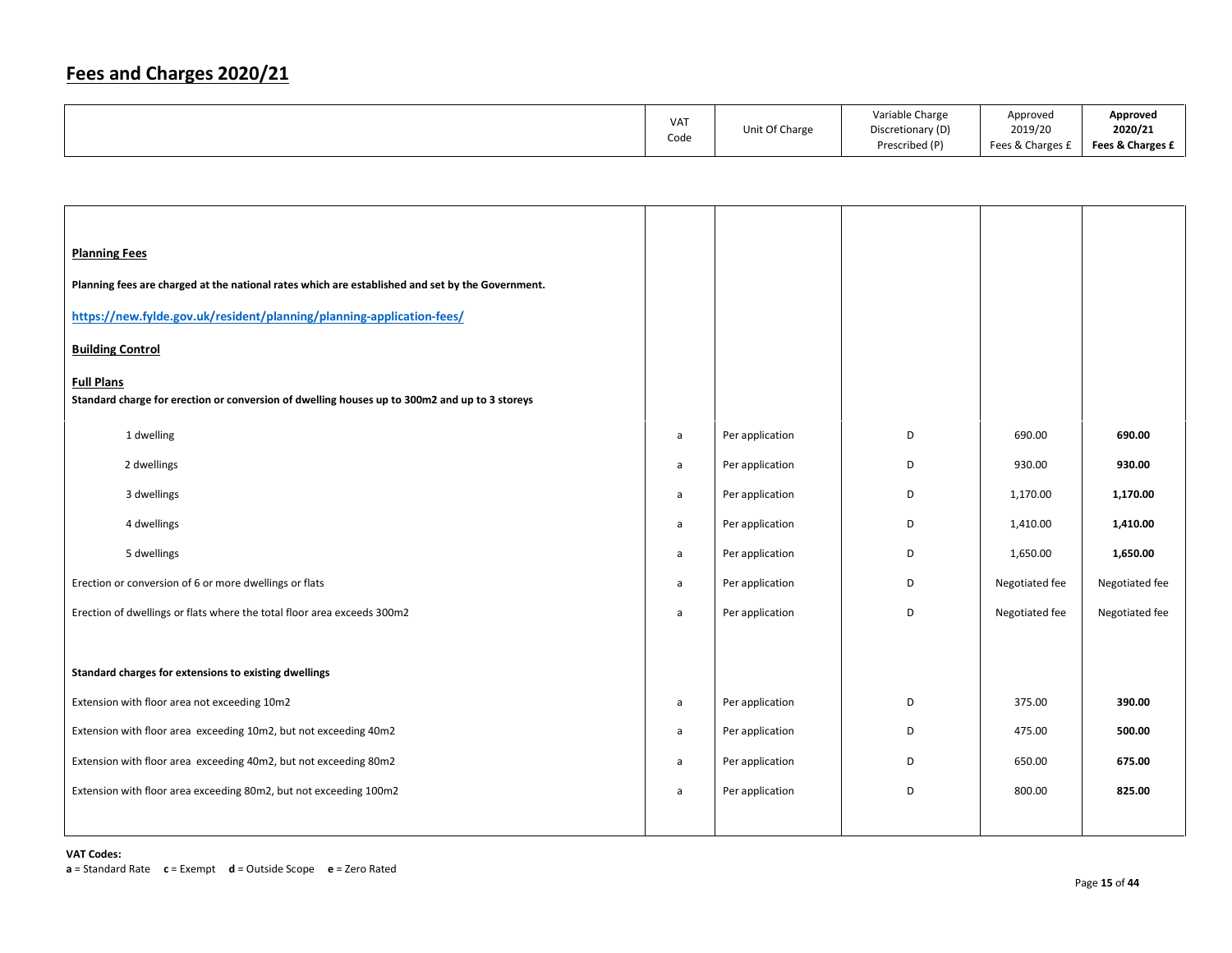# Fees and Charges 2020/21

| | VAT Code | Unit Of Charge | Variable Charge Discretionary (D) Prescribed (P) | Approved 2019/20 Fees & Charges £ | **Approved 2020/21 Fees & Charges £** |
|---|---|---|---|---|---|
| **Planning Fees** | | | | | |
| **Planning fees are charged at the national rates which are established and set by the Government.** | | | | | |
| **https://new.fylde.gov.uk/resident/planning/planning-application-fees/** | | | | | |
| **Building Control** | | | | | |
| **Full Plans** | | | | | |
| **Standard charge for erection or conversion of dwelling houses up to 300m2 and up to 3 storeys** | | | | | |
| 1 dwelling | a | Per application | D | 690.00 | **690.00** |
| 2 dwellings | a | Per application | D | 930.00 | **930.00** |
| 3 dwellings | a | Per application | D | 1,170.00 | **1,170.00** |
| 4 dwellings | a | Per application | D | 1,410.00 | **1,410.00** |
| 5 dwellings | a | Per application | D | 1,650.00 | **1,650.00** |
| Erection or conversion of 6 or more dwellings or flats | a | Per application | D | Negotiated fee | Negotiated fee |
| Erection of dwellings or flats where the total floor area exceeds 300m2 | a | Per application | D | Negotiated fee | Negotiated fee |
| **Standard charges for extensions to existing dwellings** | | | | | |
| Extension with floor area not exceeding 10m2 | a | Per application | D | 375.00 | **390.00** |
| Extension with floor area exceeding 10m2, but not exceeding 40m2 | a | Per application | D | 475.00 | **500.00** |
| Extension with floor area exceeding 40m2, but not exceeding 80m2 | a | Per application | D | 650.00 | **675.00** |
| Extension with floor area exceeding 80m2, but not exceeding 100m2 | a | Per application | D | 800.00 | **825.00** |

**VAT Codes:**
**a** = Standard Rate **c** = Exempt **d** = Outside Scope **e** = Zero Rated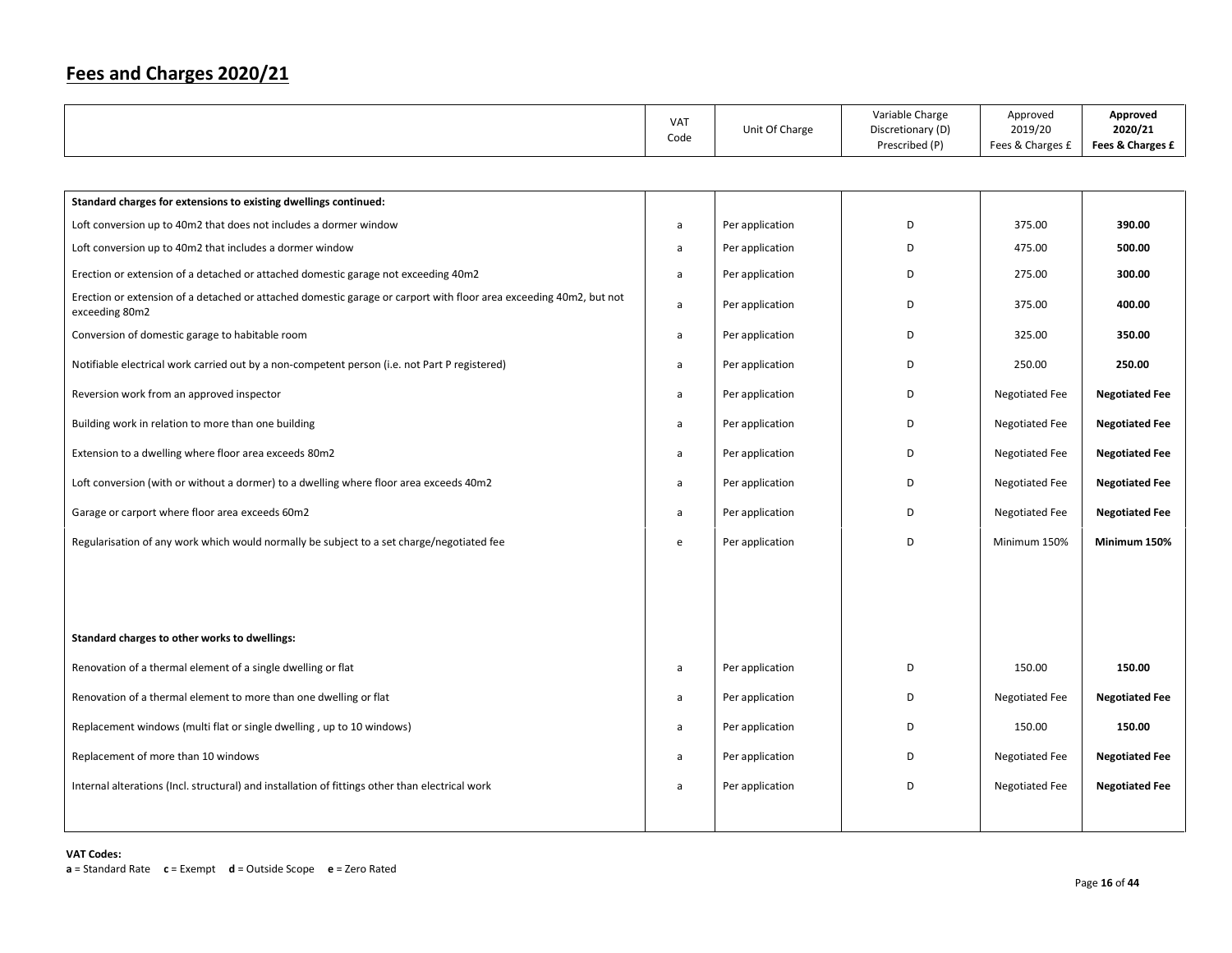## Fees and Charges 2020/21

| | VAT Code | Unit Of Charge | Variable Charge Discretionary (D) Prescribed (P) | Approved 2019/20 Fees & Charges £ | **Approved 2020/21 Fees & Charges £** |
|---|---|---|---|---|---|
| **Standard charges for extensions to existing dwellings continued:** | | | | | |
| Loft conversion up to 40m2 that does not includes a dormer window | a | Per application | D | 375.00 | **390.00** |
| Loft conversion up to 40m2 that includes a dormer window | a | Per application | D | 475.00 | **500.00** |
| Erection or extension of a detached or attached domestic garage not exceeding 40m2 | a | Per application | D | 275.00 | **300.00** |
| Erection or extension of a detached or attached domestic garage or carport with floor area exceeding 40m2, but not exceeding 80m2 | a | Per application | D | 375.00 | **400.00** |
| Conversion of domestic garage to habitable room | a | Per application | D | 325.00 | **350.00** |
| Notifiable electrical work carried out by a non-competent person (i.e. not Part P registered) | a | Per application | D | 250.00 | **250.00** |
| Reversion work from an approved inspector | a | Per application | D | Negotiated Fee | **Negotiated Fee** |
| Building work in relation to more than one building | a | Per application | D | Negotiated Fee | **Negotiated Fee** |
| Extension to a dwelling where floor area exceeds 80m2 | a | Per application | D | Negotiated Fee | **Negotiated Fee** |
| Loft conversion (with or without a dormer) to a dwelling where floor area exceeds 40m2 | a | Per application | D | Negotiated Fee | **Negotiated Fee** |
| Garage or carport where floor area exceeds 60m2 | a | Per application | D | Negotiated Fee | **Negotiated Fee** |
| Regularisation of any work which would normally be subject to a set charge/negotiated fee | e | Per application | D | Minimum 150% | **Minimum 150%** |
| **Standard charges to other works to dwellings:** | | | | | |
| Renovation of a thermal element of a single dwelling or flat | a | Per application | D | 150.00 | **150.00** |
| Renovation of a thermal element to more than one dwelling or flat | a | Per application | D | Negotiated Fee | **Negotiated Fee** |
| Replacement windows (multi flat or single dwelling , up to 10 windows) | a | Per application | D | 150.00 | **150.00** |
| Replacement of more than 10 windows | a | Per application | D | Negotiated Fee | **Negotiated Fee** |
| Internal alterations (Incl. structural) and installation of fittings other than electrical work | a | Per application | D | Negotiated Fee | **Negotiated Fee** |

**VAT Codes:**
**a** = Standard Rate **c** = Exempt **d** = Outside Scope **e** = Zero Rated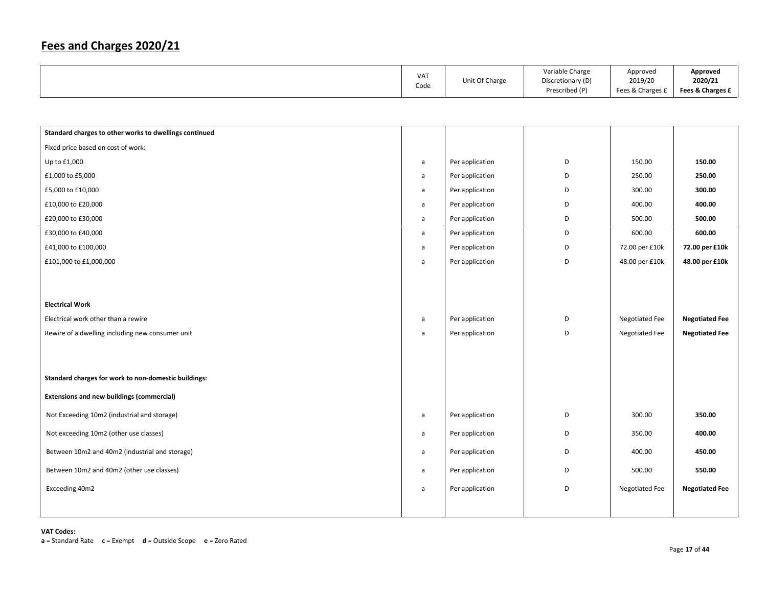# Fees and Charges 2020/21

| | VAT Code | Unit Of Charge | Variable Charge Discretionary (D) Prescribed (P) | Approved 2019/20 Fees & Charges £ | **Approved 2020/21 Fees & Charges £** |
|---|---|---|---|---|---|
| **Standard charges to other works to dwellings continued** | | | | | |
| Fixed price based on cost of work: | | | | | |
| Up to £1,000 | a | Per application | D | 150.00 | **150.00** |
| £1,000 to £5,000 | a | Per application | D | 250.00 | **250.00** |
| £5,000 to £10,000 | a | Per application | D | 300.00 | **300.00** |
| £10,000 to £20,000 | a | Per application | D | 400.00 | **400.00** |
| £20,000 to £30,000 | a | Per application | D | 500.00 | **500.00** |
| £30,000 to £40,000 | a | Per application | D | 600.00 | **600.00** |
| £41,000 to £100,000 | a | Per application | D | 72.00 per £10k | **72.00 per £10k** |
| £101,000 to £1,000,000 | a | Per application | D | 48.00 per £10k | **48.00 per £10k** |
| **Electrical Work** | | | | | |
| Electrical work other than a rewire | a | Per application | D | Negotiated Fee | **Negotiated Fee** |
| Rewire of a dwelling including new consumer unit | a | Per application | D | Negotiated Fee | **Negotiated Fee** |
| **Standard charges for work to non-domestic buildings:** | | | | | |
| **Extensions and new buildings (commercial)** | | | | | |
| Not Exceeding 10m2 (industrial and storage) | a | Per application | D | 300.00 | **350.00** |
| Not exceeding 10m2 (other use classes) | a | Per application | D | 350.00 | **400.00** |
| Between 10m2 and 40m2 (industrial and storage) | a | Per application | D | 400.00 | **450.00** |
| Between 10m2 and 40m2 (other use classes) | a | Per application | D | 500.00 | **550.00** |
| Exceeding 40m2 | a | Per application | D | Negotiated Fee | **Negotiated Fee** |

**VAT Codes:**
**a** = Standard Rate **c** = Exempt **d** = Outside Scope **e** = Zero Rated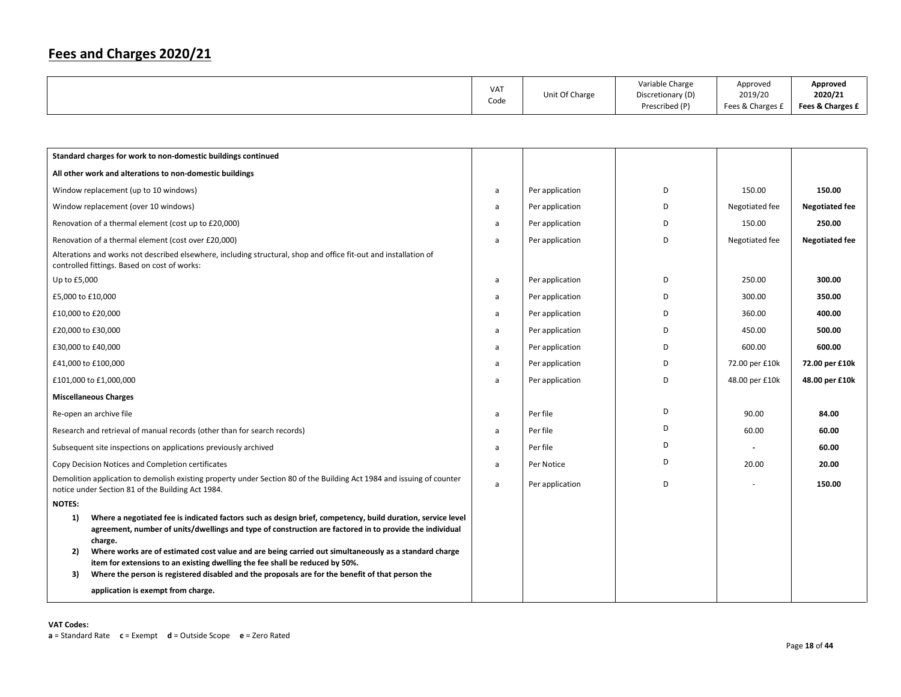# Fees and Charges 2020/21

| | VAT Code | Unit Of Charge | Variable Charge Discretionary (D) Prescribed (P) | Approved 2019/20 Fees & Charges £ | **Approved 2020/21 Fees & Charges £** |
|---|---|---|---|---|---|
| **Standard charges for work to non-domestic buildings continued** | | | | | |
| **All other work and alterations to non-domestic buildings** | | | | | |
| Window replacement (up to 10 windows) | a | Per application | D | 150.00 | **150.00** |
| Window replacement (over 10 windows) | a | Per application | D | Negotiated fee | **Negotiated fee** |
| Renovation of a thermal element (cost up to £20,000) | a | Per application | D | 150.00 | **250.00** |
| Renovation of a thermal element (cost over £20,000) | a | Per application | D | Negotiated fee | **Negotiated fee** |
| Alterations and works not described elsewhere, including structural, shop and office fit-out and installation of controlled fittings. Based on cost of works: | | | | | |
| Up to £5,000 | a | Per application | D | 250.00 | **300.00** |
| £5,000 to £10,000 | a | Per application | D | 300.00 | **350.00** |
| £10,000 to £20,000 | a | Per application | D | 360.00 | **400.00** |
| £20,000 to £30,000 | a | Per application | D | 450.00 | **500.00** |
| £30,000 to £40,000 | a | Per application | D | 600.00 | **600.00** |
| £41,000 to £100,000 | a | Per application | D | 72.00 per £10k | **72.00 per £10k** |
| £101,000 to £1,000,000 | a | Per application | D | 48.00 per £10k | **48.00 per £10k** |
| **Miscellaneous Charges** | | | | | |
| Re-open an archive file | a | Per file | D | 90.00 | **84.00** |
| Research and retrieval of manual records (other than for search records) | a | Per file | D | 60.00 | **60.00** |
| Subsequent site inspections on applications previously archived | a | Per file | D | - | **60.00** |
| Copy Decision Notices and Completion certificates | a | Per Notice | D | 20.00 | **20.00** |
| Demolition application to demolish existing property under Section 80 of the Building Act 1984 and issuing of counter notice under Section 81 of the Building Act 1984. | a | Per application | D | - | **150.00** |

**NOTES:**

1) **Where a negotiated fee is indicated factors such as design brief, competency, build duration, service level agreement, number of units/dwellings and type of construction are factored in to provide the individual charge.**
2) **Where works are of estimated cost value and are being carried out simultaneously as a standard charge item for extensions to an existing dwelling the fee shall be reduced by 50%.**
3) **Where the person is registered disabled and the proposals are for the benefit of that person the application is exempt from charge.**

**VAT Codes:**
**a** = Standard Rate **c** = Exempt **d** = Outside Scope **e** = Zero Rated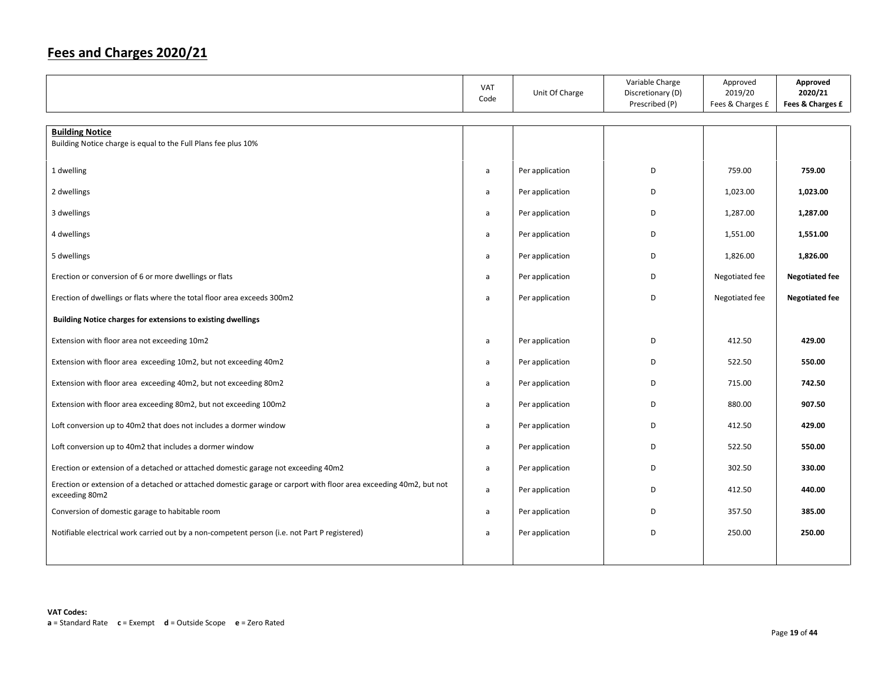# Fees and Charges 2020/21

| | VAT Code | Unit Of Charge | Variable Charge Discretionary (D) Prescribed (P) | Approved 2019/20 Fees & Charges £ | **Approved 2020/21 Fees & Charges £** |
|---|---|---|---|---|---|
| **Building Notice**<br>Building Notice charge is equal to the Full Plans fee plus 10% | | | | | |
| 1 dwelling | a | Per application | D | 759.00 | **759.00** |
| 2 dwellings | a | Per application | D | 1,023.00 | **1,023.00** |
| 3 dwellings | a | Per application | D | 1,287.00 | **1,287.00** |
| 4 dwellings | a | Per application | D | 1,551.00 | **1,551.00** |
| 5 dwellings | a | Per application | D | 1,826.00 | **1,826.00** |
| Erection or conversion of 6 or more dwellings or flats | a | Per application | D | Negotiated fee | **Negotiated fee** |
| Erection of dwellings or flats where the total floor area exceeds 300m2 | a | Per application | D | Negotiated fee | **Negotiated fee** |
| **Building Notice charges for extensions to existing dwellings** | | | | | |
| Extension with floor area not exceeding 10m2 | a | Per application | D | 412.50 | **429.00** |
| Extension with floor area exceeding 10m2, but not exceeding 40m2 | a | Per application | D | 522.50 | **550.00** |
| Extension with floor area exceeding 40m2, but not exceeding 80m2 | a | Per application | D | 715.00 | **742.50** |
| Extension with floor area exceeding 80m2, but not exceeding 100m2 | a | Per application | D | 880.00 | **907.50** |
| Loft conversion up to 40m2 that does not includes a dormer window | a | Per application | D | 412.50 | **429.00** |
| Loft conversion up to 40m2 that includes a dormer window | a | Per application | D | 522.50 | **550.00** |
| Erection or extension of a detached or attached domestic garage not exceeding 40m2 | a | Per application | D | 302.50 | **330.00** |
| Erection or extension of a detached or attached domestic garage or carport with floor area exceeding 40m2, but not exceeding 80m2 | a | Per application | D | 412.50 | **440.00** |
| Conversion of domestic garage to habitable room | a | Per application | D | 357.50 | **385.00** |
| Notifiable electrical work carried out by a non-competent person (i.e. not Part P registered) | a | Per application | D | 250.00 | **250.00** |

**VAT Codes:**
**a** = Standard Rate **c** = Exempt **d** = Outside Scope **e** = Zero Rated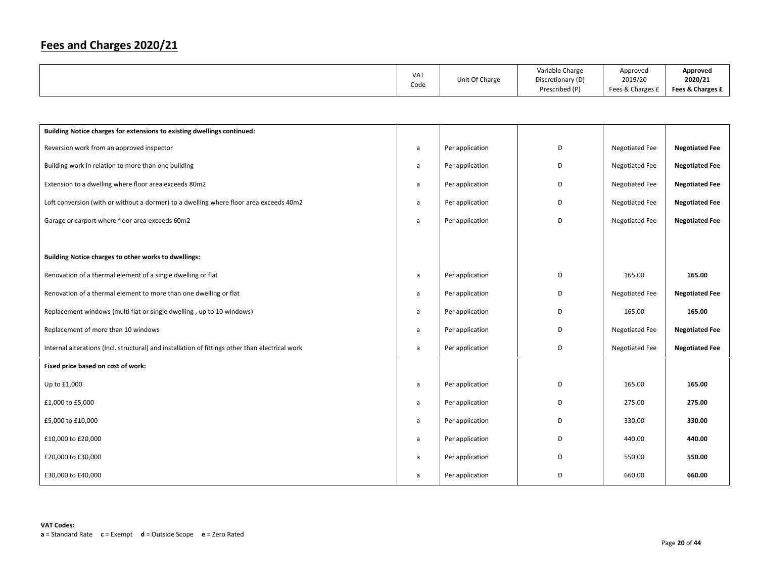## Fees and Charges 2020/21

| | VAT Code | Unit Of Charge | Variable Charge Discretionary (D) Prescribed (P) | Approved 2019/20 Fees & Charges £ | **Approved 2020/21 Fees & Charges £** |
|---|---|---|---|---|---|
| **Building Notice charges for extensions to existing dwellings continued:** | | | | | |
| Reversion work from an approved inspector | a | Per application | D | Negotiated Fee | **Negotiated Fee** |
| Building work in relation to more than one building | a | Per application | D | Negotiated Fee | **Negotiated Fee** |
| Extension to a dwelling where floor area exceeds 80m2 | a | Per application | D | Negotiated Fee | **Negotiated Fee** |
| Loft conversion (with or without a dormer) to a dwelling where floor area exceeds 40m2 | a | Per application | D | Negotiated Fee | **Negotiated Fee** |
| Garage or carport where floor area exceeds 60m2 | a | Per application | D | Negotiated Fee | **Negotiated Fee** |
| | | | | | |
| **Building Notice charges to other works to dwellings:** | | | | | |
| Renovation of a thermal element of a single dwelling or flat | a | Per application | D | 165.00 | **165.00** |
| Renovation of a thermal element to more than one dwelling or flat | a | Per application | D | Negotiated Fee | **Negotiated Fee** |
| Replacement windows (multi flat or single dwelling , up to 10 windows) | a | Per application | D | 165.00 | **165.00** |
| Replacement of more than 10 windows | a | Per application | D | Negotiated Fee | **Negotiated Fee** |
| Internal alterations (Incl. structural) and installation of fittings other than electrical work | a | Per application | D | Negotiated Fee | **Negotiated Fee** |
| **Fixed price based on cost of work:** | | | | | |
| Up to £1,000 | a | Per application | D | 165.00 | **165.00** |
| £1,000 to £5,000 | a | Per application | D | 275.00 | **275.00** |
| £5,000 to £10,000 | a | Per application | D | 330.00 | **330.00** |
| £10,000 to £20,000 | a | Per application | D | 440.00 | **440.00** |
| £20,000 to £30,000 | a | Per application | D | 550.00 | **550.00** |
| £30,000 to £40,000 | a | Per application | D | 660.00 | **660.00** |

**VAT Codes:**
**a** = Standard Rate **c** = Exempt **d** = Outside Scope **e** = Zero Rated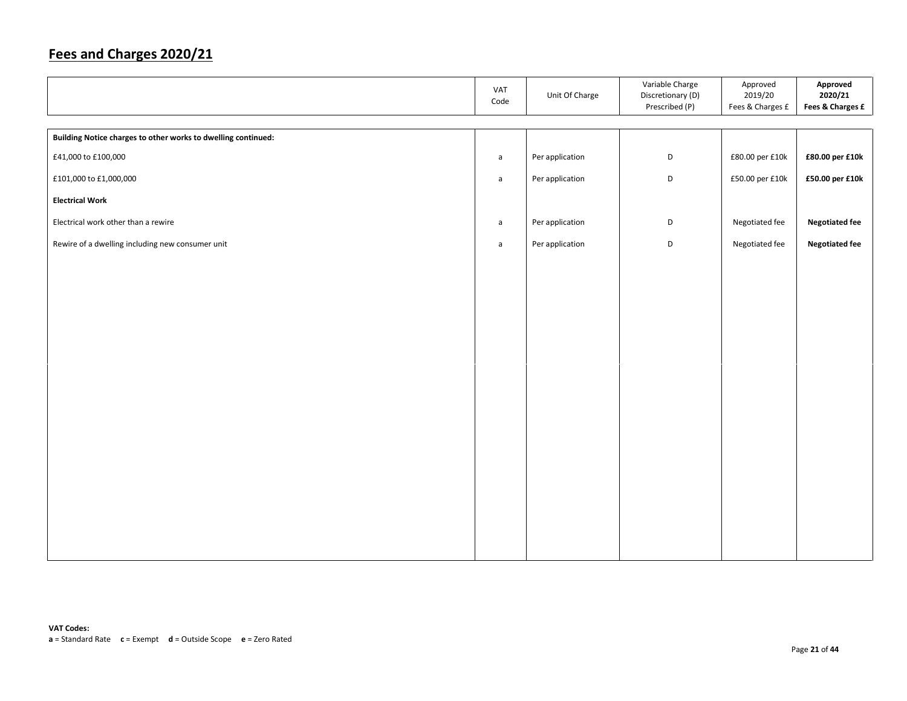## Fees and Charges 2020/21

| | VAT Code | Unit Of Charge | Variable Charge Discretionary (D) Prescribed (P) | Approved 2019/20 Fees & Charges £ | **Approved 2020/21 Fees & Charges £** |
|---|---|---|---|---|---|
| **Building Notice charges to other works to dwelling continued:** | | | | | |
| £41,000 to £100,000 | a | Per application | D | £80.00 per £10k | **£80.00 per £10k** |
| £101,000 to £1,000,000 | a | Per application | D | £50.00 per £10k | **£50.00 per £10k** |
| **Electrical Work** | | | | | |
| Electrical work other than a rewire | a | Per application | D | Negotiated fee | **Negotiated fee** |
| Rewire of a dwelling including new consumer unit | a | Per application | D | Negotiated fee | **Negotiated fee** |

**VAT Codes:**
**a** = Standard Rate **c** = Exempt **d** = Outside Scope **e** = Zero Rated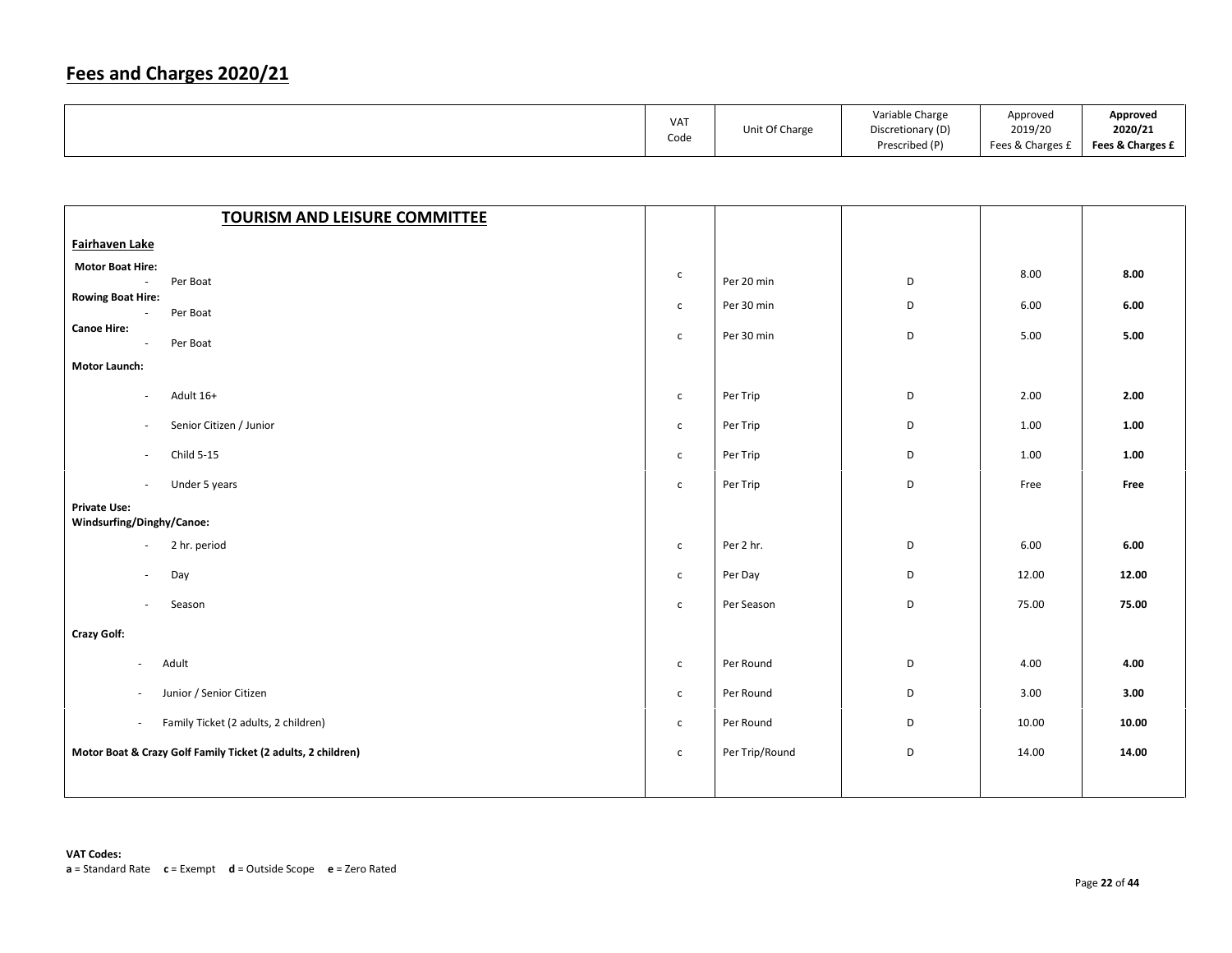# Fees and Charges 2020/21

| | VAT Code | Unit Of Charge | Variable Charge Discretionary (D) Prescribed (P) | Approved 2019/20 Fees & Charges £ | **Approved 2020/21 Fees & Charges £** |
|---|---|---|---|---|---|
| **TOURISM AND LEISURE COMMITTEE** | | | | | |
| **Fairhaven Lake** | | | | | |
| **Motor Boat Hire:** - Per Boat | c | Per 20 min | D | 8.00 | **8.00** |
| **Rowing Boat Hire:** - Per Boat | c | Per 30 min | D | 6.00 | **6.00** |
| **Canoe Hire:** - Per Boat | c | Per 30 min | D | 5.00 | **5.00** |
| **Motor Launch:** | | | | | |
| - Adult 16+ | c | Per Trip | D | 2.00 | **2.00** |
| - Senior Citizen / Junior | c | Per Trip | D | 1.00 | **1.00** |
| - Child 5-15 | c | Per Trip | D | 1.00 | **1.00** |
| - Under 5 years | c | Per Trip | D | Free | **Free** |
| **Private Use: Windsurfing/Dinghy/Canoe:** | | | | | |
| - 2 hr. period | c | Per 2 hr. | D | 6.00 | **6.00** |
| - Day | c | Per Day | D | 12.00 | **12.00** |
| - Season | c | Per Season | D | 75.00 | **75.00** |
| **Crazy Golf:** | | | | | |
| - Adult | c | Per Round | D | 4.00 | **4.00** |
| - Junior / Senior Citizen | c | Per Round | D | 3.00 | **3.00** |
| - Family Ticket (2 adults, 2 children) | c | Per Round | D | 10.00 | **10.00** |
| **Motor Boat & Crazy Golf Family Ticket (2 adults, 2 children)** | c | Per Trip/Round | D | 14.00 | **14.00** |

**VAT Codes:**
**a** = Standard Rate **c** = Exempt **d** = Outside Scope **e** = Zero Rated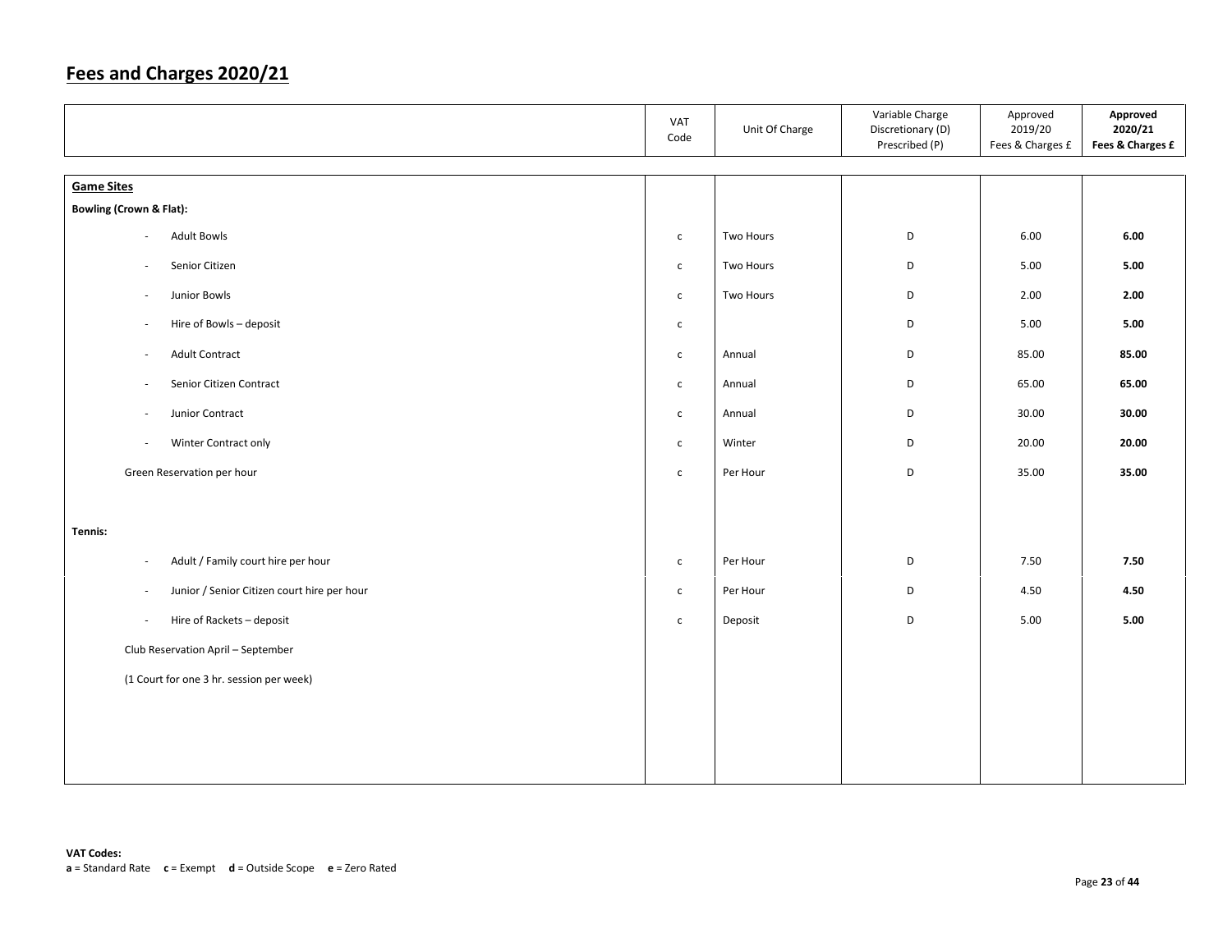## Fees and Charges 2020/21

| | VAT Code | Unit Of Charge | Variable Charge Discretionary (D) Prescribed (P) | Approved 2019/20 Fees & Charges £ | **Approved 2020/21 Fees & Charges £** |
|---|---|---|---|---|---|
| **Game Sites** | | | | | |
| **Bowling (Crown & Flat):** | | | | | |
| - Adult Bowls | c | Two Hours | D | 6.00 | **6.00** |
| - Senior Citizen | c | Two Hours | D | 5.00 | **5.00** |
| - Junior Bowls | c | Two Hours | D | 2.00 | **2.00** |
| - Hire of Bowls – deposit | c | | D | 5.00 | **5.00** |
| - Adult Contract | c | Annual | D | 85.00 | **85.00** |
| - Senior Citizen Contract | c | Annual | D | 65.00 | **65.00** |
| - Junior Contract | c | Annual | D | 30.00 | **30.00** |
| - Winter Contract only | c | Winter | D | 20.00 | **20.00** |
| Green Reservation per hour | c | Per Hour | D | 35.00 | **35.00** |
| **Tennis:** | | | | | |
| - Adult / Family court hire per hour | c | Per Hour | D | 7.50 | **7.50** |
| - Junior / Senior Citizen court hire per hour | c | Per Hour | D | 4.50 | **4.50** |
| - Hire of Rackets – deposit | c | Deposit | D | 5.00 | **5.00** |
| Club Reservation April – September | | | | | |
| (1 Court for one 3 hr. session per week) | | | | | |

**VAT Codes:**
**a** = Standard Rate **c** = Exempt **d** = Outside Scope **e** = Zero Rated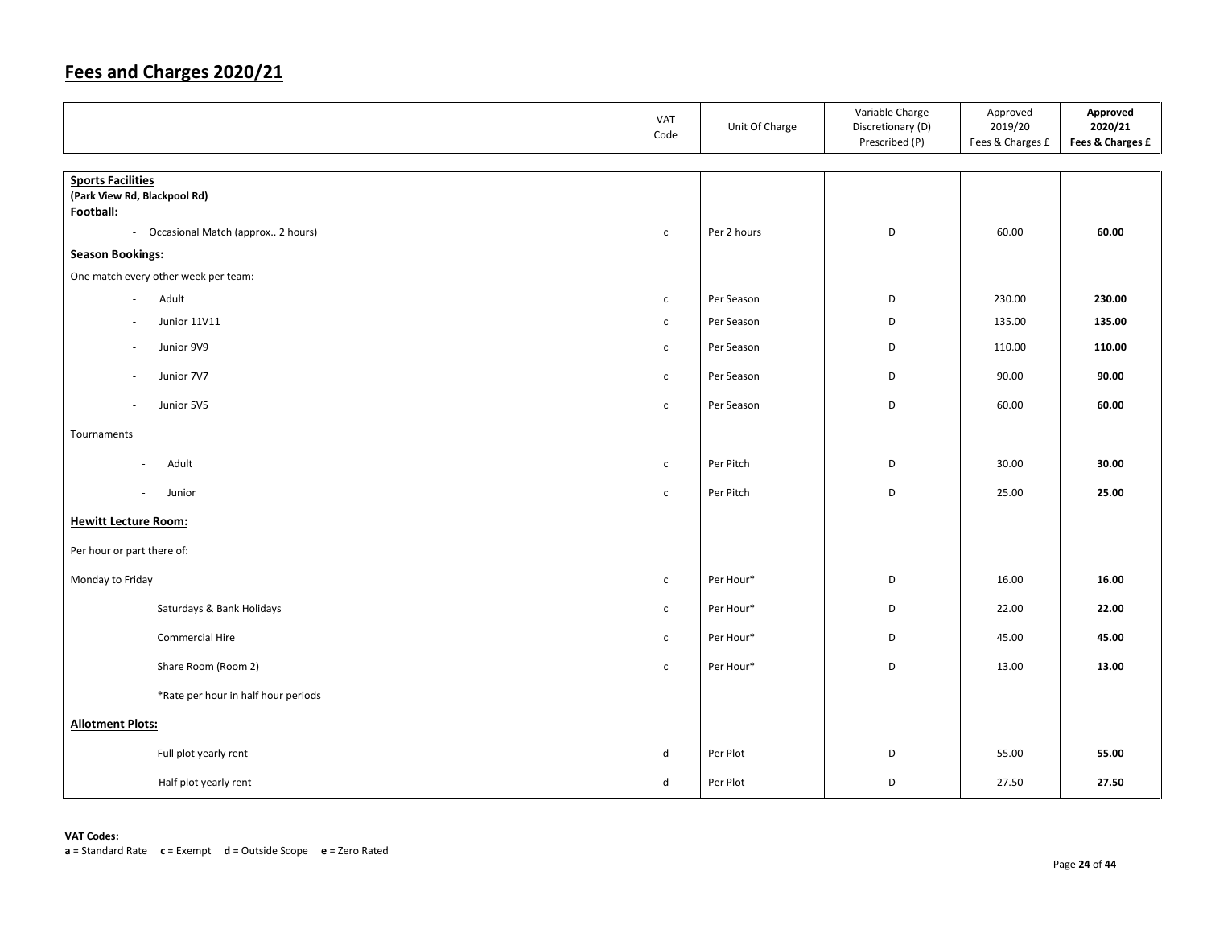# Fees and Charges 2020/21

| | VAT Code | Unit Of Charge | Variable Charge Discretionary (D) Prescribed (P) | Approved 2019/20 Fees & Charges £ | **Approved 2020/21 Fees & Charges £** |
|---|---|---|---|---|---|
| **Sports Facilities** **(Park View Rd, Blackpool Rd)** **Football:** | | | | | |
| - Occasional Match (approx.. 2 hours) | c | Per 2 hours | D | 60.00 | **60.00** |
| **Season Bookings:** | | | | | |
| One match every other week per team: | | | | | |
| - Adult | c | Per Season | D | 230.00 | **230.00** |
| - Junior 11V11 | c | Per Season | D | 135.00 | **135.00** |
| - Junior 9V9 | c | Per Season | D | 110.00 | **110.00** |
| - Junior 7V7 | c | Per Season | D | 90.00 | **90.00** |
| - Junior 5V5 | c | Per Season | D | 60.00 | **60.00** |
| Tournaments | | | | | |
| - Adult | c | Per Pitch | D | 30.00 | **30.00** |
| - Junior | c | Per Pitch | D | 25.00 | **25.00** |
| **Hewitt Lecture Room:** | | | | | |
| Per hour or part there of: | | | | | |
| Monday to Friday | c | Per Hour* | D | 16.00 | **16.00** |
| Saturdays & Bank Holidays | c | Per Hour* | D | 22.00 | **22.00** |
| Commercial Hire | c | Per Hour* | D | 45.00 | **45.00** |
| Share Room (Room 2) | c | Per Hour* | D | 13.00 | **13.00** |
| *Rate per hour in half hour periods | | | | | |
| **Allotment Plots:** | | | | | |
| Full plot yearly rent | d | Per Plot | D | 55.00 | **55.00** |
| Half plot yearly rent | d | Per Plot | D | 27.50 | **27.50** |

**VAT Codes:**
**a** = Standard Rate **c** = Exempt **d** = Outside Scope **e** = Zero Rated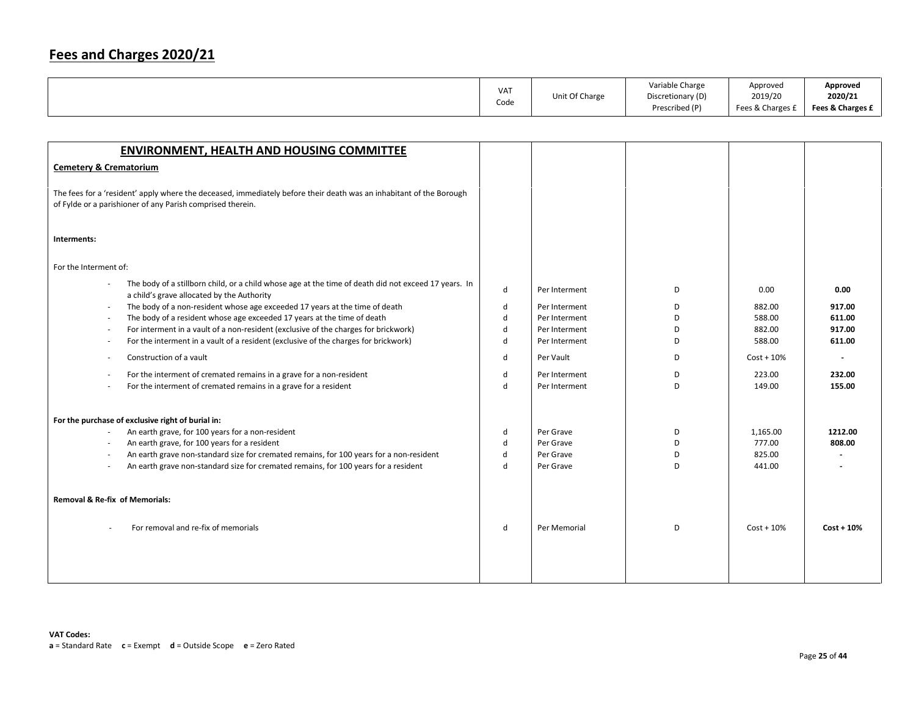# Fees and Charges 2020/21

| | VAT Code | Unit Of Charge | Variable Charge Discretionary (D) Prescribed (P) | Approved 2019/20 Fees & Charges £ | **Approved 2020/21 Fees & Charges £** |
|---|---|---|---|---|---|
| **ENVIRONMENT, HEALTH AND HOUSING COMMITTEE** | | | | | |
| **Cemetery & Crematorium** | | | | | |
| The fees for a 'resident' apply where the deceased, immediately before their death was an inhabitant of the Borough of Fylde or a parishioner of any Parish comprised therein. | | | | | |
| **Interments:** | | | | | |
| For the Interment of: | | | | | |
| - The body of a stillborn child, or a child whose age at the time of death did not exceed 17 years. In a child's grave allocated by the Authority | d | Per Interment | D | 0.00 | **0.00** |
| - The body of a non-resident whose age exceeded 17 years at the time of death | d | Per Interment | D | 882.00 | **917.00** |
| - The body of a resident whose age exceeded 17 years at the time of death | d | Per Interment | D | 588.00 | **611.00** |
| - For interment in a vault of a non-resident (exclusive of the charges for brickwork) | d | Per Interment | D | 882.00 | **917.00** |
| - For the interment in a vault of a resident (exclusive of the charges for brickwork) | d | Per Interment | D | 588.00 | **611.00** |
| - Construction of a vault | d | Per Vault | D | Cost + 10% | **-** |
| - For the interment of cremated remains in a grave for a non-resident | d | Per Interment | D | 223.00 | **232.00** |
| - For the interment of cremated remains in a grave for a resident | d | Per Interment | D | 149.00 | **155.00** |
| **For the purchase of exclusive right of burial in:** | | | | | |
| - An earth grave, for 100 years for a non-resident | d | Per Grave | D | 1,165.00 | **1212.00** |
| - An earth grave, for 100 years for a resident | d | Per Grave | D | 777.00 | **808.00** |
| - An earth grave non-standard size for cremated remains, for 100 years for a non-resident | d | Per Grave | D | 825.00 | **-** |
| - An earth grave non-standard size for cremated remains, for 100 years for a resident | d | Per Grave | D | 441.00 | **-** |
| **Removal & Re-fix of Memorials:** | | | | | |
| - For removal and re-fix of memorials | d | Per Memorial | D | Cost + 10% | **Cost + 10%** |

**VAT Codes:**
**a** = Standard Rate **c** = Exempt **d** = Outside Scope **e** = Zero Rated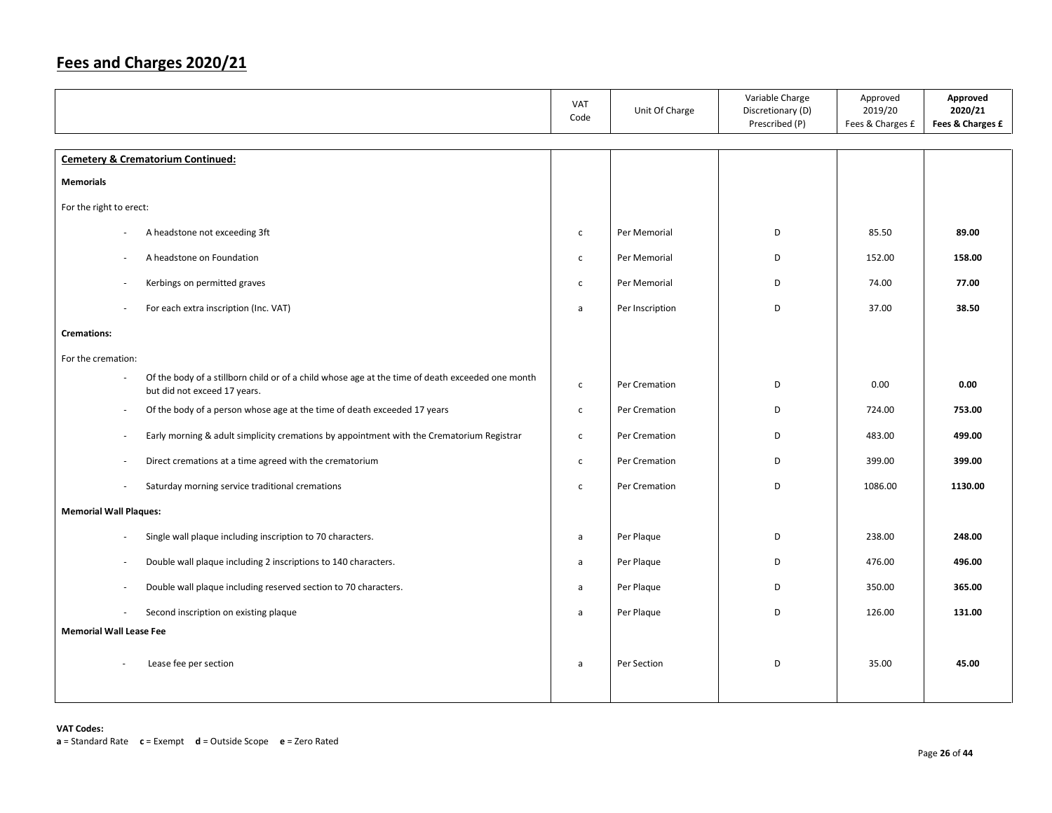# Fees and Charges 2020/21

| | VAT Code | Unit Of Charge | Variable Charge Discretionary (D) Prescribed (P) | Approved 2019/20 Fees & Charges £ | **Approved 2020/21 Fees & Charges £** |
|---|---|---|---|---|---|
| **Cemetery & Crematorium Continued:** | | | | | |
| **Memorials** | | | | | |
| For the right to erect: | | | | | |
| - A headstone not exceeding 3ft | c | Per Memorial | D | 85.50 | **89.00** |
| - A headstone on Foundation | c | Per Memorial | D | 152.00 | **158.00** |
| - Kerbings on permitted graves | c | Per Memorial | D | 74.00 | **77.00** |
| - For each extra inscription (Inc. VAT) | a | Per Inscription | D | 37.00 | **38.50** |
| **Cremations:** | | | | | |
| For the cremation: | | | | | |
| - Of the body of a stillborn child or of a child whose age at the time of death exceeded one month but did not exceed 17 years. | c | Per Cremation | D | 0.00 | **0.00** |
| - Of the body of a person whose age at the time of death exceeded 17 years | c | Per Cremation | D | 724.00 | **753.00** |
| - Early morning & adult simplicity cremations by appointment with the Crematorium Registrar | c | Per Cremation | D | 483.00 | **499.00** |
| - Direct cremations at a time agreed with the crematorium | c | Per Cremation | D | 399.00 | **399.00** |
| - Saturday morning service traditional cremations | c | Per Cremation | D | 1086.00 | **1130.00** |
| **Memorial Wall Plaques:** | | | | | |
| - Single wall plaque including inscription to 70 characters. | a | Per Plaque | D | 238.00 | **248.00** |
| - Double wall plaque including 2 inscriptions to 140 characters. | a | Per Plaque | D | 476.00 | **496.00** |
| - Double wall plaque including reserved section to 70 characters. | a | Per Plaque | D | 350.00 | **365.00** |
| - Second inscription on existing plaque | a | Per Plaque | D | 126.00 | **131.00** |
| **Memorial Wall Lease Fee** | | | | | |
| - Lease fee per section | a | Per Section | D | 35.00 | **45.00** |

**VAT Codes:**
**a** = Standard Rate **c** = Exempt **d** = Outside Scope **e** = Zero Rated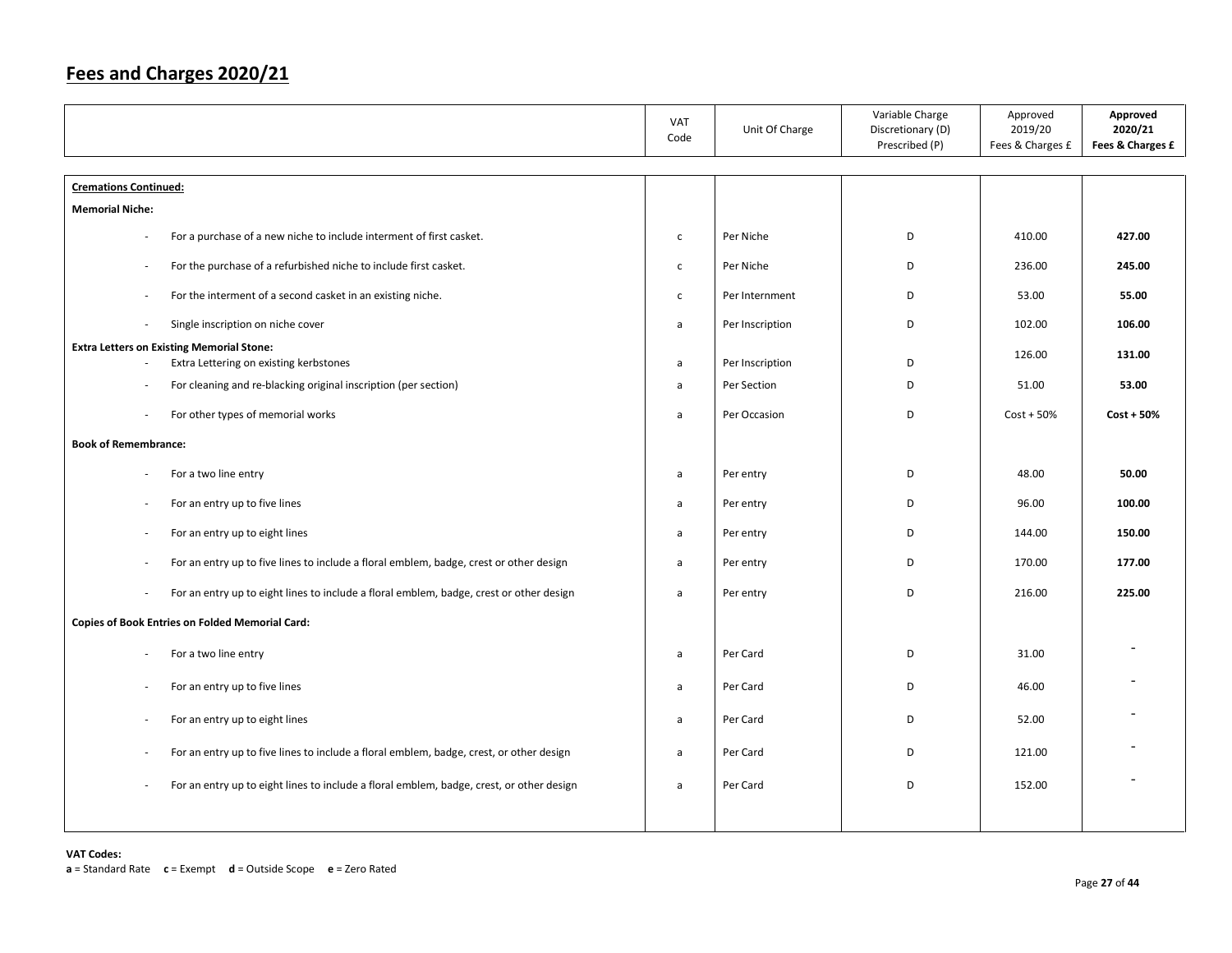## Fees and Charges 2020/21

| | VAT Code | Unit Of Charge | Variable Charge Discretionary (D) Prescribed (P) | Approved 2019/20 Fees & Charges £ | **Approved 2020/21 Fees & Charges £** |
|---|---|---|---|---|---|
| **Cremations Continued:** | | | | | |
| **Memorial Niche:** | | | | | |
| - For a purchase of a new niche to include interment of first casket. | c | Per Niche | D | 410.00 | **427.00** |
| - For the purchase of a refurbished niche to include first casket. | c | Per Niche | D | 236.00 | **245.00** |
| - For the interment of a second casket in an existing niche. | c | Per Internment | D | 53.00 | **55.00** |
| - Single inscription on niche cover | a | Per Inscription | D | 102.00 | **106.00** |
| **Extra Letters on Existing Memorial Stone:** | | | | | |
| - Extra Lettering on existing kerbstones | a | Per Inscription | D | 126.00 | **131.00** |
| - For cleaning and re-blacking original inscription (per section) | a | Per Section | D | 51.00 | **53.00** |
| - For other types of memorial works | a | Per Occasion | D | Cost + 50% | **Cost + 50%** |
| **Book of Remembrance:** | | | | | |
| - For a two line entry | a | Per entry | D | 48.00 | **50.00** |
| - For an entry up to five lines | a | Per entry | D | 96.00 | **100.00** |
| - For an entry up to eight lines | a | Per entry | D | 144.00 | **150.00** |
| - For an entry up to five lines to include a floral emblem, badge, crest or other design | a | Per entry | D | 170.00 | **177.00** |
| - For an entry up to eight lines to include a floral emblem, badge, crest or other design | a | Per entry | D | 216.00 | **225.00** |
| **Copies of Book Entries on Folded Memorial Card:** | | | | | |
| - For a two line entry | a | Per Card | D | 31.00 | - |
| - For an entry up to five lines | a | Per Card | D | 46.00 | - |
| - For an entry up to eight lines | a | Per Card | D | 52.00 | - |
| - For an entry up to five lines to include a floral emblem, badge, crest, or other design | a | Per Card | D | 121.00 | - |
| - For an entry up to eight lines to include a floral emblem, badge, crest, or other design | a | Per Card | D | 152.00 | - |

**VAT Codes:**
**a** = Standard Rate **c** = Exempt **d** = Outside Scope **e** = Zero Rated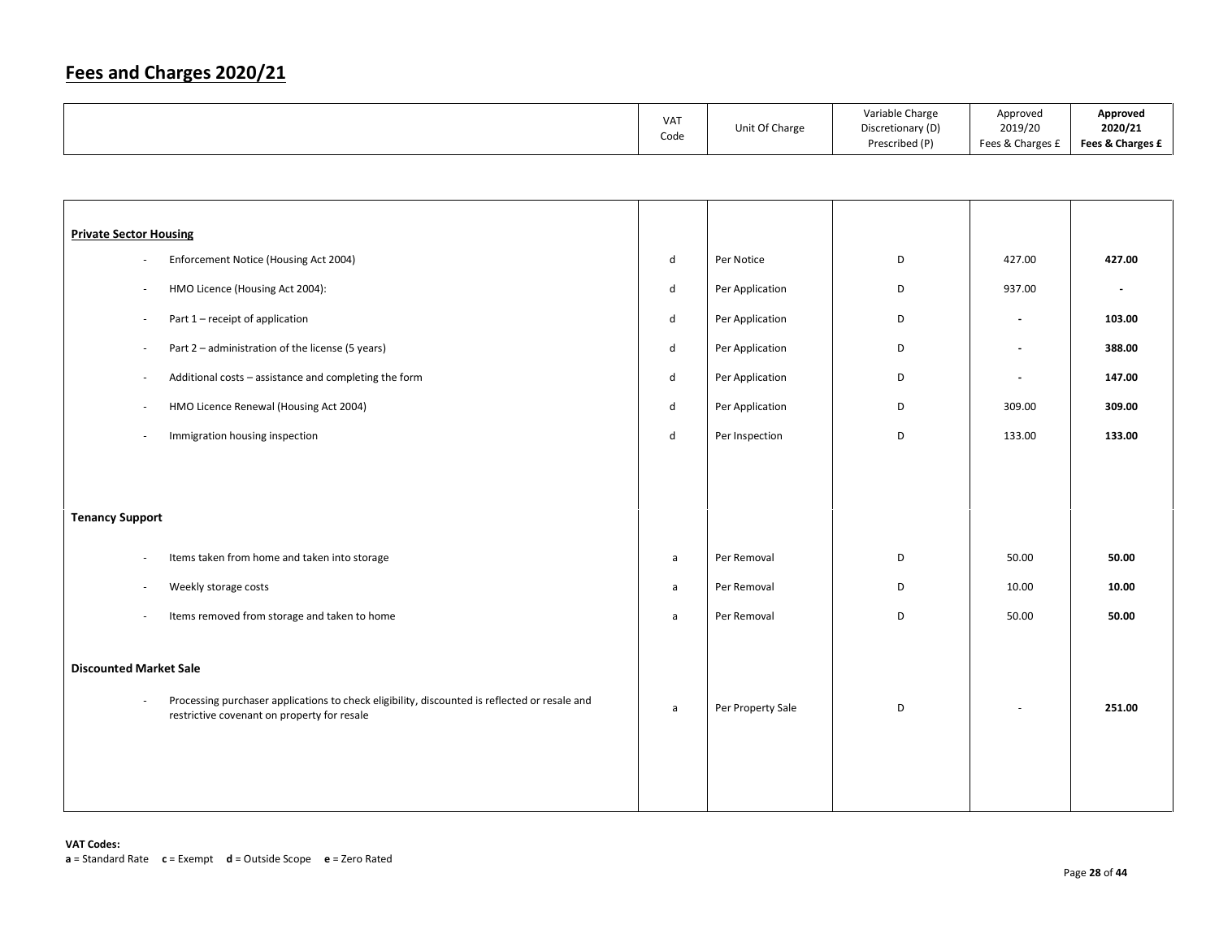## Fees and Charges 2020/21

| | VAT Code | Unit Of Charge | Variable Charge Discretionary (D) Prescribed (P) | Approved 2019/20 Fees & Charges £ | **Approved 2020/21 Fees & Charges £** |
|---|---|---|---|---|---|
| **Private Sector Housing** | | | | | |
| - Enforcement Notice (Housing Act 2004) | d | Per Notice | D | 427.00 | **427.00** |
| - HMO Licence (Housing Act 2004): | d | Per Application | D | 937.00 | **-** |
| - Part 1 – receipt of application | d | Per Application | D | - | **103.00** |
| - Part 2 – administration of the license (5 years) | d | Per Application | D | - | **388.00** |
| - Additional costs – assistance and completing the form | d | Per Application | D | - | **147.00** |
| - HMO Licence Renewal (Housing Act 2004) | d | Per Application | D | 309.00 | **309.00** |
| - Immigration housing inspection | d | Per Inspection | D | 133.00 | **133.00** |
| **Tenancy Support** | | | | | |
| - Items taken from home and taken into storage | a | Per Removal | D | 50.00 | **50.00** |
| - Weekly storage costs | a | Per Removal | D | 10.00 | **10.00** |
| - Items removed from storage and taken to home | a | Per Removal | D | 50.00 | **50.00** |
| **Discounted Market Sale** | | | | | |
| - Processing purchaser applications to check eligibility, discounted is reflected or resale and restrictive covenant on property for resale | a | Per Property Sale | D | - | **251.00** |

**VAT Codes:**
**a** = Standard Rate **c** = Exempt **d** = Outside Scope **e** = Zero Rated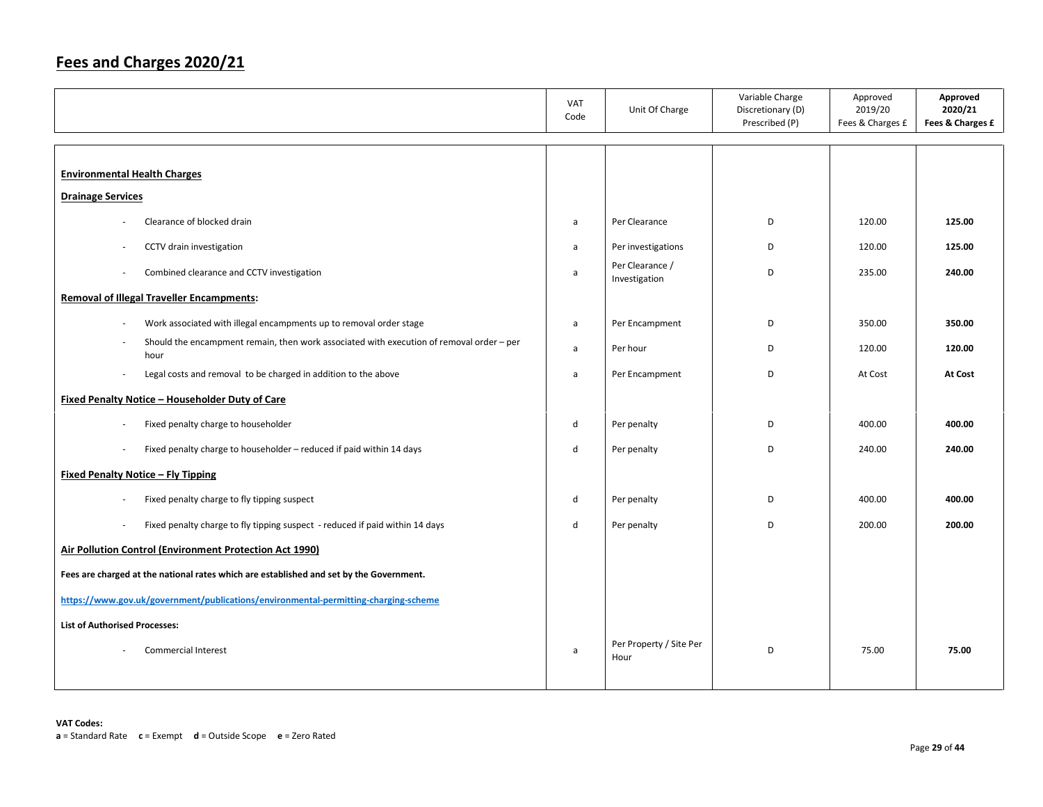## Fees and Charges 2020/21

| | VAT Code | Unit Of Charge | Variable Charge Discretionary (D) Prescribed (P) | Approved 2019/20 Fees & Charges £ | **Approved 2020/21 Fees & Charges £** |
|---|---|---|---|---|---|
| **Environmental Health Charges** | | | | | |
| **Drainage Services** | | | | | |
| - Clearance of blocked drain | a | Per Clearance | D | 120.00 | **125.00** |
| - CCTV drain investigation | a | Per investigations | D | 120.00 | **125.00** |
| - Combined clearance and CCTV investigation | a | Per Clearance / Investigation | D | 235.00 | **240.00** |
| **Removal of Illegal Traveller Encampments:** | | | | | |
| - Work associated with illegal encampments up to removal order stage | a | Per Encampment | D | 350.00 | **350.00** |
| - Should the encampment remain, then work associated with execution of removal order – per hour | a | Per hour | D | 120.00 | **120.00** |
| - Legal costs and removal to be charged in addition to the above | a | Per Encampment | D | At Cost | **At Cost** |
| **Fixed Penalty Notice – Householder Duty of Care** | | | | | |
| - Fixed penalty charge to householder | d | Per penalty | D | 400.00 | **400.00** |
| - Fixed penalty charge to householder – reduced if paid within 14 days | d | Per penalty | D | 240.00 | **240.00** |
| **Fixed Penalty Notice – Fly Tipping** | | | | | |
| - Fixed penalty charge to fly tipping suspect | d | Per penalty | D | 400.00 | **400.00** |
| - Fixed penalty charge to fly tipping suspect - reduced if paid within 14 days | d | Per penalty | D | 200.00 | **200.00** |
| **Air Pollution Control (Environment Protection Act 1990)** | | | | | |
| **Fees are charged at the national rates which are established and set by the Government.** | | | | | |
| **https://www.gov.uk/government/publications/environmental-permitting-charging-scheme** | | | | | |
| **List of Authorised Processes:** | | | | | |
| - Commercial Interest | a | Per Property / Site Per Hour | D | 75.00 | **75.00** |

**VAT Codes:**
**a** = Standard Rate **c** = Exempt **d** = Outside Scope **e** = Zero Rated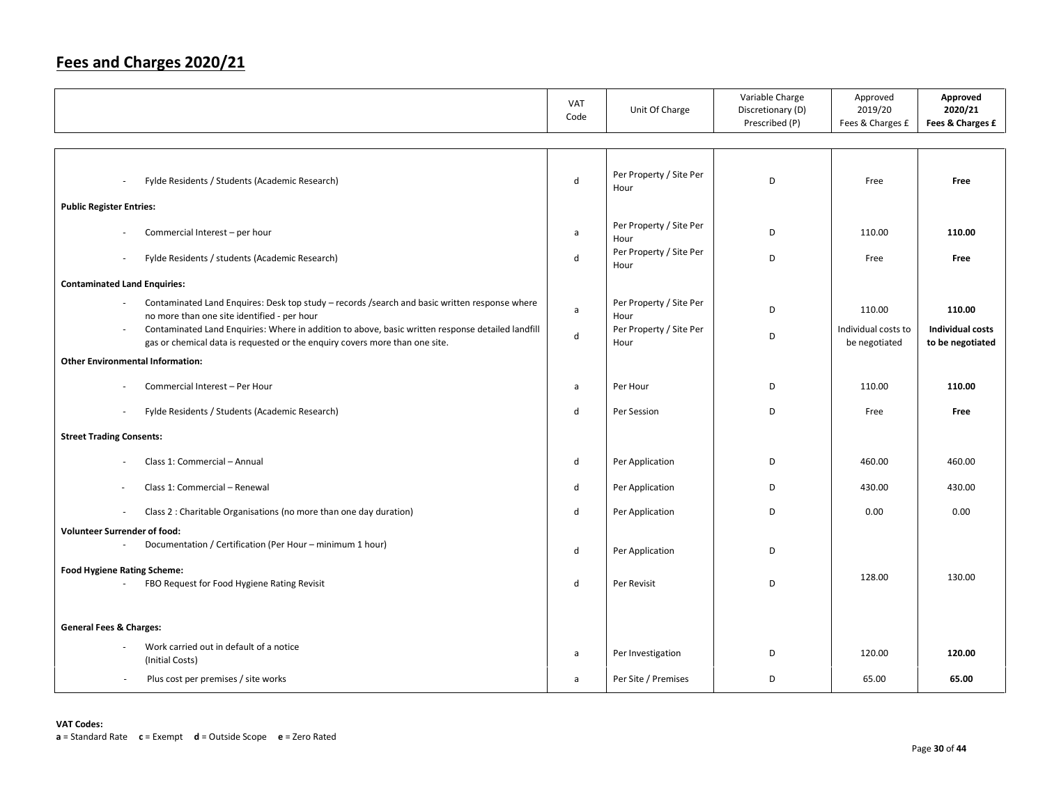# Fees and Charges 2020/21

| | VAT Code | Unit Of Charge | Variable Charge Discretionary (D) Prescribed (P) | Approved 2019/20 Fees & Charges £ | **Approved 2020/21 Fees & Charges £** |
|---|---|---|---|---|---|
| - Fylde Residents / Students (Academic Research) | d | Per Property / Site Per Hour | D | Free | **Free** |
| **Public Register Entries:** | | | | | |
| - Commercial Interest – per hour | a | Per Property / Site Per Hour | D | 110.00 | **110.00** |
| - Fylde Residents / students (Academic Research) | d | Per Property / Site Per Hour | D | Free | **Free** |
| **Contaminated Land Enquiries:** | | | | | |
| - Contaminated Land Enquires: Desk top study – records /search and basic written response where no more than one site identified - per hour | a | Per Property / Site Per Hour | D | 110.00 | **110.00** |
| - Contaminated Land Enquiries: Where in addition to above, basic written response detailed landfill gas or chemical data is requested or the enquiry covers more than one site. | d | Per Property / Site Per Hour | D | Individual costs to be negotiated | **Individual costs to be negotiated** |
| **Other Environmental Information:** | | | | | |
| - Commercial Interest – Per Hour | a | Per Hour | D | 110.00 | **110.00** |
| - Fylde Residents / Students (Academic Research) | d | Per Session | D | Free | **Free** |
| **Street Trading Consents:** | | | | | |
| - Class 1: Commercial – Annual | d | Per Application | D | 460.00 | 460.00 |
| - Class 1: Commercial – Renewal | d | Per Application | D | 430.00 | 430.00 |
| - Class 2 : Charitable Organisations (no more than one day duration) | d | Per Application | D | 0.00 | 0.00 |
| **Volunteer Surrender of food:** | | | | | |
| - Documentation / Certification (Per Hour – minimum 1 hour) | d | Per Application | D | | |
| **Food Hygiene Rating Scheme:** | | | | | |
| - FBO Request for Food Hygiene Rating Revisit | d | Per Revisit | D | 128.00 | 130.00 |
| **General Fees & Charges:** | | | | | |
| - Work carried out in default of a notice (Initial Costs) | a | Per Investigation | D | 120.00 | **120.00** |
| - Plus cost per premises / site works | a | Per Site / Premises | D | 65.00 | **65.00** |

**VAT Codes:**
**a** = Standard Rate **c** = Exempt **d** = Outside Scope **e** = Zero Rated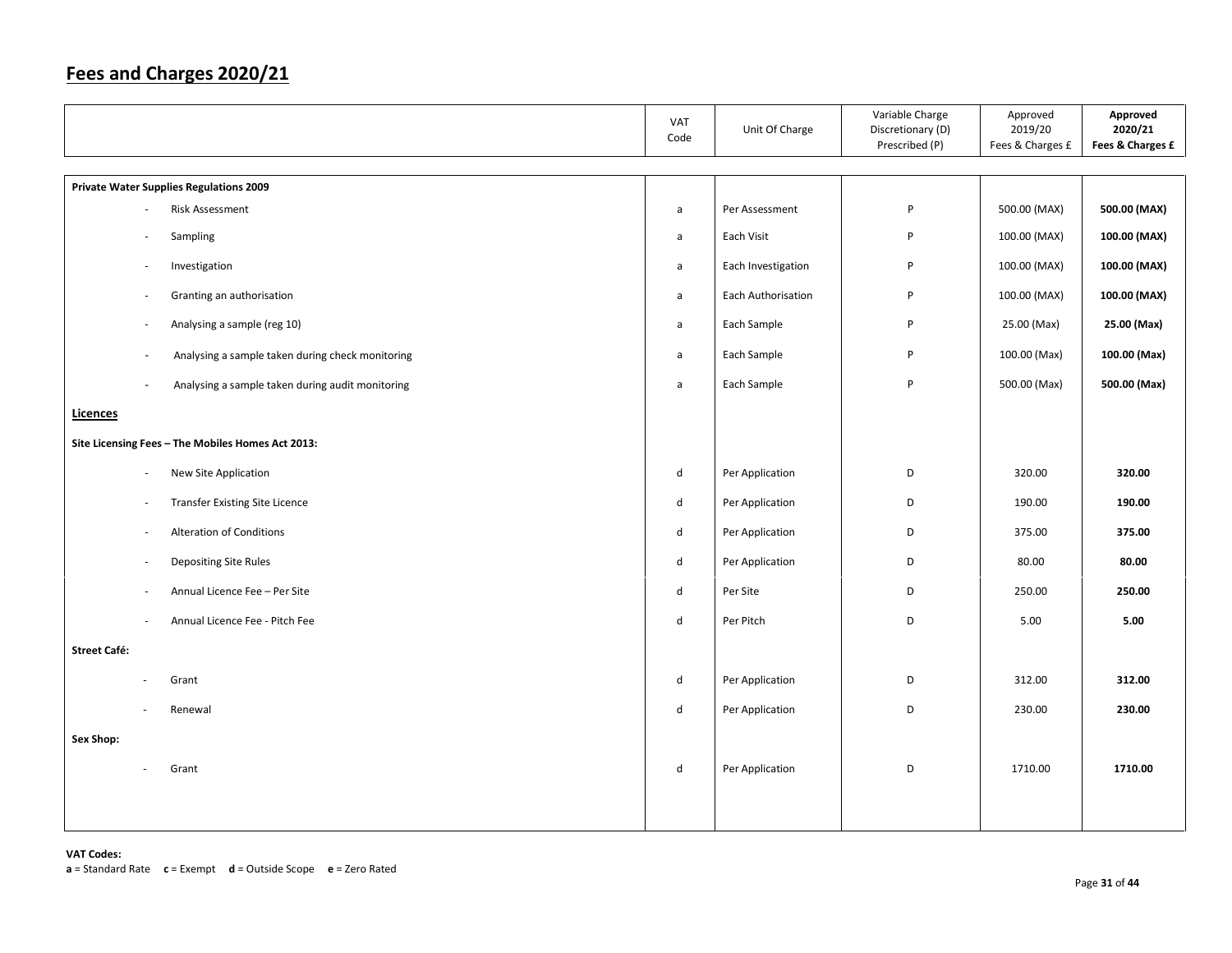# Fees and Charges 2020/21

| | VAT Code | Unit Of Charge | Variable Charge Discretionary (D) Prescribed (P) | Approved 2019/20 Fees & Charges £ | **Approved 2020/21 Fees & Charges £** |
|---|---|---|---|---|---|
| **Private Water Supplies Regulations 2009** | | | | | |
| - Risk Assessment | a | Per Assessment | P | 500.00 (MAX) | **500.00 (MAX)** |
| - Sampling | a | Each Visit | P | 100.00 (MAX) | **100.00 (MAX)** |
| - Investigation | a | Each Investigation | P | 100.00 (MAX) | **100.00 (MAX)** |
| - Granting an authorisation | a | Each Authorisation | P | 100.00 (MAX) | **100.00 (MAX)** |
| - Analysing a sample (reg 10) | a | Each Sample | P | 25.00 (Max) | **25.00 (Max)** |
| - Analysing a sample taken during check monitoring | a | Each Sample | P | 100.00 (Max) | **100.00 (Max)** |
| - Analysing a sample taken during audit monitoring | a | Each Sample | P | 500.00 (Max) | **500.00 (Max)** |
| **Licences** | | | | | |
| **Site Licensing Fees – The Mobiles Homes Act 2013:** | | | | | |
| - New Site Application | d | Per Application | D | 320.00 | **320.00** |
| - Transfer Existing Site Licence | d | Per Application | D | 190.00 | **190.00** |
| - Alteration of Conditions | d | Per Application | D | 375.00 | **375.00** |
| - Depositing Site Rules | d | Per Application | D | 80.00 | **80.00** |
| - Annual Licence Fee – Per Site | d | Per Site | D | 250.00 | **250.00** |
| - Annual Licence Fee - Pitch Fee | d | Per Pitch | D | 5.00 | **5.00** |
| **Street Café:** | | | | | |
| - Grant | d | Per Application | D | 312.00 | **312.00** |
| - Renewal | d | Per Application | D | 230.00 | **230.00** |
| **Sex Shop:** | | | | | |
| - Grant | d | Per Application | D | 1710.00 | **1710.00** |

**VAT Codes:**
**a** = Standard Rate **c** = Exempt **d** = Outside Scope **e** = Zero Rated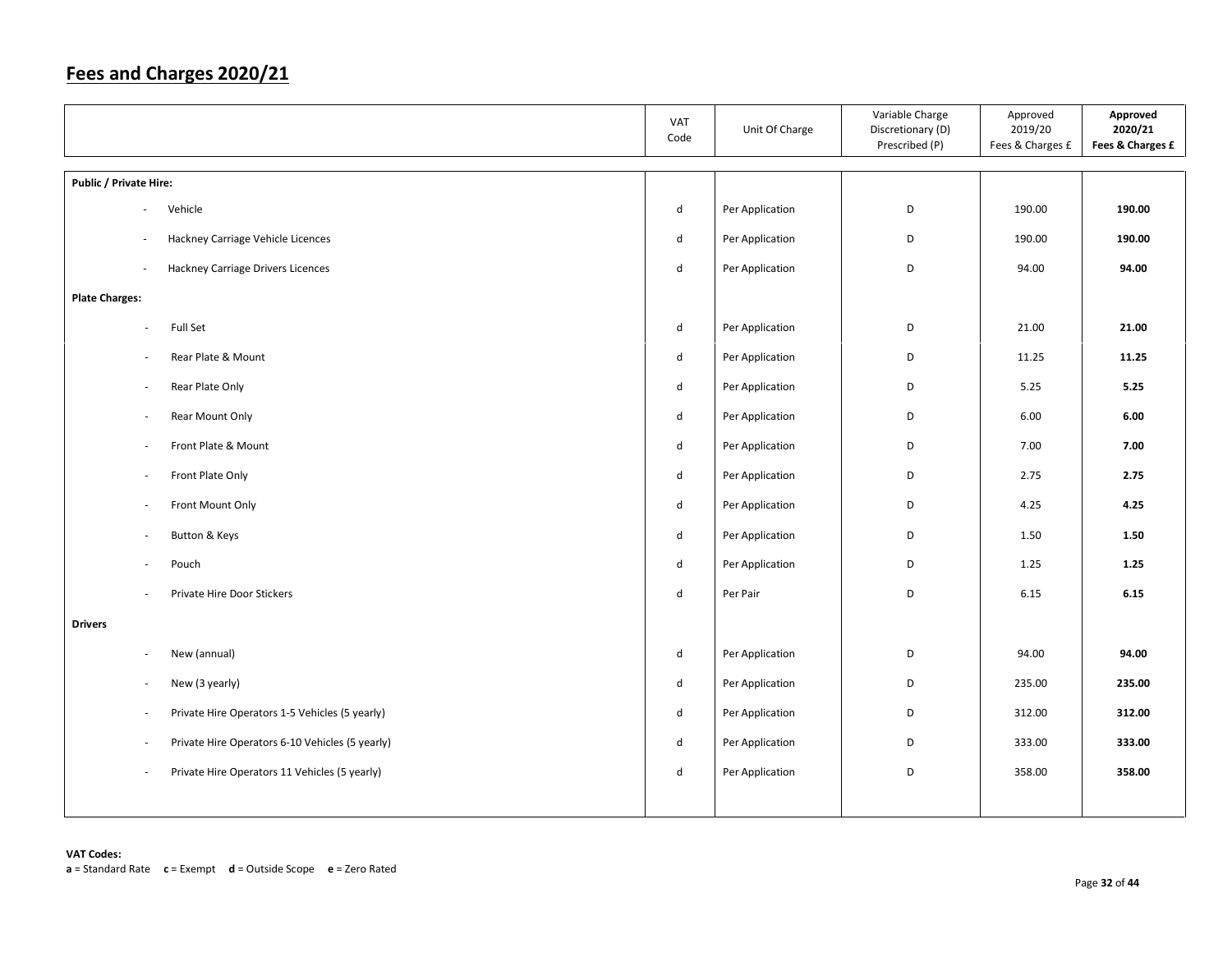## Fees and Charges 2020/21

| | VAT Code | Unit Of Charge | Variable Charge Discretionary (D) Prescribed (P) | Approved 2019/20 Fees & Charges £ | **Approved 2020/21 Fees & Charges £** |
|---|---|---|---|---|---|
| **Public / Private Hire:** | | | | | |
| - Vehicle | d | Per Application | D | 190.00 | **190.00** |
| - Hackney Carriage Vehicle Licences | d | Per Application | D | 190.00 | **190.00** |
| - Hackney Carriage Drivers Licences | d | Per Application | D | 94.00 | **94.00** |
| **Plate Charges:** | | | | | |
| - Full Set | d | Per Application | D | 21.00 | **21.00** |
| - Rear Plate & Mount | d | Per Application | D | 11.25 | **11.25** |
| - Rear Plate Only | d | Per Application | D | 5.25 | **5.25** |
| - Rear Mount Only | d | Per Application | D | 6.00 | **6.00** |
| - Front Plate & Mount | d | Per Application | D | 7.00 | **7.00** |
| - Front Plate Only | d | Per Application | D | 2.75 | **2.75** |
| - Front Mount Only | d | Per Application | D | 4.25 | **4.25** |
| - Button & Keys | d | Per Application | D | 1.50 | **1.50** |
| - Pouch | d | Per Application | D | 1.25 | **1.25** |
| - Private Hire Door Stickers | d | Per Pair | D | 6.15 | **6.15** |
| **Drivers** | | | | | |
| - New (annual) | d | Per Application | D | 94.00 | **94.00** |
| - New (3 yearly) | d | Per Application | D | 235.00 | **235.00** |
| - Private Hire Operators 1-5 Vehicles (5 yearly) | d | Per Application | D | 312.00 | **312.00** |
| - Private Hire Operators 6-10 Vehicles (5 yearly) | d | Per Application | D | 333.00 | **333.00** |
| - Private Hire Operators 11 Vehicles (5 yearly) | d | Per Application | D | 358.00 | **358.00** |

**VAT Codes:**
**a** = Standard Rate **c** = Exempt **d** = Outside Scope **e** = Zero Rated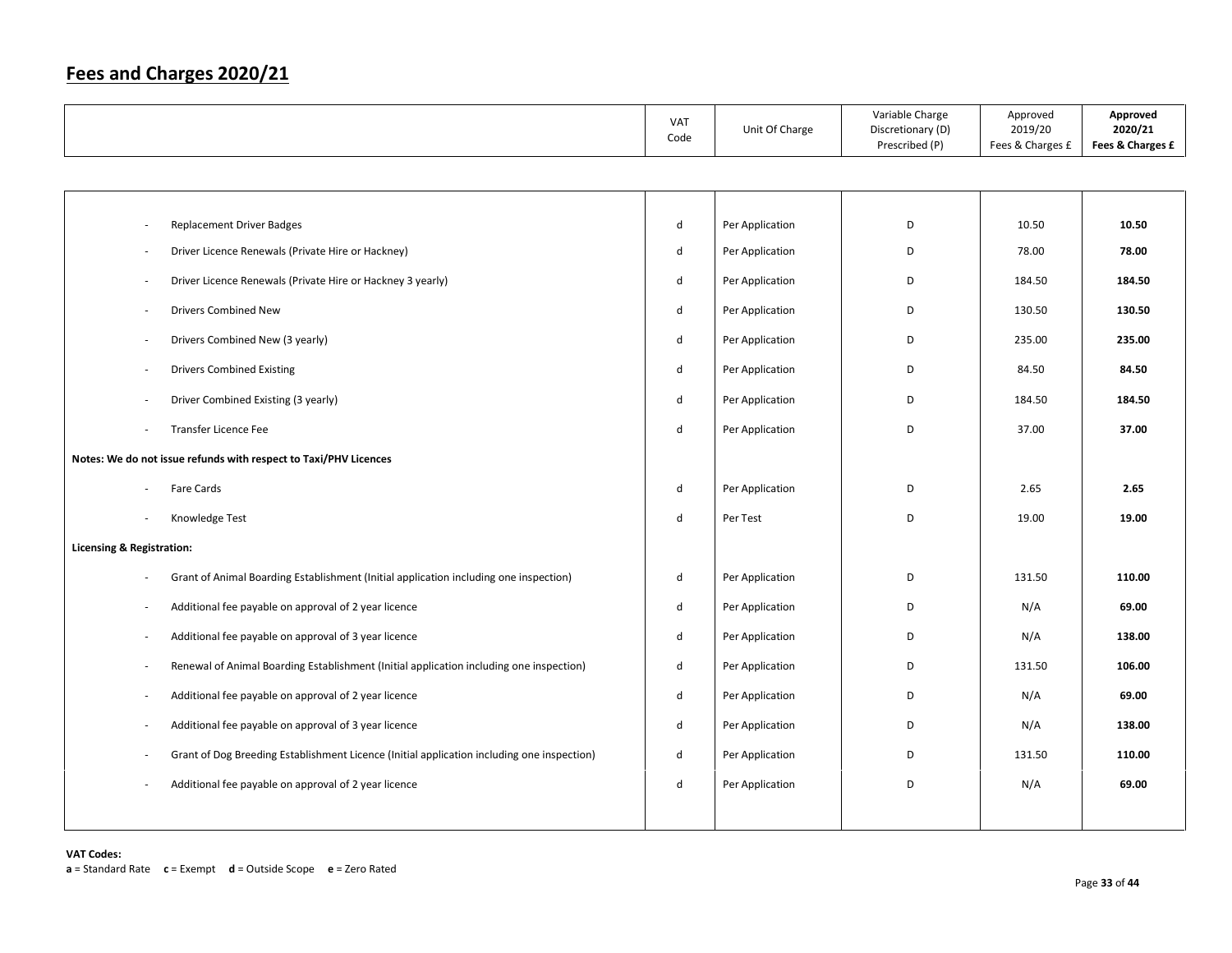# Fees and Charges 2020/21

| | VAT Code | Unit Of Charge | Variable Charge Discretionary (D) Prescribed (P) | Approved 2019/20 Fees & Charges £ | **Approved 2020/21 Fees & Charges £** |
|---|---|---|---|---|---|
| - Replacement Driver Badges | d | Per Application | D | 10.50 | **10.50** |
| - Driver Licence Renewals (Private Hire or Hackney) | d | Per Application | D | 78.00 | **78.00** |
| - Driver Licence Renewals (Private Hire or Hackney 3 yearly) | d | Per Application | D | 184.50 | **184.50** |
| - Drivers Combined New | d | Per Application | D | 130.50 | **130.50** |
| - Drivers Combined New (3 yearly) | d | Per Application | D | 235.00 | **235.00** |
| - Drivers Combined Existing | d | Per Application | D | 84.50 | **84.50** |
| - Driver Combined Existing (3 yearly) | d | Per Application | D | 184.50 | **184.50** |
| - Transfer Licence Fee | d | Per Application | D | 37.00 | **37.00** |
| **Notes: We do not issue refunds with respect to Taxi/PHV Licences** | | | | | |
| - Fare Cards | d | Per Application | D | 2.65 | **2.65** |
| - Knowledge Test | d | Per Test | D | 19.00 | **19.00** |
| **Licensing & Registration:** | | | | | |
| - Grant of Animal Boarding Establishment (Initial application including one inspection) | d | Per Application | D | 131.50 | **110.00** |
| - Additional fee payable on approval of 2 year licence | d | Per Application | D | N/A | **69.00** |
| - Additional fee payable on approval of 3 year licence | d | Per Application | D | N/A | **138.00** |
| - Renewal of Animal Boarding Establishment (Initial application including one inspection) | d | Per Application | D | 131.50 | **106.00** |
| - Additional fee payable on approval of 2 year licence | d | Per Application | D | N/A | **69.00** |
| - Additional fee payable on approval of 3 year licence | d | Per Application | D | N/A | **138.00** |
| - Grant of Dog Breeding Establishment Licence (Initial application including one inspection) | d | Per Application | D | 131.50 | **110.00** |
| - Additional fee payable on approval of 2 year licence | d | Per Application | D | N/A | **69.00** |

**VAT Codes:**
**a** = Standard Rate **c** = Exempt **d** = Outside Scope **e** = Zero Rated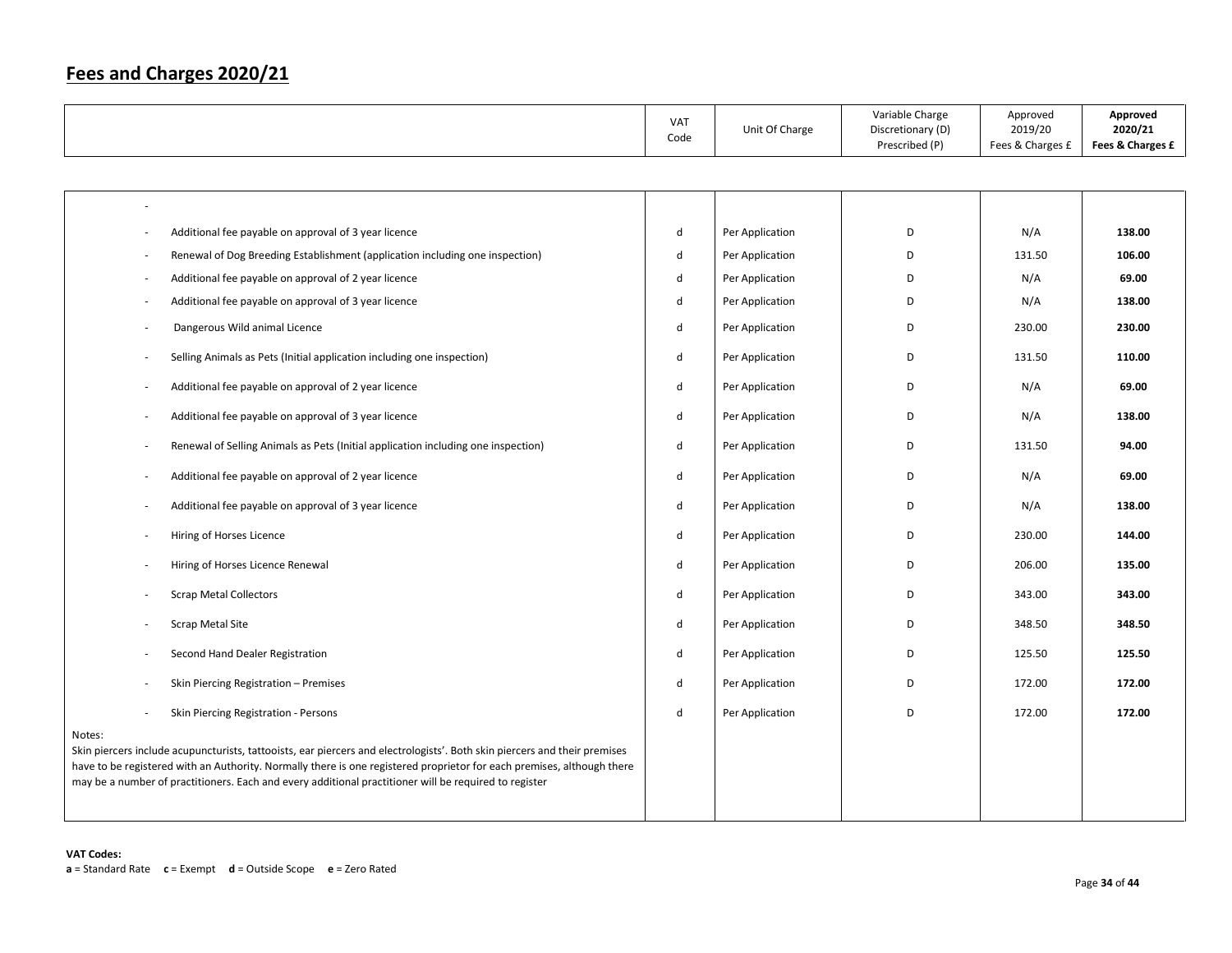## Fees and Charges 2020/21

| | VAT Code | Unit Of Charge | Variable Charge Discretionary (D) Prescribed (P) | Approved 2019/20 Fees & Charges £ | **Approved 2020/21 Fees & Charges £** |
|---|---|---|---|---|---|
| - | | | | | |
| - Additional fee payable on approval of 3 year licence | d | Per Application | D | N/A | **138.00** |
| - Renewal of Dog Breeding Establishment (application including one inspection) | d | Per Application | D | 131.50 | **106.00** |
| - Additional fee payable on approval of 2 year licence | d | Per Application | D | N/A | **69.00** |
| - Additional fee payable on approval of 3 year licence | d | Per Application | D | N/A | **138.00** |
| - Dangerous Wild animal Licence | d | Per Application | D | 230.00 | **230.00** |
| - Selling Animals as Pets (Initial application including one inspection) | d | Per Application | D | 131.50 | **110.00** |
| - Additional fee payable on approval of 2 year licence | d | Per Application | D | N/A | **69.00** |
| - Additional fee payable on approval of 3 year licence | d | Per Application | D | N/A | **138.00** |
| - Renewal of Selling Animals as Pets (Initial application including one inspection) | d | Per Application | D | 131.50 | **94.00** |
| - Additional fee payable on approval of 2 year licence | d | Per Application | D | N/A | **69.00** |
| - Additional fee payable on approval of 3 year licence | d | Per Application | D | N/A | **138.00** |
| - Hiring of Horses Licence | d | Per Application | D | 230.00 | **144.00** |
| - Hiring of Horses Licence Renewal | d | Per Application | D | 206.00 | **135.00** |
| - Scrap Metal Collectors | d | Per Application | D | 343.00 | **343.00** |
| - Scrap Metal Site | d | Per Application | D | 348.50 | **348.50** |
| - Second Hand Dealer Registration | d | Per Application | D | 125.50 | **125.50** |
| - Skin Piercing Registration – Premises | d | Per Application | D | 172.00 | **172.00** |
| - Skin Piercing Registration - Persons | d | Per Application | D | 172.00 | **172.00** |
| Notes: Skin piercers include acupuncturists, tattooists, ear piercers and electrologists'. Both skin piercers and their premises have to be registered with an Authority. Normally there is one registered proprietor for each premises, although there may be a number of practitioners. Each and every additional practitioner will be required to register | | | | | |

**VAT Codes:**
**a** = Standard Rate **c** = Exempt **d** = Outside Scope **e** = Zero Rated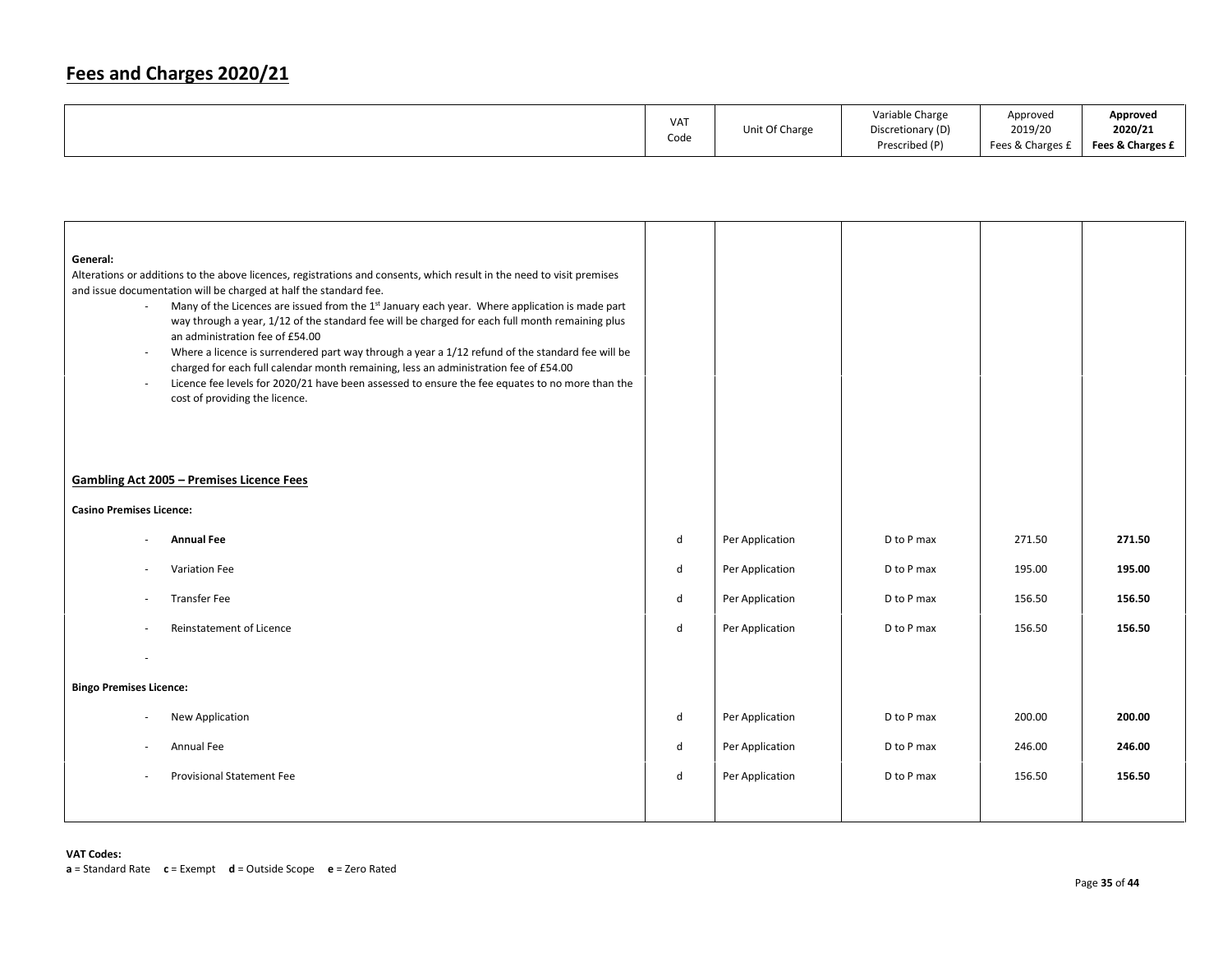# Fees and Charges 2020/21

| | VAT Code | Unit Of Charge | Variable Charge Discretionary (D) Prescribed (P) | Approved 2019/20 Fees & Charges £ | **Approved 2020/21 Fees & Charges £** |
|---|---|---|---|---|---|
| **General:**<br>Alterations or additions to the above licences, registrations and consents, which result in the need to visit premises and issue documentation will be charged at half the standard fee.<br>- Many of the Licences are issued from the 1st January each year. Where application is made part way through a year, 1/12 of the standard fee will be charged for each full month remaining plus an administration fee of £54.00<br>- Where a licence is surrendered part way through a year a 1/12 refund of the standard fee will be charged for each full calendar month remaining, less an administration fee of £54.00<br>- Licence fee levels for 2020/21 have been assessed to ensure the fee equates to no more than the cost of providing the licence. | | | | | |
| **Gambling Act 2005 – Premises Licence Fees** | | | | | |
| **Casino Premises Licence:** | | | | | |
| - **Annual Fee** | d | Per Application | D to P max | 271.50 | **271.50** |
| - Variation Fee | d | Per Application | D to P max | 195.00 | **195.00** |
| - Transfer Fee | d | Per Application | D to P max | 156.50 | **156.50** |
| - Reinstatement of Licence | d | Per Application | D to P max | 156.50 | **156.50** |
| - | | | | | |
| **Bingo Premises Licence:** | | | | | |
| - New Application | d | Per Application | D to P max | 200.00 | **200.00** |
| - Annual Fee | d | Per Application | D to P max | 246.00 | **246.00** |
| - Provisional Statement Fee | d | Per Application | D to P max | 156.50 | **156.50** |

**VAT Codes:**
**a** = Standard Rate **c** = Exempt **d** = Outside Scope **e** = Zero Rated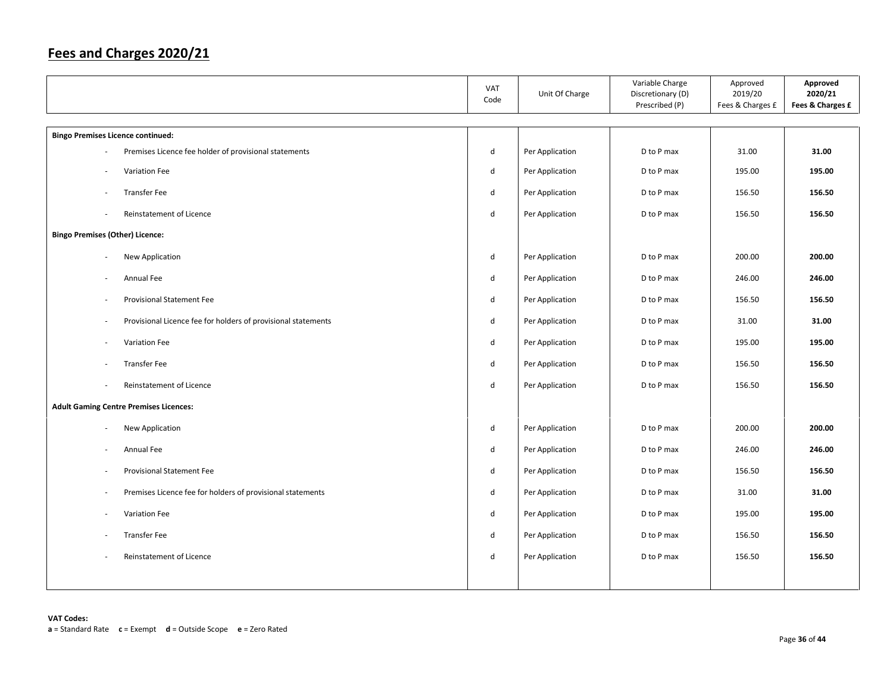## Fees and Charges 2020/21

| | VAT Code | Unit Of Charge | Variable Charge Discretionary (D) Prescribed (P) | Approved 2019/20 Fees & Charges £ | **Approved 2020/21 Fees & Charges £** |
|---|---|---|---|---|---|
| **Bingo Premises Licence continued:** | | | | | |
| - Premises Licence fee holder of provisional statements | d | Per Application | D to P max | 31.00 | **31.00** |
| - Variation Fee | d | Per Application | D to P max | 195.00 | **195.00** |
| - Transfer Fee | d | Per Application | D to P max | 156.50 | **156.50** |
| - Reinstatement of Licence | d | Per Application | D to P max | 156.50 | **156.50** |
| **Bingo Premises (Other) Licence:** | | | | | |
| - New Application | d | Per Application | D to P max | 200.00 | **200.00** |
| - Annual Fee | d | Per Application | D to P max | 246.00 | **246.00** |
| - Provisional Statement Fee | d | Per Application | D to P max | 156.50 | **156.50** |
| - Provisional Licence fee for holders of provisional statements | d | Per Application | D to P max | 31.00 | **31.00** |
| - Variation Fee | d | Per Application | D to P max | 195.00 | **195.00** |
| - Transfer Fee | d | Per Application | D to P max | 156.50 | **156.50** |
| - Reinstatement of Licence | d | Per Application | D to P max | 156.50 | **156.50** |
| **Adult Gaming Centre Premises Licences:** | | | | | |
| - New Application | d | Per Application | D to P max | 200.00 | **200.00** |
| - Annual Fee | d | Per Application | D to P max | 246.00 | **246.00** |
| - Provisional Statement Fee | d | Per Application | D to P max | 156.50 | **156.50** |
| - Premises Licence fee for holders of provisional statements | d | Per Application | D to P max | 31.00 | **31.00** |
| - Variation Fee | d | Per Application | D to P max | 195.00 | **195.00** |
| - Transfer Fee | d | Per Application | D to P max | 156.50 | **156.50** |
| - Reinstatement of Licence | d | Per Application | D to P max | 156.50 | **156.50** |

**VAT Codes:**
**a** = Standard Rate **c** = Exempt **d** = Outside Scope **e** = Zero Rated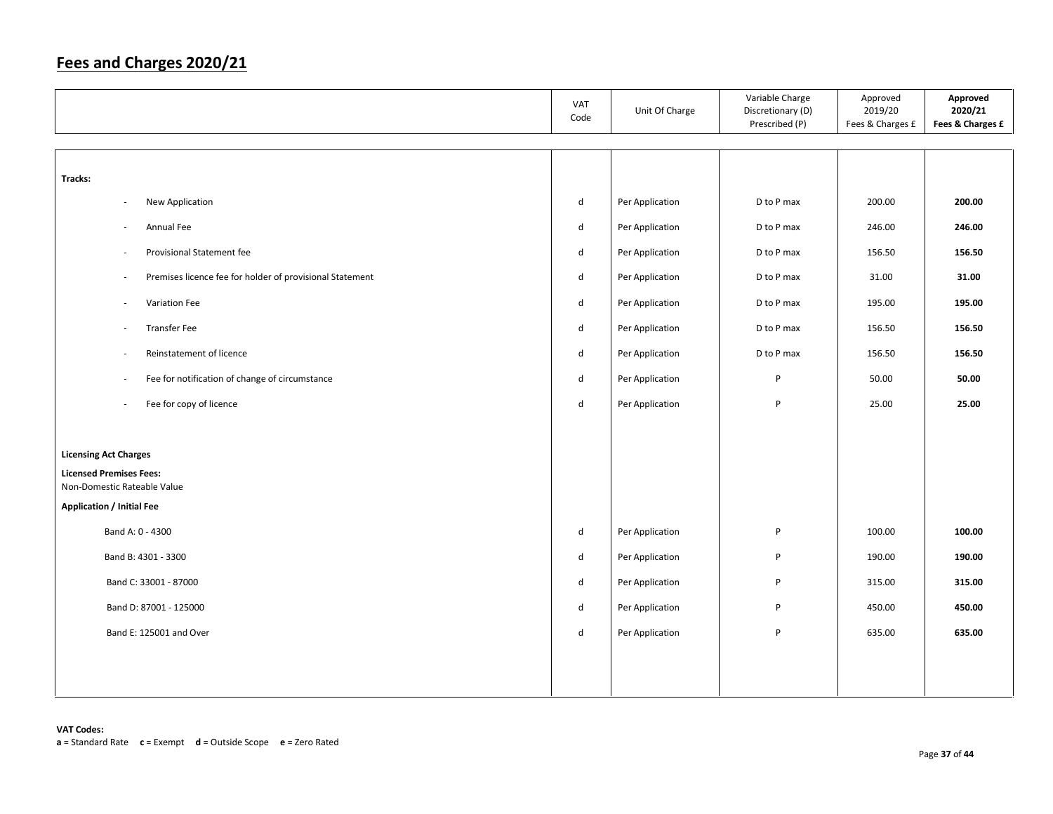# Fees and Charges 2020/21

| | VAT Code | Unit Of Charge | Variable Charge Discretionary (D) Prescribed (P) | Approved 2019/20 Fees & Charges £ | **Approved 2020/21 Fees & Charges £** |
|---|---|---|---|---|---|
| **Tracks:** | | | | | |
| - New Application | d | Per Application | D to P max | 200.00 | **200.00** |
| - Annual Fee | d | Per Application | D to P max | 246.00 | **246.00** |
| - Provisional Statement fee | d | Per Application | D to P max | 156.50 | **156.50** |
| - Premises licence fee for holder of provisional Statement | d | Per Application | D to P max | 31.00 | **31.00** |
| - Variation Fee | d | Per Application | D to P max | 195.00 | **195.00** |
| - Transfer Fee | d | Per Application | D to P max | 156.50 | **156.50** |
| - Reinstatement of licence | d | Per Application | D to P max | 156.50 | **156.50** |
| - Fee for notification of change of circumstance | d | Per Application | P | 50.00 | **50.00** |
| - Fee for copy of licence | d | Per Application | P | 25.00 | **25.00** |
| **Licensing Act Charges** | | | | | |
| **Licensed Premises Fees:** Non-Domestic Rateable Value | | | | | |
| **Application / Initial Fee** | | | | | |
| Band A: 0 - 4300 | d | Per Application | P | 100.00 | **100.00** |
| Band B: 4301 - 3300 | d | Per Application | P | 190.00 | **190.00** |
| Band C: 33001 - 87000 | d | Per Application | P | 315.00 | **315.00** |
| Band D: 87001 - 125000 | d | Per Application | P | 450.00 | **450.00** |
| Band E: 125001 and Over | d | Per Application | P | 635.00 | **635.00** |

**VAT Codes:**
**a** = Standard Rate **c** = Exempt **d** = Outside Scope **e** = Zero Rated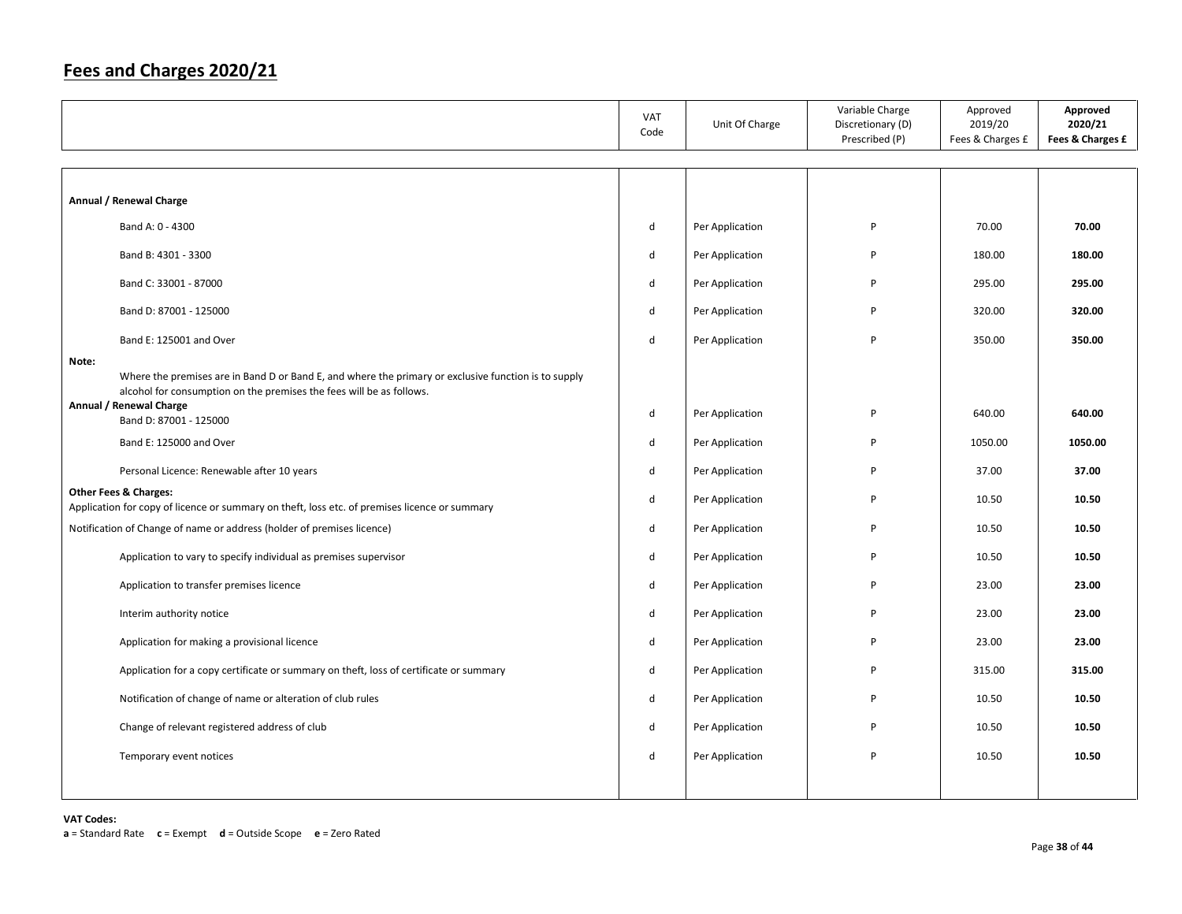# Fees and Charges 2020/21

| | VAT Code | Unit Of Charge | Variable Charge Discretionary (D) Prescribed (P) | Approved 2019/20 Fees & Charges £ | **Approved 2020/21 Fees & Charges £** |
|---|---|---|---|---|---|
| **Annual / Renewal Charge** | | | | | |
| Band A: 0 - 4300 | d | Per Application | P | 70.00 | **70.00** |
| Band B: 4301 - 3300 | d | Per Application | P | 180.00 | **180.00** |
| Band C: 33001 - 87000 | d | Per Application | P | 295.00 | **295.00** |
| Band D: 87001 - 125000 | d | Per Application | P | 320.00 | **320.00** |
| Band E: 125001 and Over | d | Per Application | P | 350.00 | **350.00** |
| **Note:** Where the premises are in Band D or Band E, and where the primary or exclusive function is to supply alcohol for consumption on the premises the fees will be as follows. | | | | | |
| **Annual / Renewal Charge** Band D: 87001 - 125000 | d | Per Application | P | 640.00 | **640.00** |
| Band E: 125000 and Over | d | Per Application | P | 1050.00 | **1050.00** |
| Personal Licence: Renewable after 10 years | d | Per Application | P | 37.00 | **37.00** |
| **Other Fees & Charges:** Application for copy of licence or summary on theft, loss etc. of premises licence or summary | d | Per Application | P | 10.50 | **10.50** |
| Notification of Change of name or address (holder of premises licence) | d | Per Application | P | 10.50 | **10.50** |
| Application to vary to specify individual as premises supervisor | d | Per Application | P | 10.50 | **10.50** |
| Application to transfer premises licence | d | Per Application | P | 23.00 | **23.00** |
| Interim authority notice | d | Per Application | P | 23.00 | **23.00** |
| Application for making a provisional licence | d | Per Application | P | 23.00 | **23.00** |
| Application for a copy certificate or summary on theft, loss of certificate or summary | d | Per Application | P | 315.00 | **315.00** |
| Notification of change of name or alteration of club rules | d | Per Application | P | 10.50 | **10.50** |
| Change of relevant registered address of club | d | Per Application | P | 10.50 | **10.50** |
| Temporary event notices | d | Per Application | P | 10.50 | **10.50** |

**VAT Codes:**
**a** = Standard Rate **c** = Exempt **d** = Outside Scope **e** = Zero Rated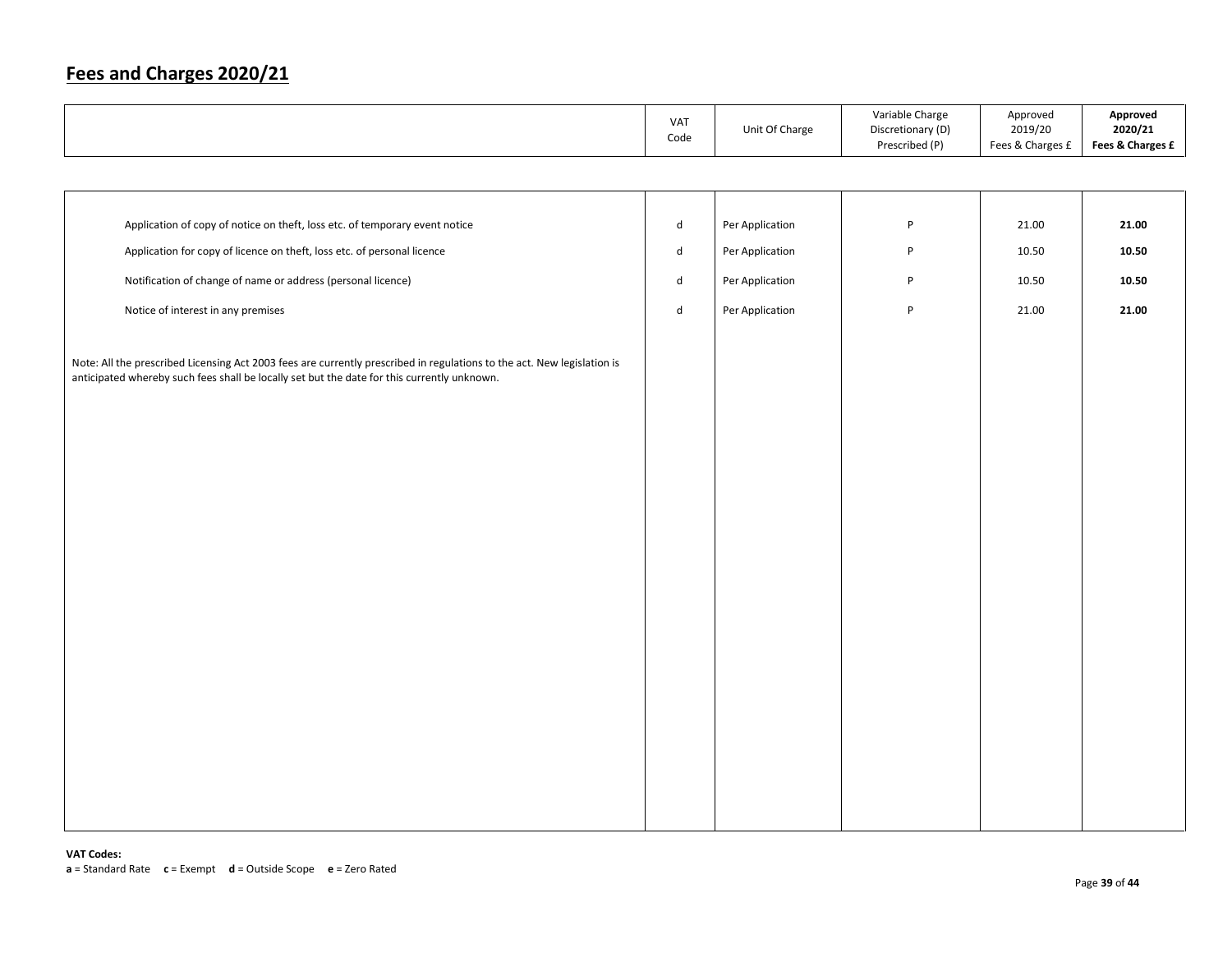# Fees and Charges 2020/21

| | VAT Code | Unit Of Charge | Variable Charge Discretionary (D) Prescribed (P) | Approved 2019/20 Fees & Charges £ | **Approved 2020/21 Fees & Charges £** |
|---|---|---|---|---|---|
| Application of copy of notice on theft, loss etc. of temporary event notice | d | Per Application | P | 21.00 | **21.00** |
| Application for copy of licence on theft, loss etc. of personal licence | d | Per Application | P | 10.50 | **10.50** |
| Notification of change of name or address (personal licence) | d | Per Application | P | 10.50 | **10.50** |
| Notice of interest in any premises | d | Per Application | P | 21.00 | **21.00** |

Note: All the prescribed Licensing Act 2003 fees are currently prescribed in regulations to the act. New legislation is anticipated whereby such fees shall be locally set but the date for this currently unknown.

**VAT Codes:**
**a** = Standard Rate **c** = Exempt **d** = Outside Scope **e** = Zero Rated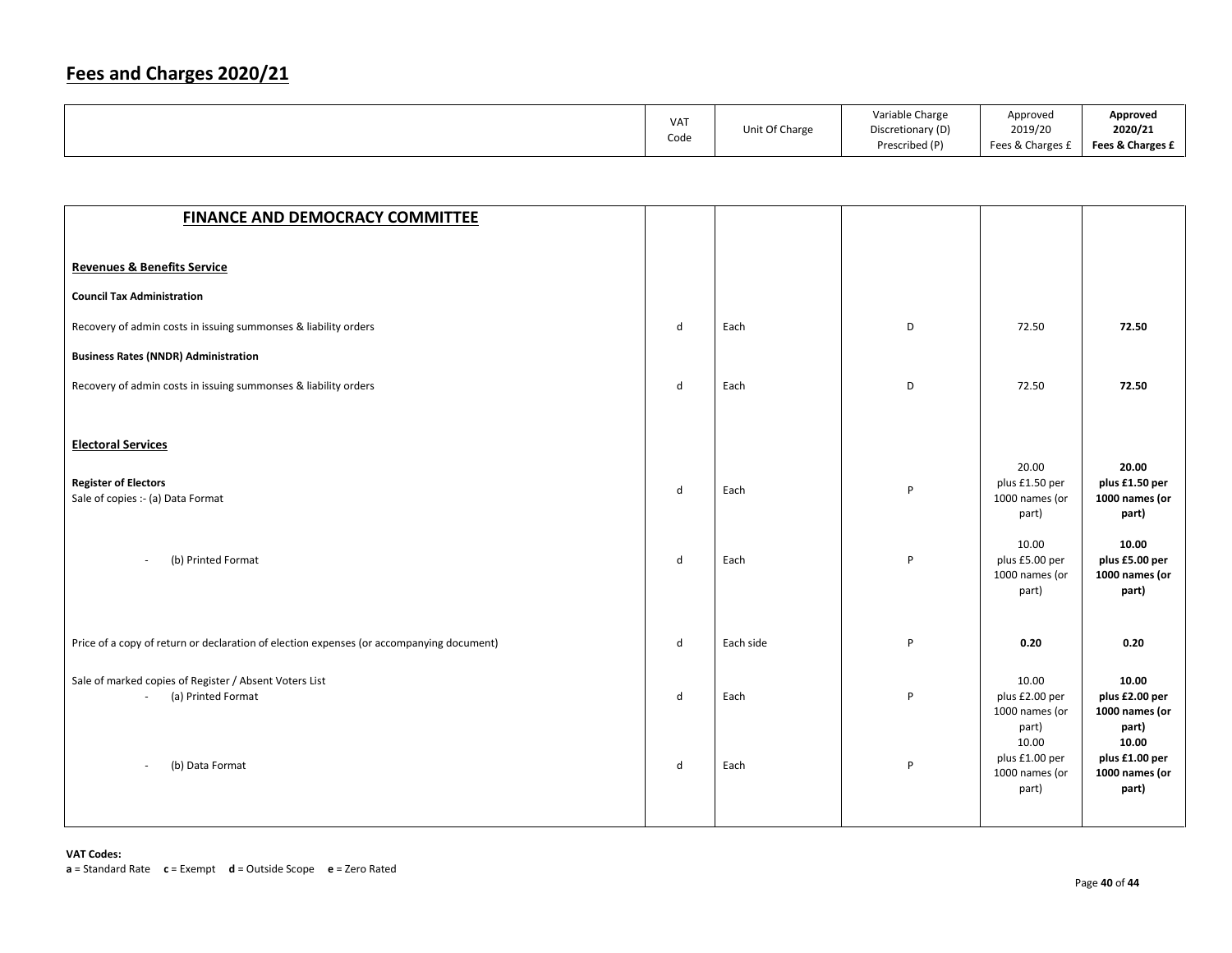# Fees and Charges 2020/21

| | VAT Code | Unit Of Charge | Variable Charge Discretionary (D) Prescribed (P) | Approved 2019/20 Fees & Charges £ | **Approved 2020/21 Fees & Charges £** |
|---|---|---|---|---|---|
| **FINANCE AND DEMOCRACY COMMITTEE** | | | | | |
| **Revenues & Benefits Service** | | | | | |
| **Council Tax Administration** | | | | | |
| Recovery of admin costs in issuing summonses & liability orders | d | Each | D | 72.50 | **72.50** |
| **Business Rates (NNDR) Administration** | | | | | |
| Recovery of admin costs in issuing summonses & liability orders | d | Each | D | 72.50 | **72.50** |
| **Electoral Services** | | | | | |
| **Register of Electors** Sale of copies :- (a) Data Format | d | Each | P | 20.00 plus £1.50 per 1000 names (or part) | **20.00 plus £1.50 per 1000 names (or part)** |
| - (b) Printed Format | d | Each | P | 10.00 plus £5.00 per 1000 names (or part) | **10.00 plus £5.00 per 1000 names (or part)** |
| Price of a copy of return or declaration of election expenses (or accompanying document) | d | Each side | P | **0.20** | 0.20 |
| Sale of marked copies of Register / Absent Voters List - (a) Printed Format | d | Each | P | 10.00 plus £2.00 per 1000 names (or part) | **10.00 plus £2.00 per 1000 names (or part)** |
| - (b) Data Format | d | Each | P | 10.00 plus £1.00 per 1000 names (or part) | **10.00 plus £1.00 per 1000 names (or part)** |

**VAT Codes:**
**a** = Standard Rate **c** = Exempt **d** = Outside Scope **e** = Zero Rated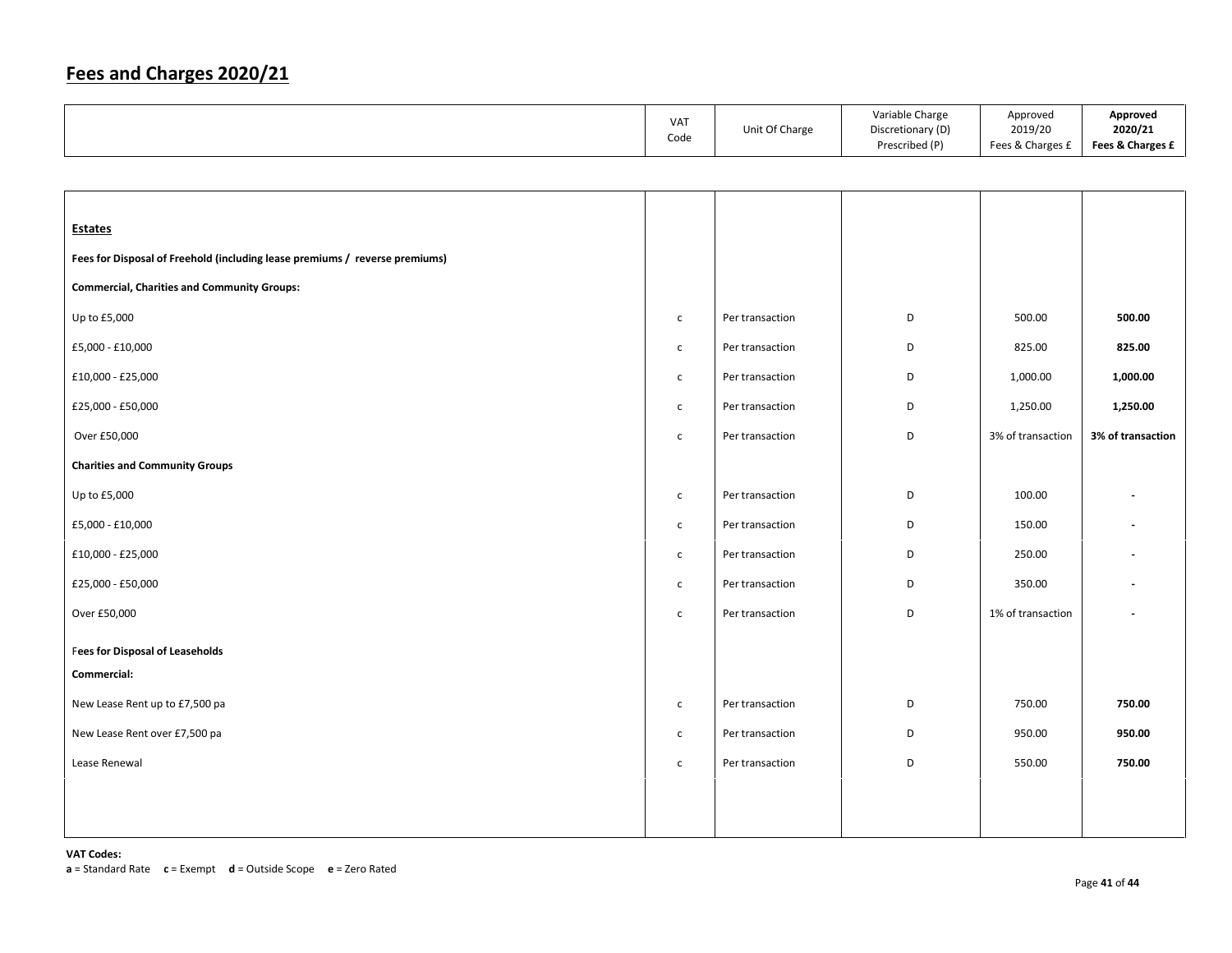# Fees and Charges 2020/21

| | VAT Code | Unit Of Charge | Variable Charge Discretionary (D) Prescribed (P) | Approved 2019/20 Fees & Charges £ | **Approved 2020/21 Fees & Charges £** |
|---|---|---|---|---|---|
| **Estates** | | | | | |
| **Fees for Disposal of Freehold (including lease premiums / reverse premiums)** | | | | | |
| **Commercial, Charities and Community Groups:** | | | | | |
| Up to £5,000 | c | Per transaction | D | 500.00 | **500.00** |
| £5,000 - £10,000 | c | Per transaction | D | 825.00 | **825.00** |
| £10,000 - £25,000 | c | Per transaction | D | 1,000.00 | **1,000.00** |
| £25,000 - £50,000 | c | Per transaction | D | 1,250.00 | **1,250.00** |
| Over £50,000 | c | Per transaction | D | 3% of transaction | **3% of transaction** |
| **Charities and Community Groups** | | | | | |
| Up to £5,000 | c | Per transaction | D | 100.00 | - |
| £5,000 - £10,000 | c | Per transaction | D | 150.00 | - |
| £10,000 - £25,000 | c | Per transaction | D | 250.00 | - |
| £25,000 - £50,000 | c | Per transaction | D | 350.00 | - |
| Over £50,000 | c | Per transaction | D | 1% of transaction | - |
| **Fees for Disposal of Leaseholds** | | | | | |
| **Commercial:** | | | | | |
| New Lease Rent up to £7,500 pa | c | Per transaction | D | 750.00 | **750.00** |
| New Lease Rent over £7,500 pa | c | Per transaction | D | 950.00 | **950.00** |
| Lease Renewal | c | Per transaction | D | 550.00 | **750.00** |

**VAT Codes:**
**a** = Standard Rate **c** = Exempt **d** = Outside Scope **e** = Zero Rated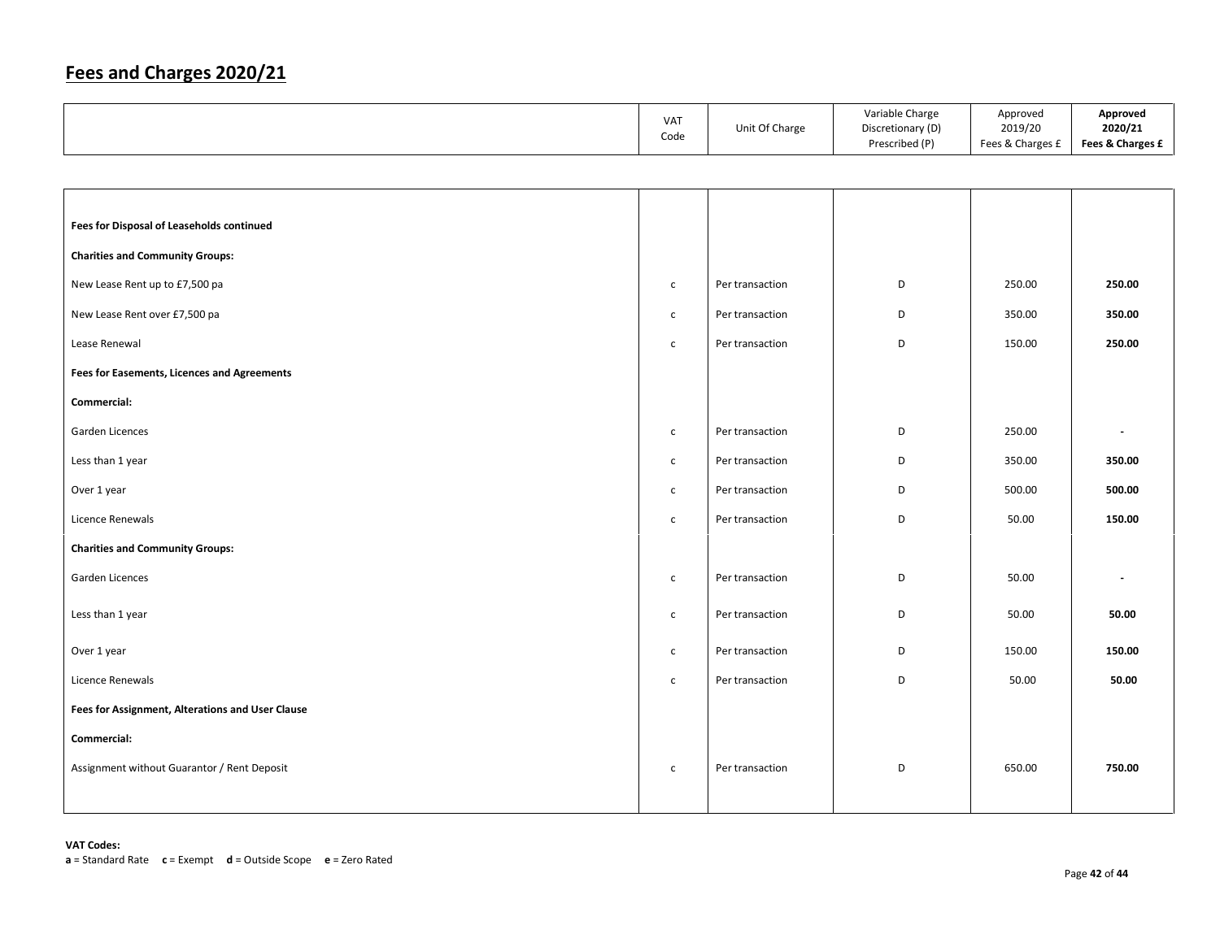## Fees and Charges 2020/21

| | VAT Code | Unit Of Charge | Variable Charge Discretionary (D) Prescribed (P) | Approved 2019/20 Fees & Charges £ | **Approved 2020/21 Fees & Charges £** |
|---|---|---|---|---|---|
| **Fees for Disposal of Leaseholds continued** | | | | | |
| **Charities and Community Groups:** | | | | | |
| New Lease Rent up to £7,500 pa | c | Per transaction | D | 250.00 | **250.00** |
| New Lease Rent over £7,500 pa | c | Per transaction | D | 350.00 | **350.00** |
| Lease Renewal | c | Per transaction | D | 150.00 | **250.00** |
| **Fees for Easements, Licences and Agreements** | | | | | |
| **Commercial:** | | | | | |
| Garden Licences | c | Per transaction | D | 250.00 | - |
| Less than 1 year | c | Per transaction | D | 350.00 | **350.00** |
| Over 1 year | c | Per transaction | D | 500.00 | **500.00** |
| Licence Renewals | c | Per transaction | D | 50.00 | **150.00** |
| **Charities and Community Groups:** | | | | | |
| Garden Licences | c | Per transaction | D | 50.00 | - |
| Less than 1 year | c | Per transaction | D | 50.00 | **50.00** |
| Over 1 year | c | Per transaction | D | 150.00 | **150.00** |
| Licence Renewals | c | Per transaction | D | 50.00 | **50.00** |
| **Fees for Assignment, Alterations and User Clause** | | | | | |
| **Commercial:** | | | | | |
| Assignment without Guarantor / Rent Deposit | c | Per transaction | D | 650.00 | **750.00** |

**VAT Codes:**
**a** = Standard Rate **c** = Exempt **d** = Outside Scope **e** = Zero Rated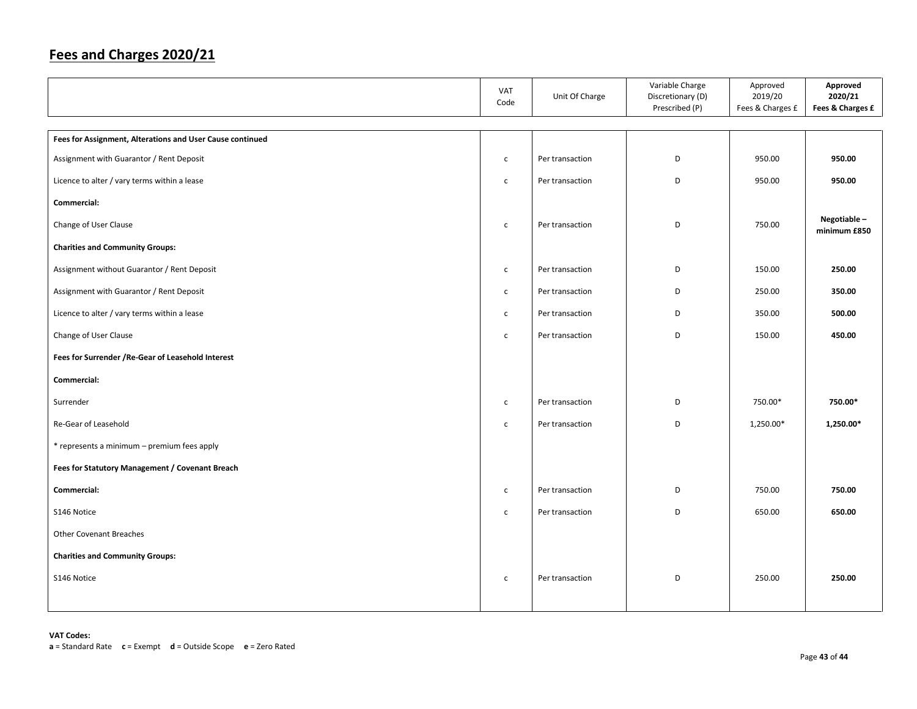# Fees and Charges 2020/21

| | VAT Code | Unit Of Charge | Variable Charge Discretionary (D) Prescribed (P) | Approved 2019/20 Fees & Charges £ | **Approved 2020/21 Fees & Charges £** |
|---|---|---|---|---|---|
| **Fees for Assignment, Alterations and User Cause continued** | | | | | |
| Assignment with Guarantor / Rent Deposit | c | Per transaction | D | 950.00 | **950.00** |
| Licence to alter / vary terms within a lease | c | Per transaction | D | 950.00 | **950.00** |
| **Commercial:** | | | | | |
| Change of User Clause | c | Per transaction | D | 750.00 | **Negotiable – minimum £850** |
| **Charities and Community Groups:** | | | | | |
| Assignment without Guarantor / Rent Deposit | c | Per transaction | D | 150.00 | **250.00** |
| Assignment with Guarantor / Rent Deposit | c | Per transaction | D | 250.00 | **350.00** |
| Licence to alter / vary terms within a lease | c | Per transaction | D | 350.00 | **500.00** |
| Change of User Clause | c | Per transaction | D | 150.00 | **450.00** |
| **Fees for Surrender /Re-Gear of Leasehold Interest** | | | | | |
| **Commercial:** | | | | | |
| Surrender | c | Per transaction | D | 750.00* | **750.00*** |
| Re-Gear of Leasehold | c | Per transaction | D | 1,250.00* | **1,250.00*** |
| * represents a minimum – premium fees apply | | | | | |
| **Fees for Statutory Management / Covenant Breach** | | | | | |
| **Commercial:** | c | Per transaction | D | 750.00 | **750.00** |
| S146 Notice | c | Per transaction | D | 650.00 | **650.00** |
| Other Covenant Breaches | | | | | |
| **Charities and Community Groups:** | | | | | |
| S146 Notice | c | Per transaction | D | 250.00 | **250.00** |

**VAT Codes:**
**a** = Standard Rate **c** = Exempt **d** = Outside Scope **e** = Zero Rated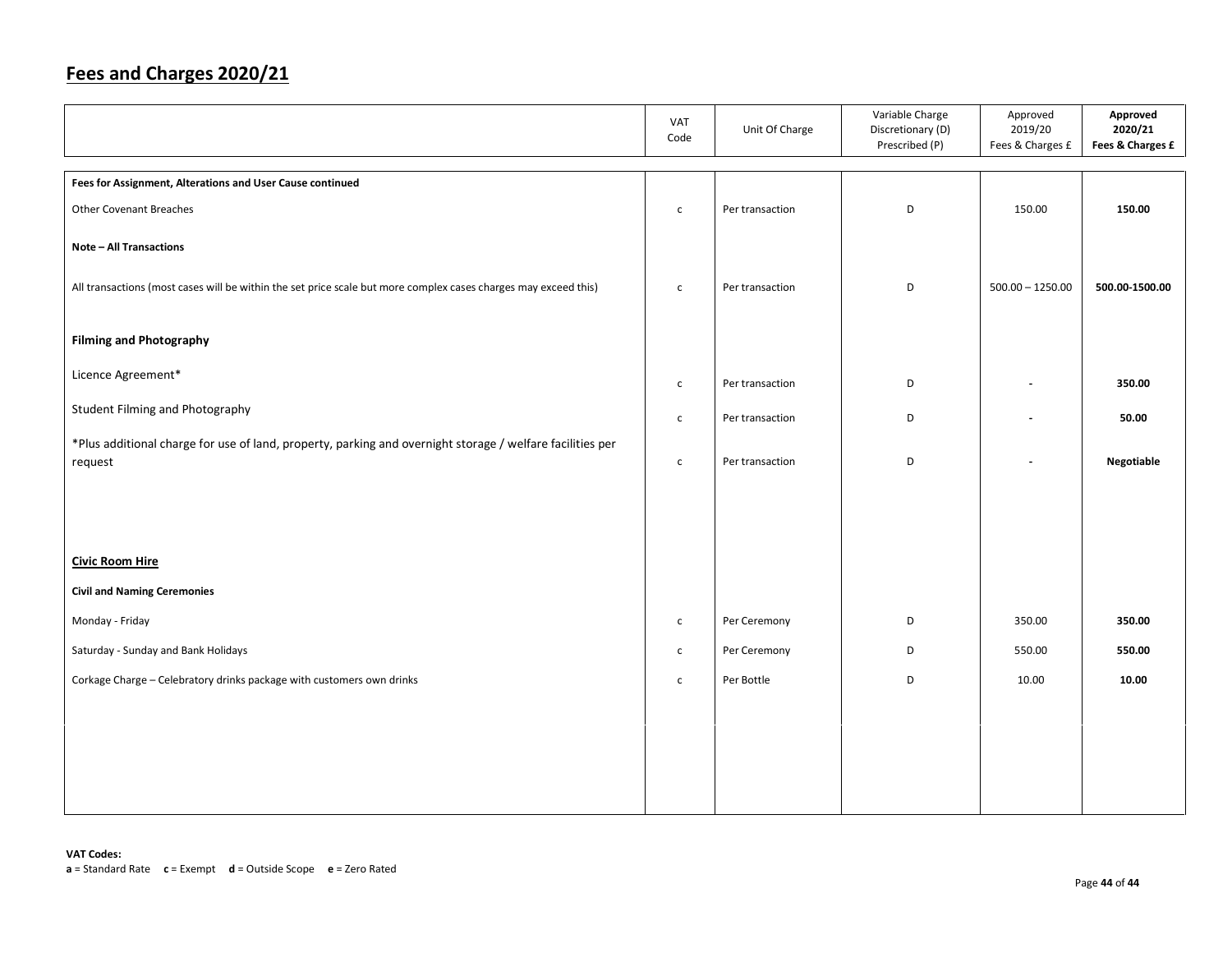## Fees and Charges 2020/21

| | VAT Code | Unit Of Charge | Variable Charge Discretionary (D) Prescribed (P) | Approved 2019/20 Fees & Charges £ | **Approved 2020/21 Fees & Charges £** |
|---|---|---|---|---|---|
| **Fees for Assignment, Alterations and User Cause continued** | | | | | |
| Other Covenant Breaches | c | Per transaction | D | 150.00 | **150.00** |
| **Note – All Transactions** | | | | | |
| All transactions (most cases will be within the set price scale but more complex cases charges may exceed this) | c | Per transaction | D | 500.00 – 1250.00 | **500.00-1500.00** |
| **Filming and Photography** | | | | | |
| Licence Agreement* | c | Per transaction | D | - | **350.00** |
| Student Filming and Photography | c | Per transaction | D | - | **50.00** |
| *Plus additional charge for use of land, property, parking and overnight storage / welfare facilities per request | c | Per transaction | D | - | **Negotiable** |
| **Civic Room Hire** | | | | | |
| **Civil and Naming Ceremonies** | | | | | |
| Monday - Friday | c | Per Ceremony | D | 350.00 | **350.00** |
| Saturday - Sunday and Bank Holidays | c | Per Ceremony | D | 550.00 | **550.00** |
| Corkage Charge – Celebratory drinks package with customers own drinks | c | Per Bottle | D | 10.00 | **10.00** |

**VAT Codes:**
**a** = Standard Rate **c** = Exempt **d** = Outside Scope **e** = Zero Rated